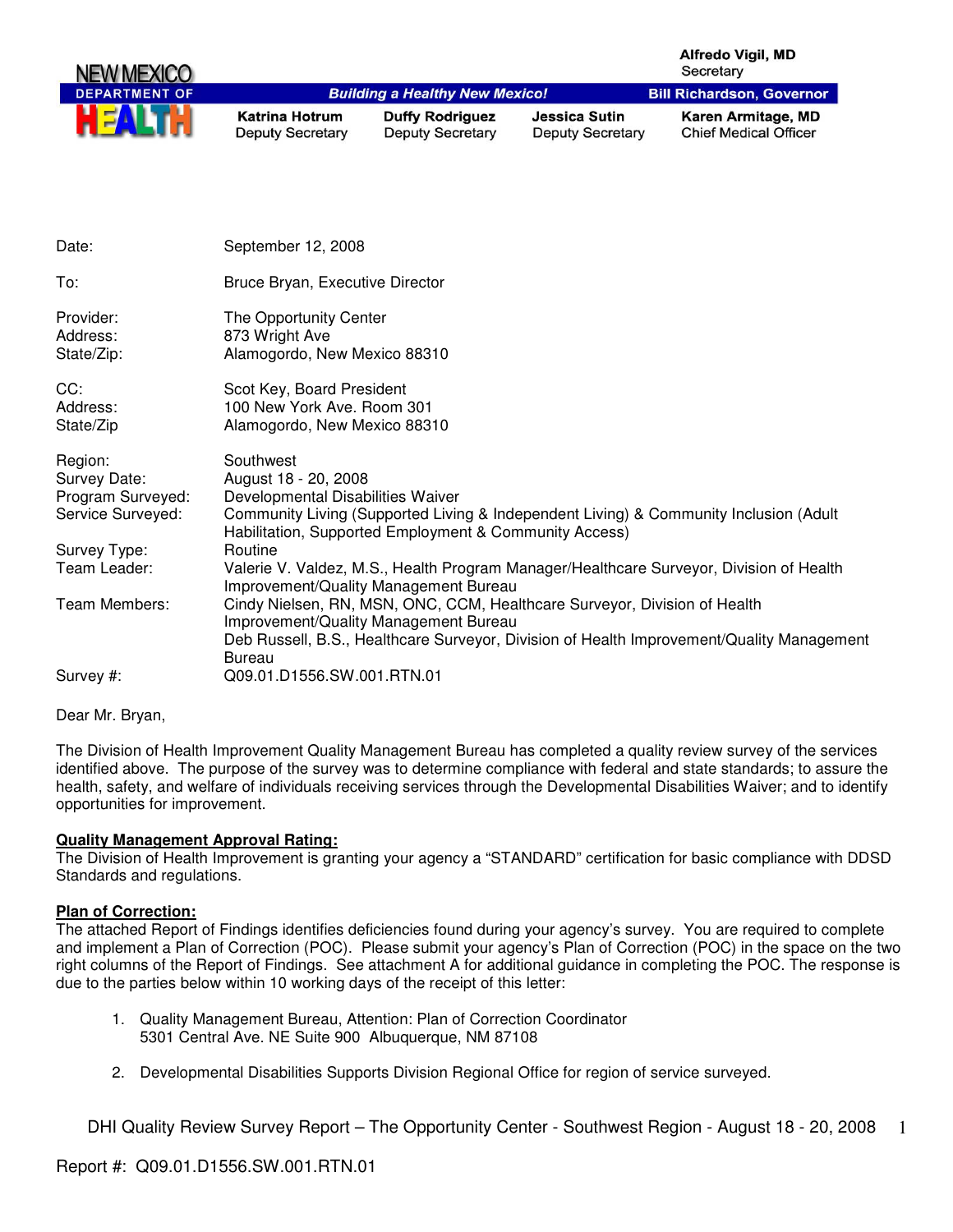**NEW MEXICO DEPARTMENT OF HEALTH**

*Building a Healthy New Mexico!*

**Alfredo Vigil, MD**
Secretary

**Bill Richardson, Governor**

| | | | |
|---|---|---|---|
| **Katrina Hotrum** Deputy Secretary | **Duffy Rodriguez** Deputy Secretary | **Jessica Sutin** Deputy Secretary | **Karen Armitage, MD** Chief Medical Officer |

| | |
|---|---|
| Date: | September 12, 2008 |
| To: | Bruce Bryan, Executive Director |
| Provider: | The Opportunity Center |
| Address: | 873 Wright Ave |
| State/Zip: | Alamogordo, New Mexico 88310 |
| CC: | Scot Key, Board President |
| Address: | 100 New York Ave. Room 301 |
| State/Zip | Alamogordo, New Mexico 88310 |
| Region: | Southwest |
| Survey Date: | August 18 - 20, 2008 |
| Program Surveyed: | Developmental Disabilities Waiver |
| Service Surveyed: | Community Living (Supported Living & Independent Living) & Community Inclusion (Adult Habilitation, Supported Employment & Community Access) |
| Survey Type: | Routine |
| Team Leader: | Valerie V. Valdez, M.S., Health Program Manager/Healthcare Surveyor, Division of Health Improvement/Quality Management Bureau |
| Team Members: | Cindy Nielsen, RN, MSN, ONC, CCM, Healthcare Surveyor, Division of Health Improvement/Quality Management Bureau<br>Deb Russell, B.S., Healthcare Surveyor, Division of Health Improvement/Quality Management Bureau |
| Survey #: | Q09.01.D1556.SW.001.RTN.01 |

Dear Mr. Bryan,

The Division of Health Improvement Quality Management Bureau has completed a quality review survey of the services identified above. The purpose of the survey was to determine compliance with federal and state standards; to assure the health, safety, and welfare of individuals receiving services through the Developmental Disabilities Waiver; and to identify opportunities for improvement.

**Quality Management Approval Rating:**

The Division of Health Improvement is granting your agency a "STANDARD" certification for basic compliance with DDSD Standards and regulations.

**Plan of Correction:**

The attached Report of Findings identifies deficiencies found during your agency's survey. You are required to complete and implement a Plan of Correction (POC). Please submit your agency's Plan of Correction (POC) in the space on the two right columns of the Report of Findings. See attachment A for additional guidance in completing the POC. The response is due to the parties below within 10 working days of the receipt of this letter:

1. Quality Management Bureau, Attention: Plan of Correction Coordinator
   5301 Central Ave. NE Suite 900 Albuquerque, NM 87108

2. Developmental Disabilities Supports Division Regional Office for region of service surveyed.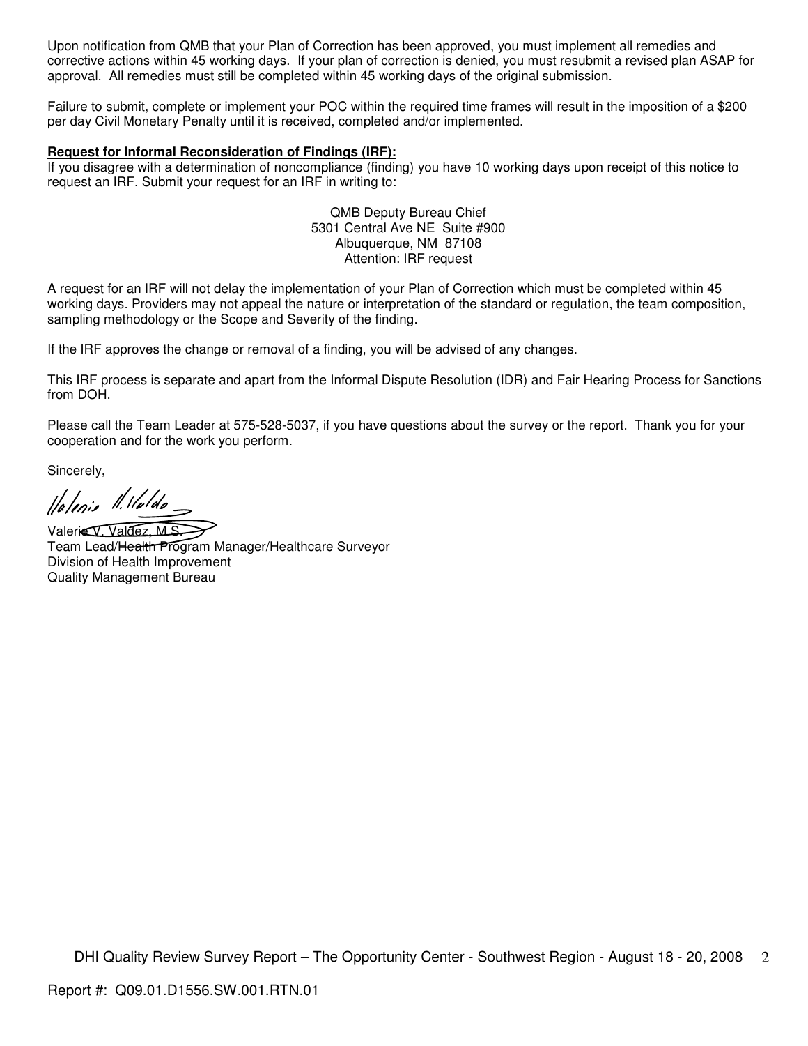Upon notification from QMB that your Plan of Correction has been approved, you must implement all remedies and corrective actions within 45 working days. If your plan of correction is denied, you must resubmit a revised plan ASAP for approval. All remedies must still be completed within 45 working days of the original submission.

Failure to submit, complete or implement your POC within the required time frames will result in the imposition of a $200 per day Civil Monetary Penalty until it is received, completed and/or implemented.

**Request for Informal Reconsideration of Findings (IRF):**

If you disagree with a determination of noncompliance (finding) you have 10 working days upon receipt of this notice to request an IRF. Submit your request for an IRF in writing to:

QMB Deputy Bureau Chief
5301 Central Ave NE Suite #900
Albuquerque, NM 87108
Attention: IRF request

A request for an IRF will not delay the implementation of your Plan of Correction which must be completed within 45 working days. Providers may not appeal the nature or interpretation of the standard or regulation, the team composition, sampling methodology or the Scope and Severity of the finding.

If the IRF approves the change or removal of a finding, you will be advised of any changes.

This IRF process is separate and apart from the Informal Dispute Resolution (IDR) and Fair Hearing Process for Sanctions from DOH.

Please call the Team Leader at 575-528-5037, if you have questions about the survey or the report. Thank you for your cooperation and for the work you perform.

Sincerely,

Valerie V. Valdez, M.S.
Team Lead/Health Program Manager/Healthcare Surveyor
Division of Health Improvement
Quality Management Bureau

Report #: Q09.01.D1556.SW.001.RTN.01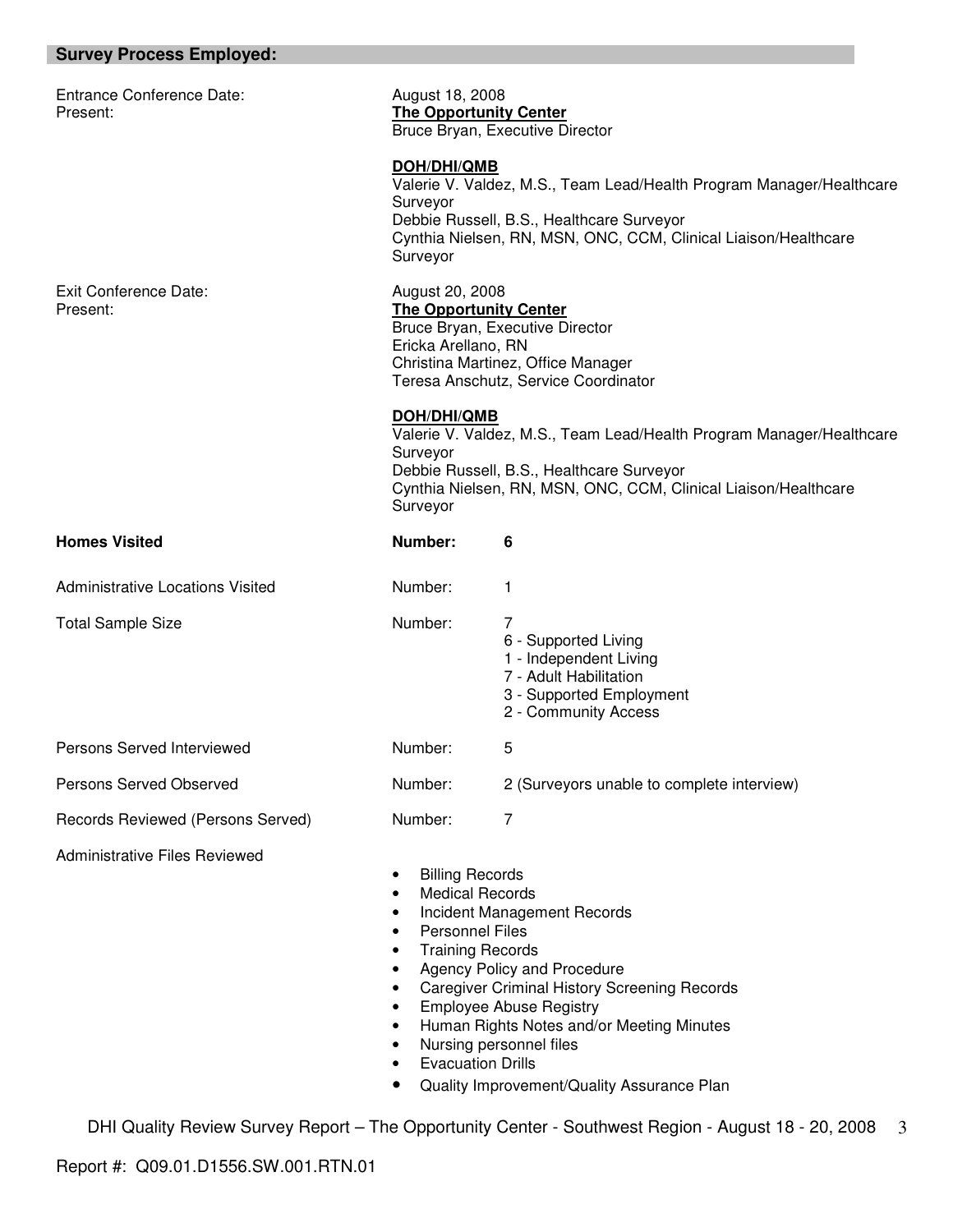## Survey Process Employed:

**Entrance Conference Date:** August 18, 2008

**Present:**

**The Opportunity Center**
Bruce Bryan, Executive Director

**DOH/DHI/QMB**
Valerie V. Valdez, M.S., Team Lead/Health Program Manager/Healthcare Surveyor
Debbie Russell, B.S., Healthcare Surveyor
Cynthia Nielsen, RN, MSN, ONC, CCM, Clinical Liaison/Healthcare Surveyor

**Exit Conference Date:** August 20, 2008

**Present:**

**The Opportunity Center**
Bruce Bryan, Executive Director
Ericka Arellano, RN
Christina Martinez, Office Manager
Teresa Anschutz, Service Coordinator

**DOH/DHI/QMB**
Valerie V. Valdez, M.S., Team Lead/Health Program Manager/Healthcare Surveyor
Debbie Russell, B.S., Healthcare Surveyor
Cynthia Nielsen, RN, MSN, ONC, CCM, Clinical Liaison/Healthcare Surveyor

**Homes Visited** — **Number: 6**

Administrative Locations Visited — Number: 1

Total Sample Size — Number: 7
- 6 - Supported Living
- 1 - Independent Living
- 7 - Adult Habilitation
- 3 - Supported Employment
- 2 - Community Access

Persons Served Interviewed — Number: 5

Persons Served Observed — Number: 2 (Surveyors unable to complete interview)

Records Reviewed (Persons Served) — Number: 7

Administrative Files Reviewed

- Billing Records
- Medical Records
- Incident Management Records
- Personnel Files
- Training Records
- Agency Policy and Procedure
- Caregiver Criminal History Screening Records
- Employee Abuse Registry
- Human Rights Notes and/or Meeting Minutes
- Nursing personnel files
- Evacuation Drills
- Quality Improvement/Quality Assurance Plan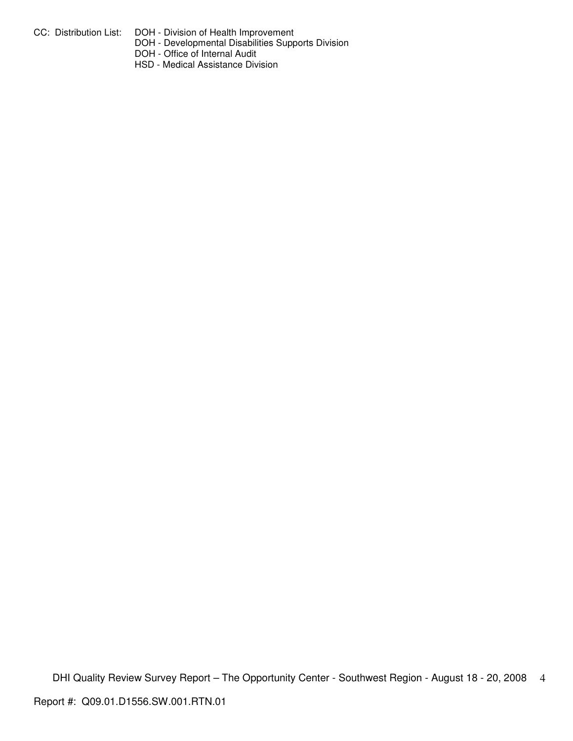CC: Distribution List: DOH - Division of Health Improvement
DOH - Developmental Disabilities Supports Division
DOH - Office of Internal Audit
HSD - Medical Assistance Division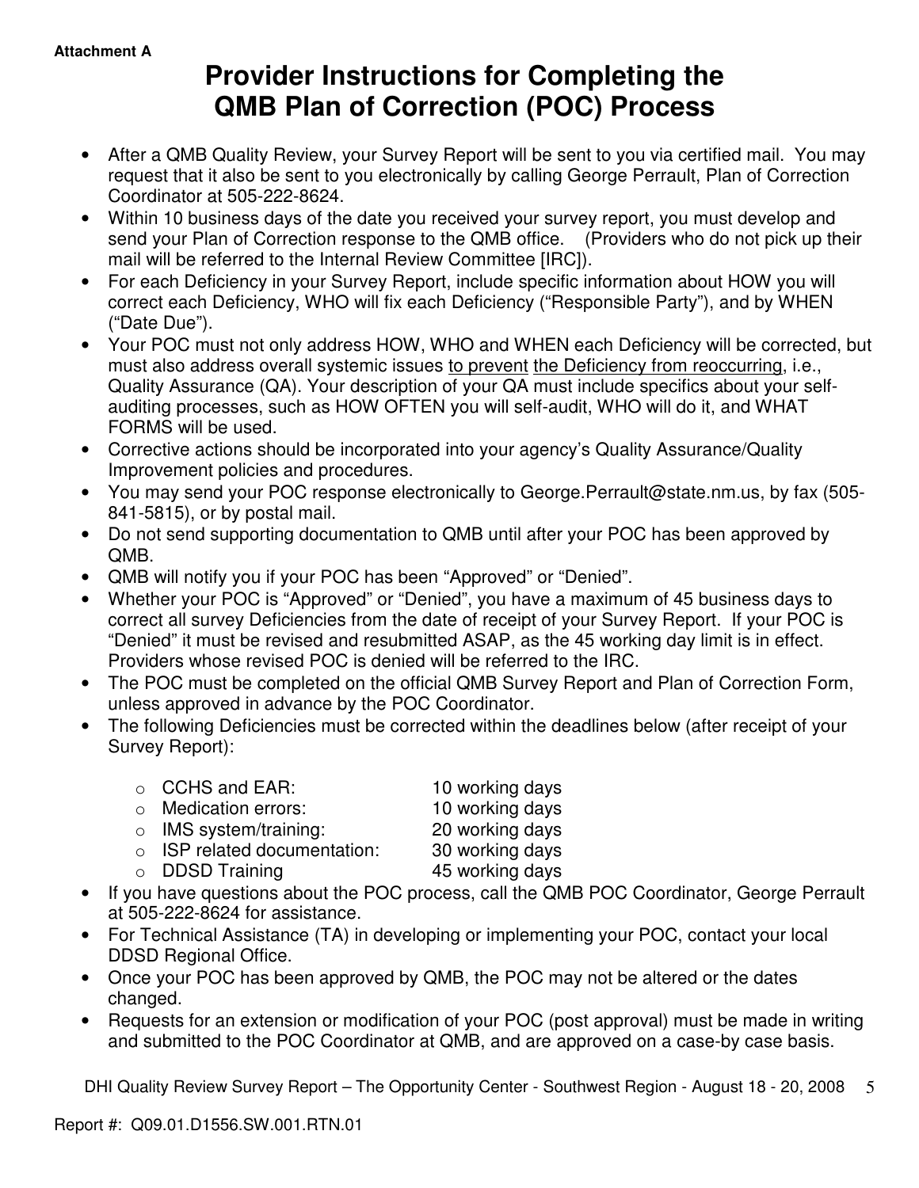**Attachment A**

# Provider Instructions for Completing the QMB Plan of Correction (POC) Process

- After a QMB Quality Review, your Survey Report will be sent to you via certified mail. You may request that it also be sent to you electronically by calling George Perrault, Plan of Correction Coordinator at 505-222-8624.
- Within 10 business days of the date you received your survey report, you must develop and send your Plan of Correction response to the QMB office. (Providers who do not pick up their mail will be referred to the Internal Review Committee [IRC]).
- For each Deficiency in your Survey Report, include specific information about HOW you will correct each Deficiency, WHO will fix each Deficiency ("Responsible Party"), and by WHEN ("Date Due").
- Your POC must not only address HOW, WHO and WHEN each Deficiency will be corrected, but must also address overall systemic issues <u>to prevent</u> <u>the Deficiency from reoccurring</u>, i.e., Quality Assurance (QA). Your description of your QA must include specifics about your self-auditing processes, such as HOW OFTEN you will self-audit, WHO will do it, and WHAT FORMS will be used.
- Corrective actions should be incorporated into your agency's Quality Assurance/Quality Improvement policies and procedures.
- You may send your POC response electronically to George.Perrault@state.nm.us, by fax (505-841-5815), or by postal mail.
- Do not send supporting documentation to QMB until after your POC has been approved by QMB.
- QMB will notify you if your POC has been "Approved" or "Denied".
- Whether your POC is "Approved" or "Denied", you have a maximum of 45 business days to correct all survey Deficiencies from the date of receipt of your Survey Report. If your POC is "Denied" it must be revised and resubmitted ASAP, as the 45 working day limit is in effect. Providers whose revised POC is denied will be referred to the IRC.
- The POC must be completed on the official QMB Survey Report and Plan of Correction Form, unless approved in advance by the POC Coordinator.
- The following Deficiencies must be corrected within the deadlines below (after receipt of your Survey Report):
  - CCHS and EAR: 10 working days
  - Medication errors: 10 working days
  - IMS system/training: 20 working days
  - ISP related documentation: 30 working days
  - DDSD Training 45 working days
- If you have questions about the POC process, call the QMB POC Coordinator, George Perrault at 505-222-8624 for assistance.
- For Technical Assistance (TA) in developing or implementing your POC, contact your local DDSD Regional Office.
- Once your POC has been approved by QMB, the POC may not be altered or the dates changed.
- Requests for an extension or modification of your POC (post approval) must be made in writing and submitted to the POC Coordinator at QMB, and are approved on a case-by case basis.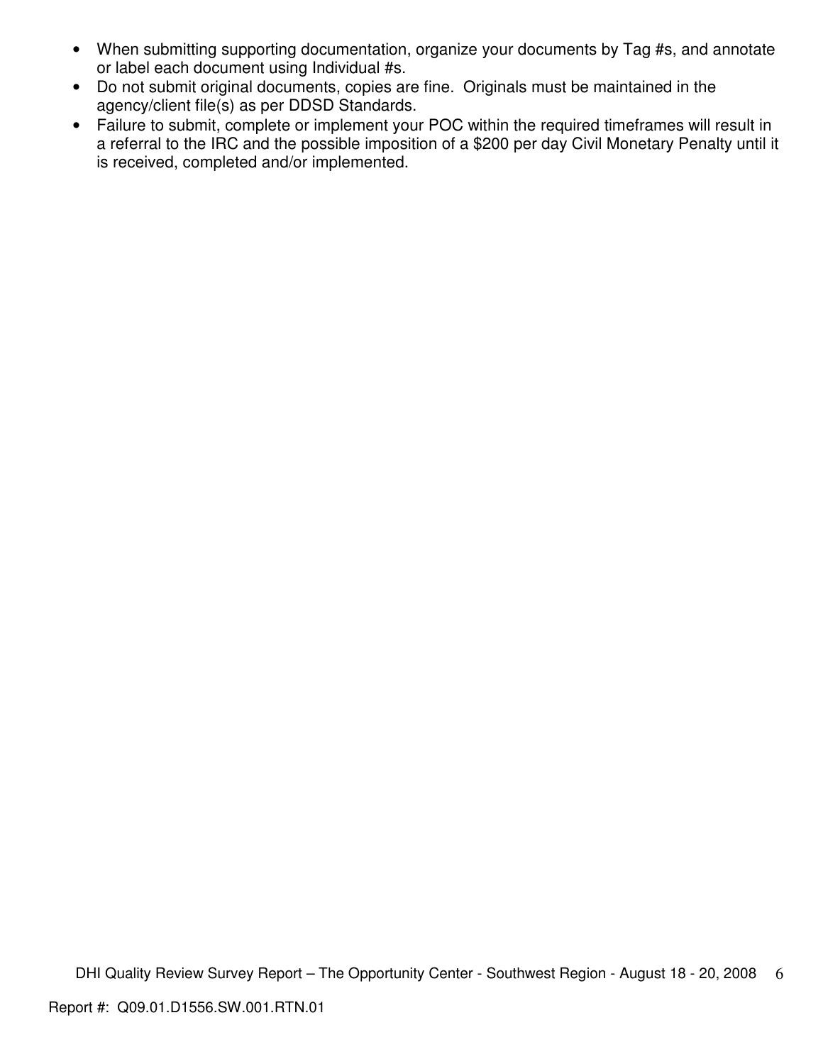- When submitting supporting documentation, organize your documents by Tag #s, and annotate or label each document using Individual #s.
- Do not submit original documents, copies are fine. Originals must be maintained in the agency/client file(s) as per DDSD Standards.
- Failure to submit, complete or implement your POC within the required timeframes will result in a referral to the IRC and the possible imposition of a $200 per day Civil Monetary Penalty until it is received, completed and/or implemented.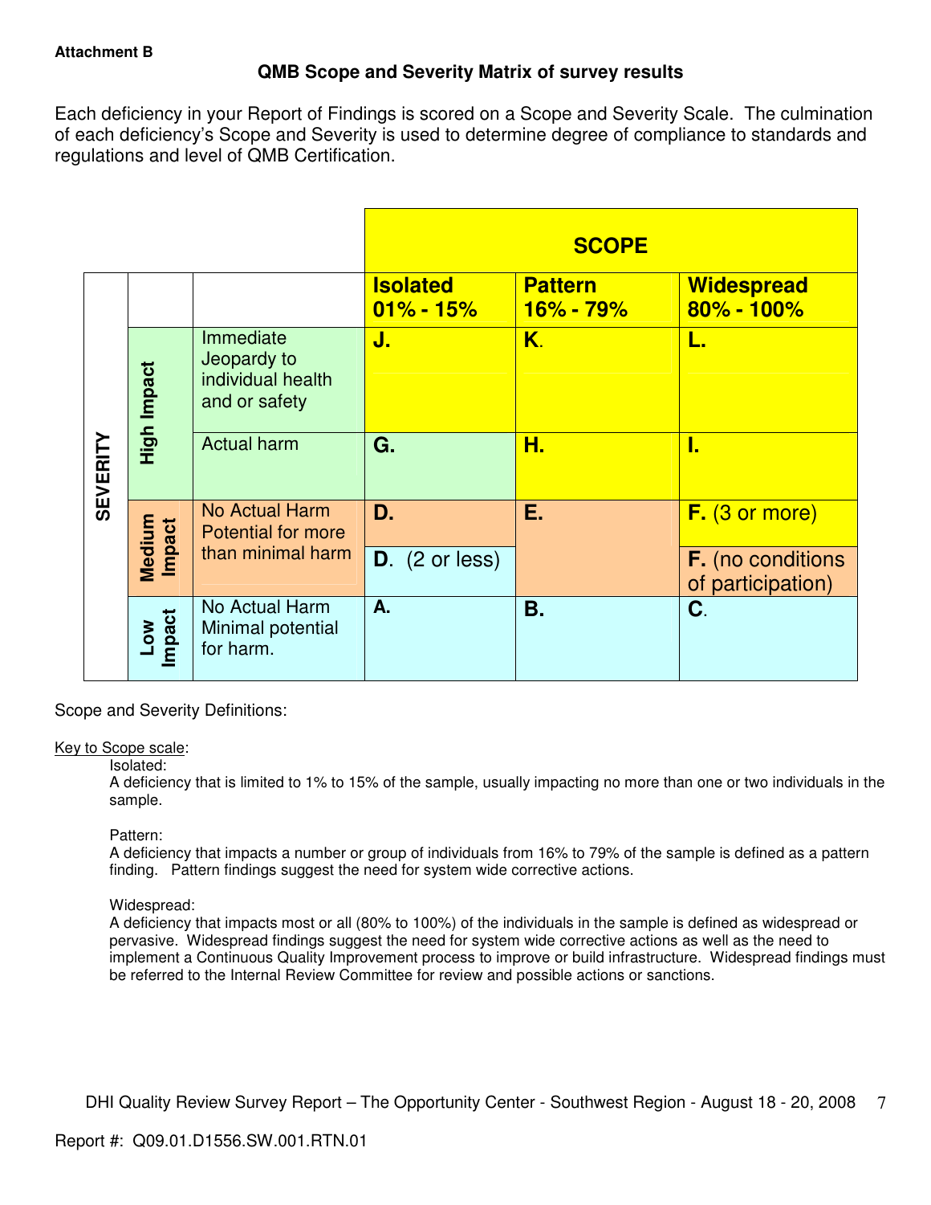**Attachment B**

## QMB Scope and Severity Matrix of survey results

Each deficiency in your Report of Findings is scored on a Scope and Severity Scale. The culmination of each deficiency's Scope and Severity is used to determine degree of compliance to standards and regulations and level of QMB Certification.

| | | | SCOPE | | |
|---|---|---|---|---|---|
| | | | **Isolated 01% - 15%** | **Pattern 16% - 79%** | **Widespread 80% - 100%** |
| SEVERITY | High Impact | Immediate Jeopardy to individual health and or safety | **J.** | **K.** | **L.** |
| | High Impact | Actual harm | **G.** | **H.** | **I.** |
| | Medium Impact | No Actual Harm Potential for more than minimal harm | **D.** | **E.** | **F.** (3 or more) |
| | Medium Impact | | **D.** (2 or less) | | **F.** (no conditions of participation) |
| | Low Impact | No Actual Harm Minimal potential for harm. | **A.** | **B.** | **C.** |

Scope and Severity Definitions:

<u>Key to Scope scale</u>:

Isolated:
A deficiency that is limited to 1% to 15% of the sample, usually impacting no more than one or two individuals in the sample.

Pattern:
A deficiency that impacts a number or group of individuals from 16% to 79% of the sample is defined as a pattern finding. Pattern findings suggest the need for system wide corrective actions.

Widespread:
A deficiency that impacts most or all (80% to 100%) of the individuals in the sample is defined as widespread or pervasive. Widespread findings suggest the need for system wide corrective actions as well as the need to implement a Continuous Quality Improvement process to improve or build infrastructure. Widespread findings must be referred to the Internal Review Committee for review and possible actions or sanctions.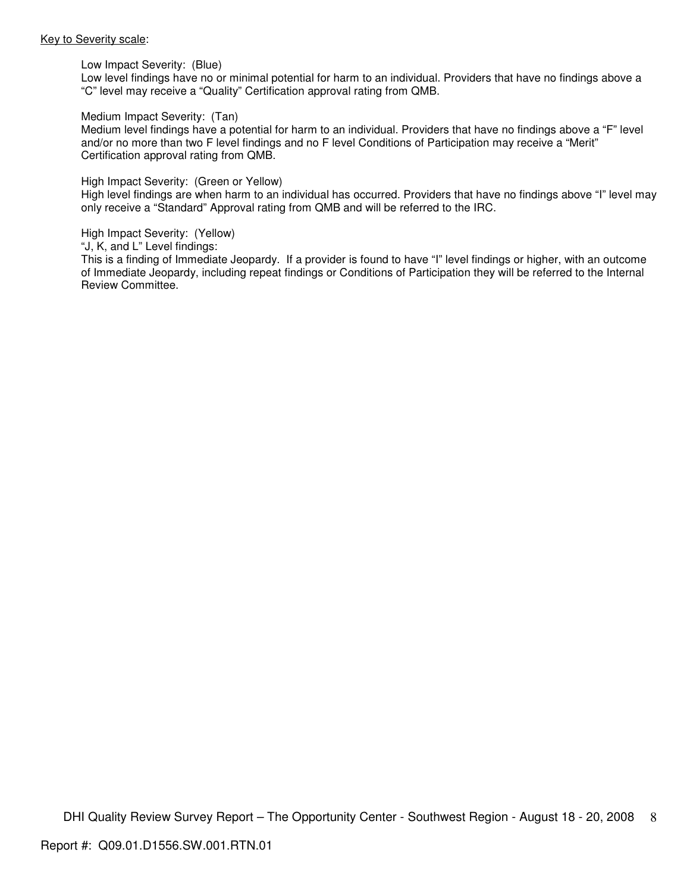<u>Key to Severity scale</u>:

Low Impact Severity: (Blue)
Low level findings have no or minimal potential for harm to an individual. Providers that have no findings above a "C" level may receive a "Quality" Certification approval rating from QMB.

Medium Impact Severity: (Tan)
Medium level findings have a potential for harm to an individual. Providers that have no findings above a "F" level and/or no more than two F level findings and no F level Conditions of Participation may receive a "Merit" Certification approval rating from QMB.

High Impact Severity: (Green or Yellow)
High level findings are when harm to an individual has occurred. Providers that have no findings above "I" level may only receive a "Standard" Approval rating from QMB and will be referred to the IRC.

High Impact Severity: (Yellow)
"J, K, and L" Level findings:
This is a finding of Immediate Jeopardy. If a provider is found to have "I" level findings or higher, with an outcome of Immediate Jeopardy, including repeat findings or Conditions of Participation they will be referred to the Internal Review Committee.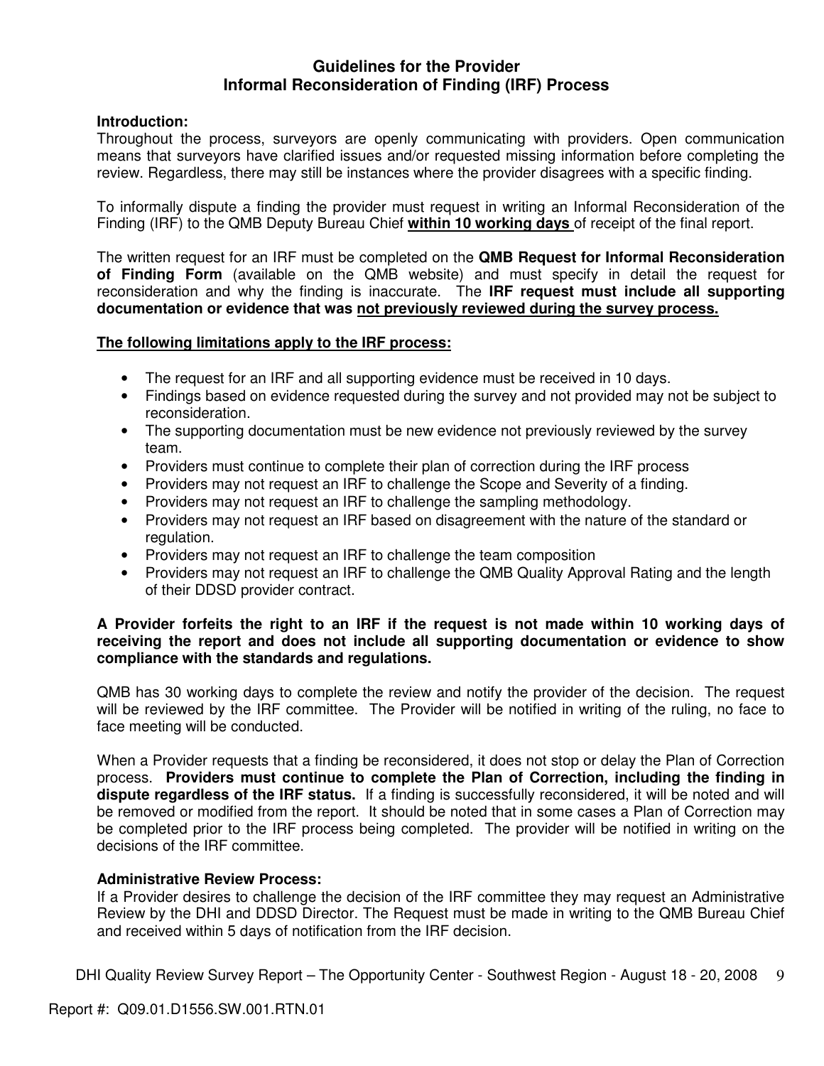# Guidelines for the Provider
# Informal Reconsideration of Finding (IRF) Process

**Introduction:**
Throughout the process, surveyors are openly communicating with providers. Open communication means that surveyors have clarified issues and/or requested missing information before completing the review. Regardless, there may still be instances where the provider disagrees with a specific finding.

To informally dispute a finding the provider must request in writing an Informal Reconsideration of the Finding (IRF) to the QMB Deputy Bureau Chief **<u>within 10 working days</u>** of receipt of the final report.

The written request for an IRF must be completed on the **QMB Request for Informal Reconsideration of Finding Form** (available on the QMB website) and must specify in detail the request for reconsideration and why the finding is inaccurate. The **IRF request must include all supporting documentation or evidence that was <u>not previously reviewed during the survey process.</u>**

**<u>The following limitations apply to the IRF process:</u>**

- The request for an IRF and all supporting evidence must be received in 10 days.
- Findings based on evidence requested during the survey and not provided may not be subject to reconsideration.
- The supporting documentation must be new evidence not previously reviewed by the survey team.
- Providers must continue to complete their plan of correction during the IRF process
- Providers may not request an IRF to challenge the Scope and Severity of a finding.
- Providers may not request an IRF to challenge the sampling methodology.
- Providers may not request an IRF based on disagreement with the nature of the standard or regulation.
- Providers may not request an IRF to challenge the team composition
- Providers may not request an IRF to challenge the QMB Quality Approval Rating and the length of their DDSD provider contract.

**A Provider forfeits the right to an IRF if the request is not made within 10 working days of receiving the report and does not include all supporting documentation or evidence to show compliance with the standards and regulations.**

QMB has 30 working days to complete the review and notify the provider of the decision. The request will be reviewed by the IRF committee. The Provider will be notified in writing of the ruling, no face to face meeting will be conducted.

When a Provider requests that a finding be reconsidered, it does not stop or delay the Plan of Correction process. **Providers must continue to complete the Plan of Correction, including the finding in dispute regardless of the IRF status.** If a finding is successfully reconsidered, it will be noted and will be removed or modified from the report. It should be noted that in some cases a Plan of Correction may be completed prior to the IRF process being completed. The provider will be notified in writing on the decisions of the IRF committee.

**Administrative Review Process:**
If a Provider desires to challenge the decision of the IRF committee they may request an Administrative Review by the DHI and DDSD Director. The Request must be made in writing to the QMB Bureau Chief and received within 5 days of notification from the IRF decision.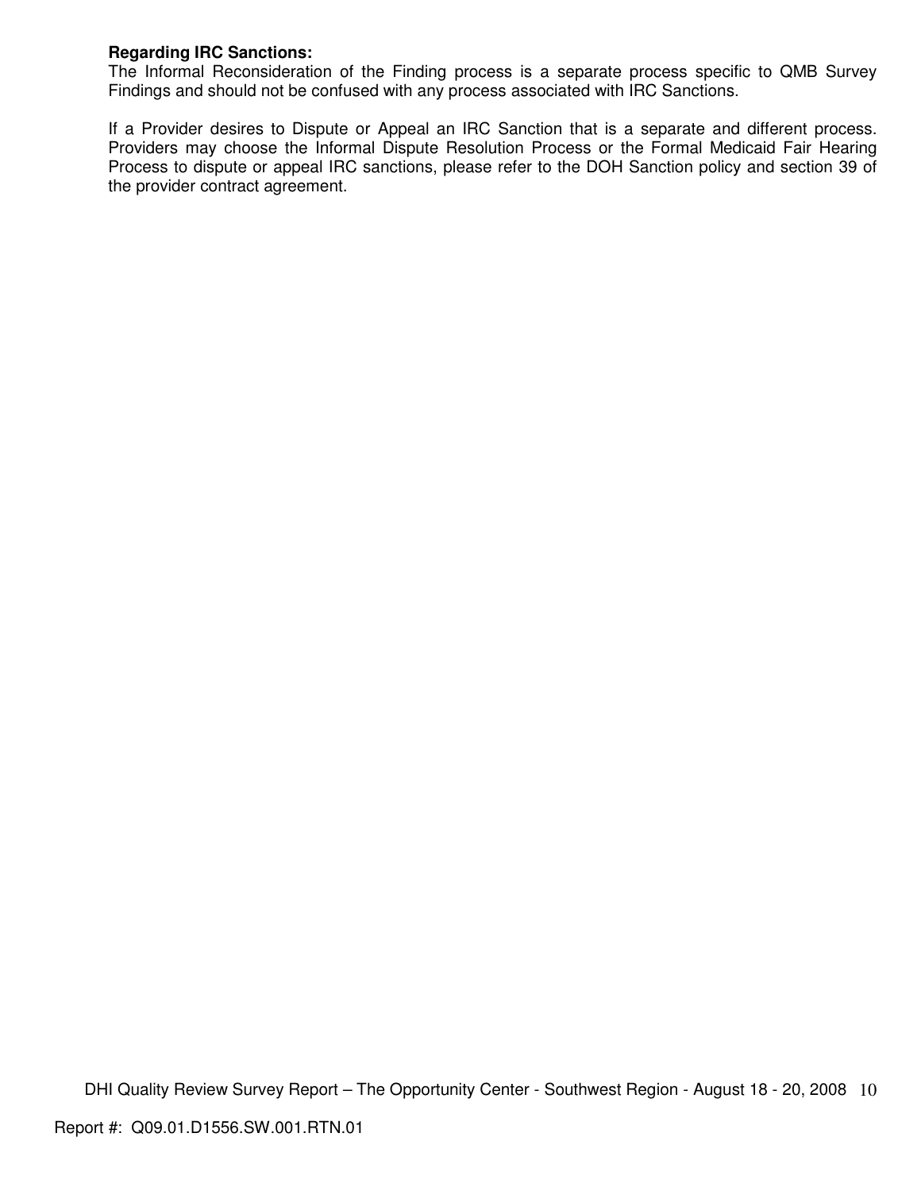**Regarding IRC Sanctions:**
The Informal Reconsideration of the Finding process is a separate process specific to QMB Survey Findings and should not be confused with any process associated with IRC Sanctions.

If a Provider desires to Dispute or Appeal an IRC Sanction that is a separate and different process. Providers may choose the Informal Dispute Resolution Process or the Formal Medicaid Fair Hearing Process to dispute or appeal IRC sanctions, please refer to the DOH Sanction policy and section 39 of the provider contract agreement.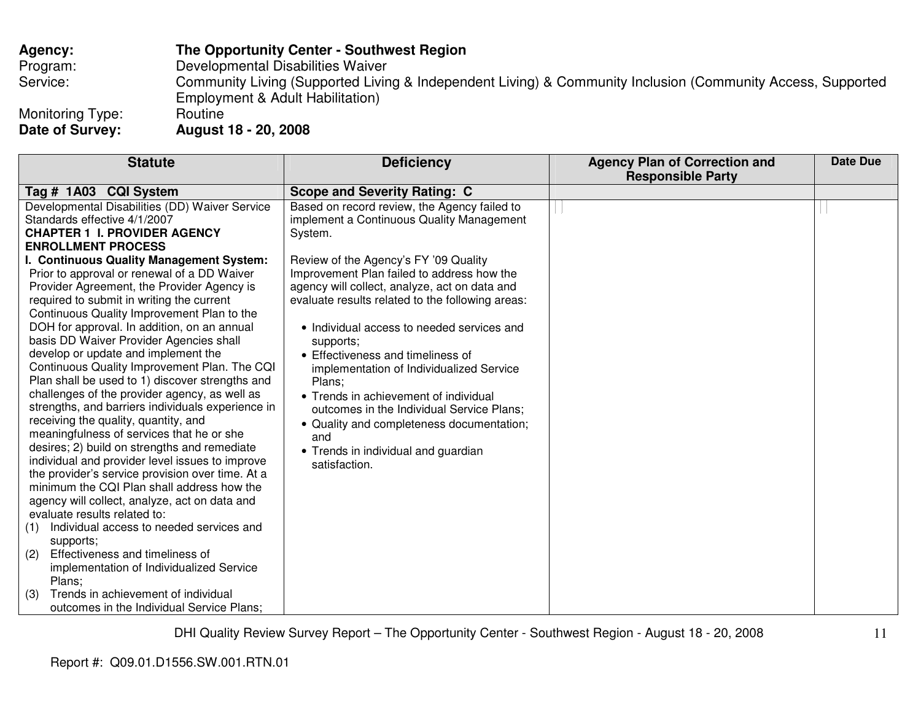**Agency:** **The Opportunity Center - Southwest Region**
Program: Developmental Disabilities Waiver
Service: Community Living (Supported Living & Independent Living) & Community Inclusion (Community Access, Supported Employment & Adult Habilitation)
Monitoring Type: Routine
**Date of Survey:** **August 18 - 20, 2008**

| Statute | Deficiency | Agency Plan of Correction and Responsible Party | Date Due |
|---|---|---|---|
| **Tag # 1A03 CQI System** | **Scope and Severity Rating: C** | | |
| Developmental Disabilities (DD) Waiver Service Standards effective 4/1/2007<br>**CHAPTER 1 I. PROVIDER AGENCY ENROLLMENT PROCESS**<br>**I. Continuous Quality Management System:** Prior to approval or renewal of a DD Waiver Provider Agreement, the Provider Agency is required to submit in writing the current Continuous Quality Improvement Plan to the DOH for approval. In addition, on an annual basis DD Waiver Provider Agencies shall develop or update and implement the Continuous Quality Improvement Plan. The CQI Plan shall be used to 1) discover strengths and challenges of the provider agency, as well as strengths, and barriers individuals experience in receiving the quality, quantity, and meaningfulness of services that he or she desires; 2) build on strengths and remediate individual and provider level issues to improve the provider's service provision over time. At a minimum the CQI Plan shall address how the agency will collect, analyze, act on data and evaluate results related to:<br>(1) Individual access to needed services and supports;<br>(2) Effectiveness and timeliness of implementation of Individualized Service Plans;<br>(3) Trends in achievement of individual outcomes in the Individual Service Plans; | Based on record review, the Agency failed to implement a Continuous Quality Management System.<br><br>Review of the Agency's FY '09 Quality Improvement Plan failed to address how the agency will collect, analyze, act on data and evaluate results related to the following areas:<br><br>• Individual access to needed services and supports;<br>• Effectiveness and timeliness of implementation of Individualized Service Plans;<br>• Trends in achievement of individual outcomes in the Individual Service Plans;<br>• Quality and completeness documentation; and<br>• Trends in individual and guardian satisfaction. | | |

Report #: Q09.01.D1556.SW.001.RTN.01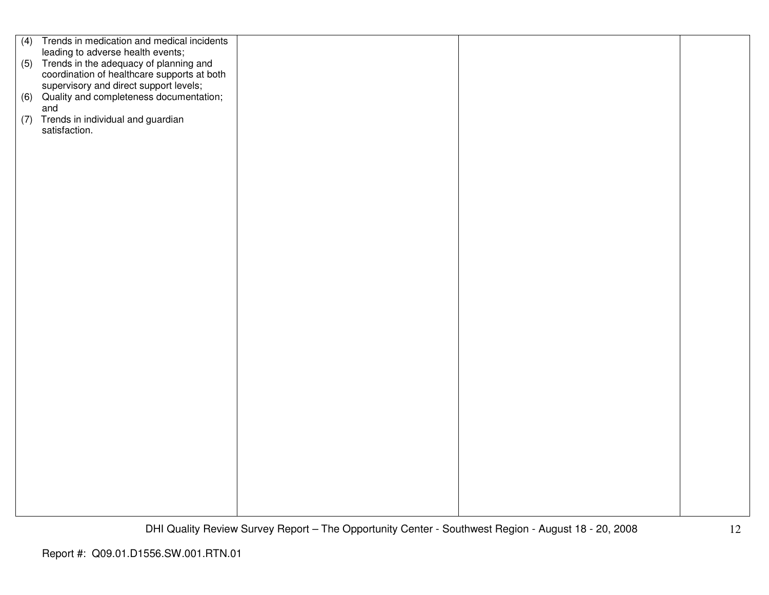| | | | |
|---|---|---|---|
| (4) Trends in medication and medical incidents leading to adverse health events;<br>(5) Trends in the adequacy of planning and coordination of healthcare supports at both supervisory and direct support levels;<br>(6) Quality and completeness documentation; and<br>(7) Trends in individual and guardian satisfaction. | | | |

Report #: Q09.01.D1556.SW.001.RTN.01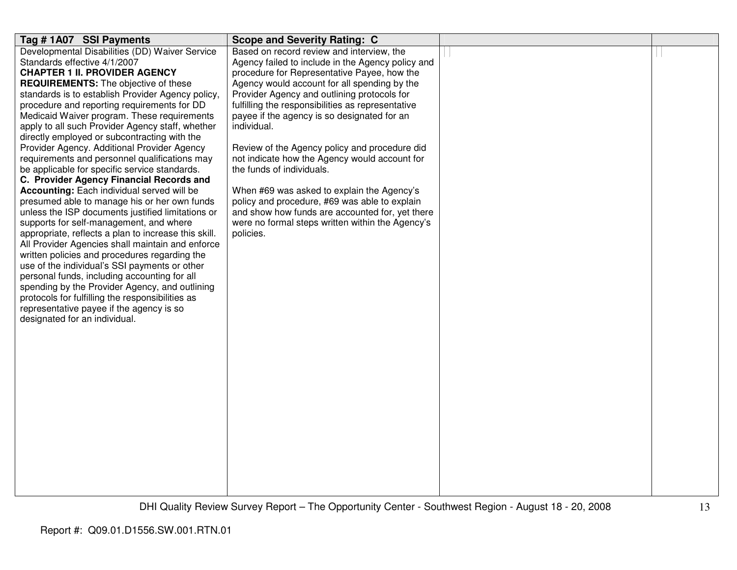| Tag # 1A07 SSI Payments | Scope and Severity Rating: C | | |
|---|---|---|---|
| Developmental Disabilities (DD) Waiver Service Standards effective 4/1/2007<br>**CHAPTER 1 II. PROVIDER AGENCY REQUIREMENTS:** The objective of these standards is to establish Provider Agency policy, procedure and reporting requirements for DD Medicaid Waiver program. These requirements apply to all such Provider Agency staff, whether directly employed or subcontracting with the Provider Agency. Additional Provider Agency requirements and personnel qualifications may be applicable for specific service standards.<br>**C. Provider Agency Financial Records and Accounting:** Each individual served will be presumed able to manage his or her own funds unless the ISP documents justified limitations or supports for self-management, and where appropriate, reflects a plan to increase this skill. All Provider Agencies shall maintain and enforce written policies and procedures regarding the use of the individual's SSI payments or other personal funds, including accounting for all spending by the Provider Agency, and outlining protocols for fulfilling the responsibilities as representative payee if the agency is so designated for an individual. | Based on record review and interview, the Agency failed to include in the Agency policy and procedure for Representative Payee, how the Agency would account for all spending by the Provider Agency and outlining protocols for fulfilling the responsibilities as representative payee if the agency is so designated for an individual.<br><br>Review of the Agency policy and procedure did not indicate how the Agency would account for the funds of individuals.<br><br>When #69 was asked to explain the Agency's policy and procedure, #69 was able to explain and show how funds are accounted for, yet there were no formal steps written within the Agency's policies. | | |

Report #: Q09.01.D1556.SW.001.RTN.01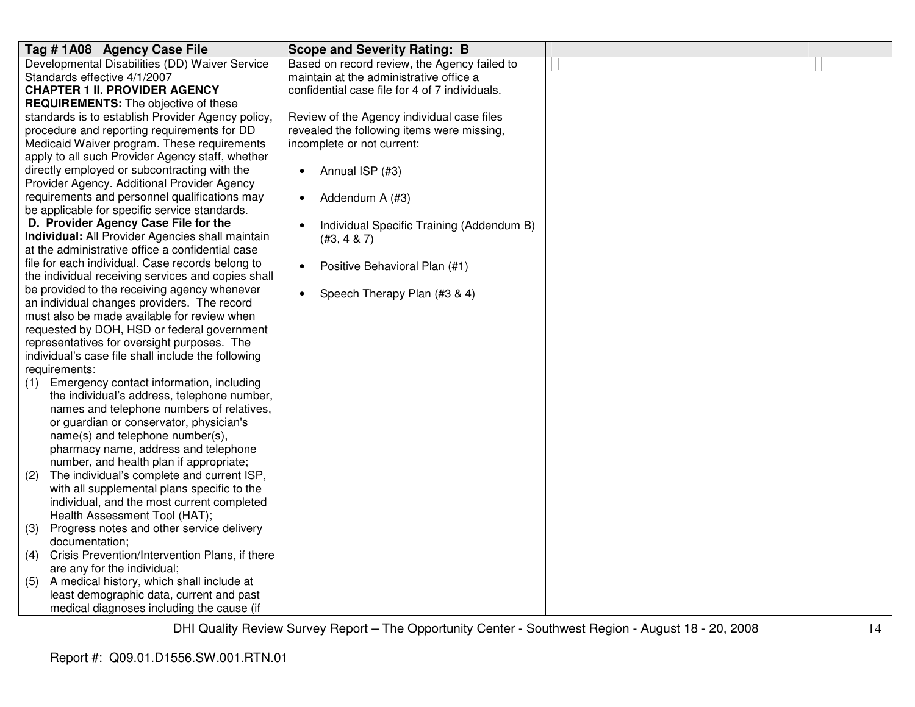| Tag # 1A08 Agency Case File | Scope and Severity Rating: B | | |
|---|---|---|---|
| Developmental Disabilities (DD) Waiver Service Standards effective 4/1/2007<br>**CHAPTER 1 II. PROVIDER AGENCY REQUIREMENTS:** The objective of these standards is to establish Provider Agency policy, procedure and reporting requirements for DD Medicaid Waiver program. These requirements apply to all such Provider Agency staff, whether directly employed or subcontracting with the Provider Agency. Additional Provider Agency requirements and personnel qualifications may be applicable for specific service standards.<br>**D. Provider Agency Case File for the Individual:** All Provider Agencies shall maintain at the administrative office a confidential case file for each individual. Case records belong to the individual receiving services and copies shall be provided to the receiving agency whenever an individual changes providers. The record must also be made available for review when requested by DOH, HSD or federal government representatives for oversight purposes. The individual's case file shall include the following requirements:<br>(1) Emergency contact information, including the individual's address, telephone number, names and telephone numbers of relatives, or guardian or conservator, physician's name(s) and telephone number(s), pharmacy name, address and telephone number, and health plan if appropriate;<br>(2) The individual's complete and current ISP, with all supplemental plans specific to the individual, and the most current completed Health Assessment Tool (HAT);<br>(3) Progress notes and other service delivery documentation;<br>(4) Crisis Prevention/Intervention Plans, if there are any for the individual;<br>(5) A medical history, which shall include at least demographic data, current and past medical diagnoses including the cause (if | Based on record review, the Agency failed to maintain at the administrative office a confidential case file for 4 of 7 individuals.<br><br>Review of the Agency individual case files revealed the following items were missing, incomplete or not current:<br><br>• Annual ISP (#3)<br><br>• Addendum A (#3)<br><br>• Individual Specific Training (Addendum B) (#3, 4 & 7)<br><br>• Positive Behavioral Plan (#1)<br><br>• Speech Therapy Plan (#3 & 4) | | |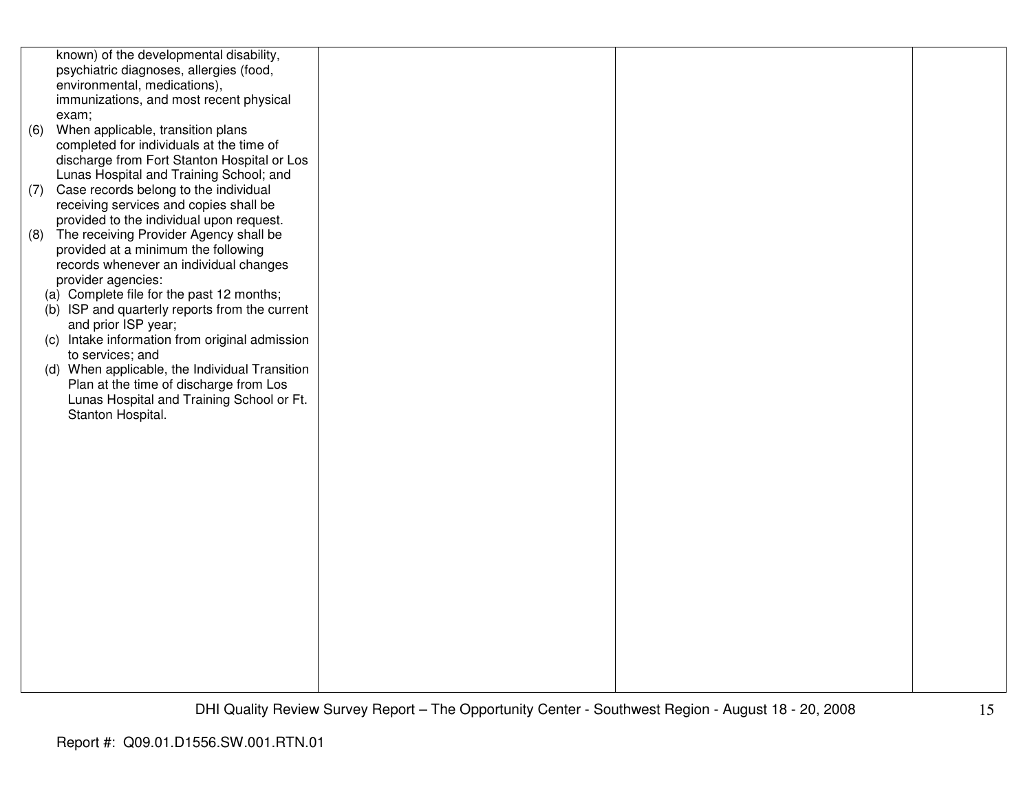| | | | |
|---|---|---|---|
| known) of the developmental disability, psychiatric diagnoses, allergies (food, environmental, medications), immunizations, and most recent physical exam;<br>(6) When applicable, transition plans completed for individuals at the time of discharge from Fort Stanton Hospital or Los Lunas Hospital and Training School; and<br>(7) Case records belong to the individual receiving services and copies shall be provided to the individual upon request.<br>(8) The receiving Provider Agency shall be provided at a minimum the following records whenever an individual changes provider agencies:<br>(a) Complete file for the past 12 months;<br>(b) ISP and quarterly reports from the current and prior ISP year;<br>(c) Intake information from original admission to services; and<br>(d) When applicable, the Individual Transition Plan at the time of discharge from Los Lunas Hospital and Training School or Ft. Stanton Hospital. | | | |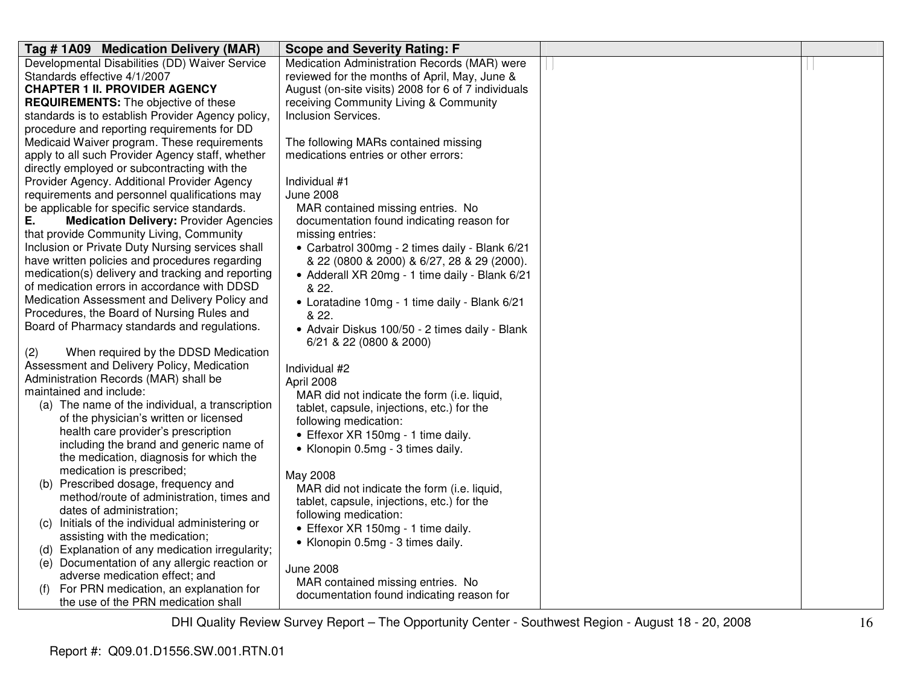| Tag # 1A09 Medication Delivery (MAR) | Scope and Severity Rating: F | | |
|---|---|---|---|
| Developmental Disabilities (DD) Waiver Service Standards effective 4/1/2007<br>**CHAPTER 1 II. PROVIDER AGENCY REQUIREMENTS:** The objective of these standards is to establish Provider Agency policy, procedure and reporting requirements for DD Medicaid Waiver program. These requirements apply to all such Provider Agency staff, whether directly employed or subcontracting with the Provider Agency. Additional Provider Agency requirements and personnel qualifications may be applicable for specific service standards.<br>**E. Medication Delivery:** Provider Agencies that provide Community Living, Community Inclusion or Private Duty Nursing services shall have written policies and procedures regarding medication(s) delivery and tracking and reporting of medication errors in accordance with DDSD Medication Assessment and Delivery Policy and Procedures, the Board of Nursing Rules and Board of Pharmacy standards and regulations.<br><br>(2) When required by the DDSD Medication Assessment and Delivery Policy, Medication Administration Records (MAR) shall be maintained and include:<br>(a) The name of the individual, a transcription of the physician's written or licensed health care provider's prescription including the brand and generic name of the medication, diagnosis for which the medication is prescribed;<br>(b) Prescribed dosage, frequency and method/route of administration, times and dates of administration;<br>(c) Initials of the individual administering or assisting with the medication;<br>(d) Explanation of any medication irregularity;<br>(e) Documentation of any allergic reaction or adverse medication effect; and<br>(f) For PRN medication, an explanation for the use of the PRN medication shall | Medication Administration Records (MAR) were reviewed for the months of April, May, June & August (on-site visits) 2008 for 6 of 7 individuals receiving Community Living & Community Inclusion Services.<br><br>The following MARs contained missing medications entries or other errors:<br><br>Individual #1<br>June 2008<br>MAR contained missing entries. No documentation found indicating reason for missing entries:<br>• Carbatrol 300mg - 2 times daily - Blank 6/21 & 22 (0800 & 2000) & 6/27, 28 & 29 (2000).<br>• Adderall XR 20mg - 1 time daily - Blank 6/21 & 22.<br>• Loratadine 10mg - 1 time daily - Blank 6/21 & 22.<br>• Advair Diskus 100/50 - 2 times daily - Blank 6/21 & 22 (0800 & 2000)<br><br>Individual #2<br>April 2008<br>MAR did not indicate the form (i.e. liquid, tablet, capsule, injections, etc.) for the following medication:<br>• Effexor XR 150mg - 1 time daily.<br>• Klonopin 0.5mg - 3 times daily.<br><br>May 2008<br>MAR did not indicate the form (i.e. liquid, tablet, capsule, injections, etc.) for the following medication:<br>• Effexor XR 150mg - 1 time daily.<br>• Klonopin 0.5mg - 3 times daily.<br><br>June 2008<br>MAR contained missing entries. No documentation found indicating reason for | | |

DHI Quality Review Survey Report – The Opportunity Center - Southwest Region - August 18 - 20, 2008

Report #: Q09.01.D1556.SW.001.RTN.01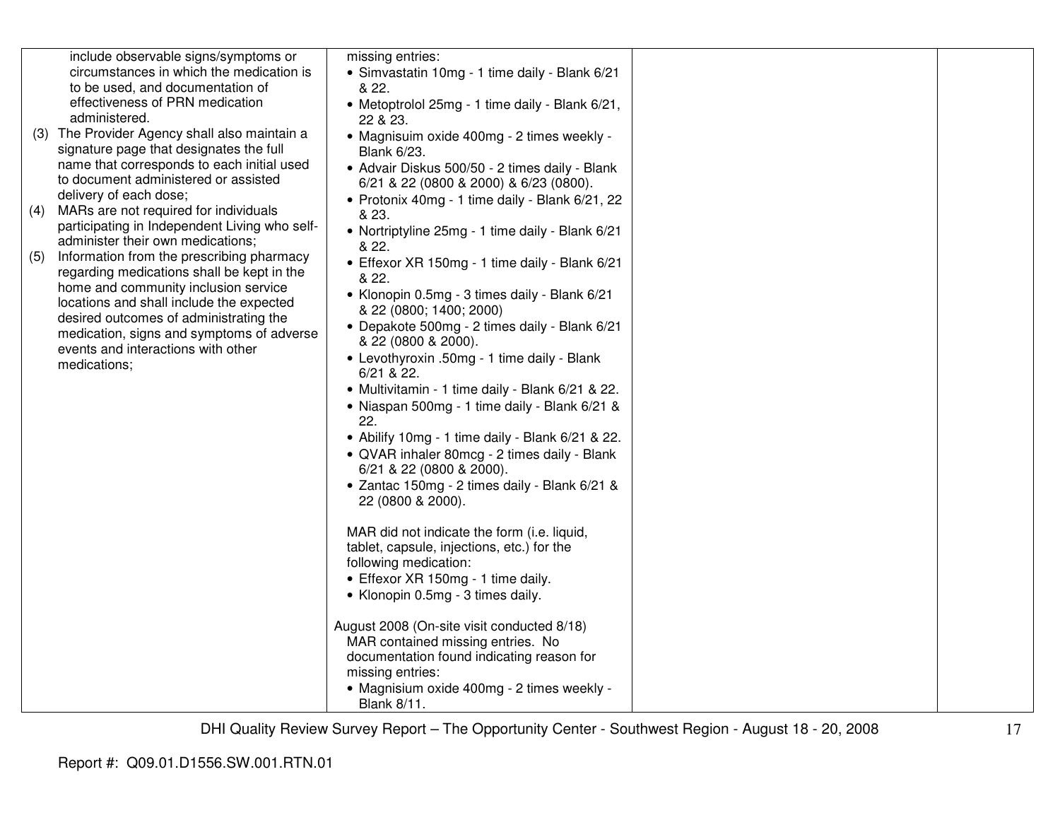| | | | |
|---|---|---|---|
| include observable signs/symptoms or circumstances in which the medication is to be used, and documentation of effectiveness of PRN medication administered.<br>(3) The Provider Agency shall also maintain a signature page that designates the full name that corresponds to each initial used to document administered or assisted delivery of each dose;<br>(4) MARs are not required for individuals participating in Independent Living who self-administer their own medications;<br>(5) Information from the prescribing pharmacy regarding medications shall be kept in the home and community inclusion service locations and shall include the expected desired outcomes of administrating the medication, signs and symptoms of adverse events and interactions with other medications; | missing entries:<br>• Simvastatin 10mg - 1 time daily - Blank 6/21 & 22.<br>• Metoptrolol 25mg - 1 time daily - Blank 6/21, 22 & 23.<br>• Magnsuim oxide 400mg - 2 times weekly - Blank 6/23.<br>• Advair Diskus 500/50 - 2 times daily - Blank 6/21 & 22 (0800 & 2000) & 6/23 (0800).<br>• Protonix 40mg - 1 time daily - Blank 6/21, 22 & 23.<br>• Nortriptyline 25mg - 1 time daily - Blank 6/21 & 22.<br>• Effexor XR 150mg - 1 time daily - Blank 6/21 & 22.<br>• Klonopin 0.5mg - 3 times daily - Blank 6/21 & 22 (0800; 1400; 2000)<br>• Depakote 500mg - 2 times daily - Blank 6/21 & 22 (0800 & 2000).<br>• Levothyroxin .50mg - 1 time daily - Blank 6/21 & 22.<br>• Multivitamin - 1 time daily - Blank 6/21 & 22.<br>• Niaspan 500mg - 1 time daily - Blank 6/21 & 22.<br>• Abilify 10mg - 1 time daily - Blank 6/21 & 22.<br>• QVAR inhaler 80mcg - 2 times daily - Blank 6/21 & 22 (0800 & 2000).<br>• Zantac 150mg - 2 times daily - Blank 6/21 & 22 (0800 & 2000).<br><br>MAR did not indicate the form (i.e. liquid, tablet, capsule, injections, etc.) for the following medication:<br>• Effexor XR 150mg - 1 time daily.<br>• Klonopin 0.5mg - 3 times daily.<br><br>August 2008 (On-site visit conducted 8/18)<br>MAR contained missing entries. No documentation found indicating reason for missing entries:<br>• Magnisium oxide 400mg - 2 times weekly - Blank 8/11. | | |

DHI Quality Review Survey Report – The Opportunity Center - Southwest Region - August 18 - 20, 2008

Report #: Q09.01.D1556.SW.001.RTN.01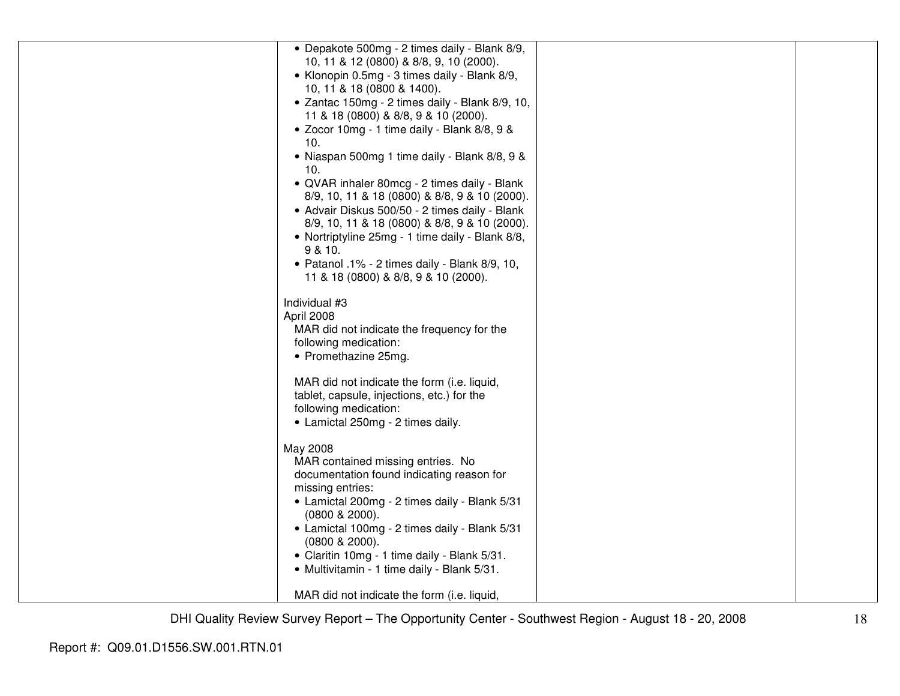| | | | |
|---|---|---|---|
| | • Depakote 500mg - 2 times daily - Blank 8/9, 10, 11 & 12 (0800) & 8/8, 9, 10 (2000).<br>• Klonopin 0.5mg - 3 times daily - Blank 8/9, 10, 11 & 18 (0800 & 1400).<br>• Zantac 150mg - 2 times daily - Blank 8/9, 10, 11 & 18 (0800) & 8/8, 9 & 10 (2000).<br>• Zocor 10mg - 1 time daily - Blank 8/8, 9 & 10.<br>• Niaspan 500mg 1 time daily - Blank 8/8, 9 & 10.<br>• QVAR inhaler 80mcg - 2 times daily - Blank 8/9, 10, 11 & 18 (0800) & 8/8, 9 & 10 (2000).<br>• Advair Diskus 500/50 - 2 times daily - Blank 8/9, 10, 11 & 18 (0800) & 8/8, 9 & 10 (2000).<br>• Nortriptyline 25mg - 1 time daily - Blank 8/8, 9 & 10.<br>• Patanol .1% - 2 times daily - Blank 8/9, 10, 11 & 18 (0800) & 8/8, 9 & 10 (2000).<br><br>Individual #3<br>April 2008<br>MAR did not indicate the frequency for the following medication:<br>• Promethazine 25mg.<br><br>MAR did not indicate the form (i.e. liquid, tablet, capsule, injections, etc.) for the following medication:<br>• Lamictal 250mg - 2 times daily.<br><br>May 2008<br>MAR contained missing entries. No documentation found indicating reason for missing entries:<br>• Lamictal 200mg - 2 times daily - Blank 5/31 (0800 & 2000).<br>• Lamictal 100mg - 2 times daily - Blank 5/31 (0800 & 2000).<br>• Claritin 10mg - 1 time daily - Blank 5/31.<br>• Multivitamin - 1 time daily - Blank 5/31.<br><br>MAR did not indicate the form (i.e. liquid, | | |

Report #: Q09.01.D1556.SW.001.RTN.01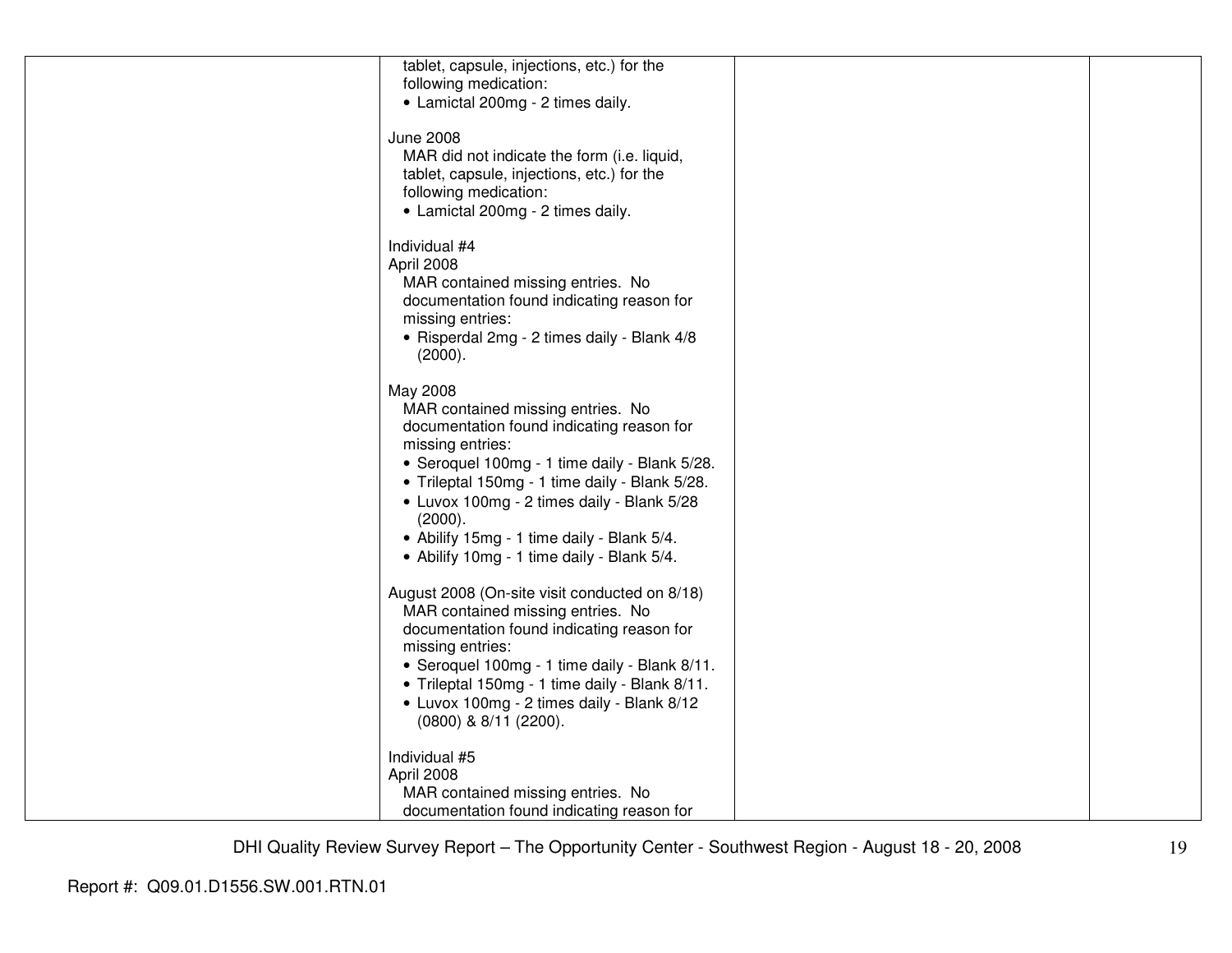| | | | |
|---|---|---|---|
| | tablet, capsule, injections, etc.) for the following medication:<br>• Lamictal 200mg - 2 times daily.<br><br>June 2008<br>MAR did not indicate the form (i.e. liquid, tablet, capsule, injections, etc.) for the following medication:<br>• Lamictal 200mg - 2 times daily.<br><br>Individual #4<br>April 2008<br>MAR contained missing entries. No documentation found indicating reason for missing entries:<br>• Risperdal 2mg - 2 times daily - Blank 4/8 (2000).<br><br>May 2008<br>MAR contained missing entries. No documentation found indicating reason for missing entries:<br>• Seroquel 100mg - 1 time daily - Blank 5/28.<br>• Trileptal 150mg - 1 time daily - Blank 5/28.<br>• Luvox 100mg - 2 times daily - Blank 5/28 (2000).<br>• Abilify 15mg - 1 time daily - Blank 5/4.<br>• Abilify 10mg - 1 time daily - Blank 5/4.<br><br>August 2008 (On-site visit conducted on 8/18)<br>MAR contained missing entries. No documentation found indicating reason for missing entries:<br>• Seroquel 100mg - 1 time daily - Blank 8/11.<br>• Trileptal 150mg - 1 time daily - Blank 8/11.<br>• Luvox 100mg - 2 times daily - Blank 8/12 (0800) & 8/11 (2200).<br><br>Individual #5<br>April 2008<br>MAR contained missing entries. No documentation found indicating reason for | | |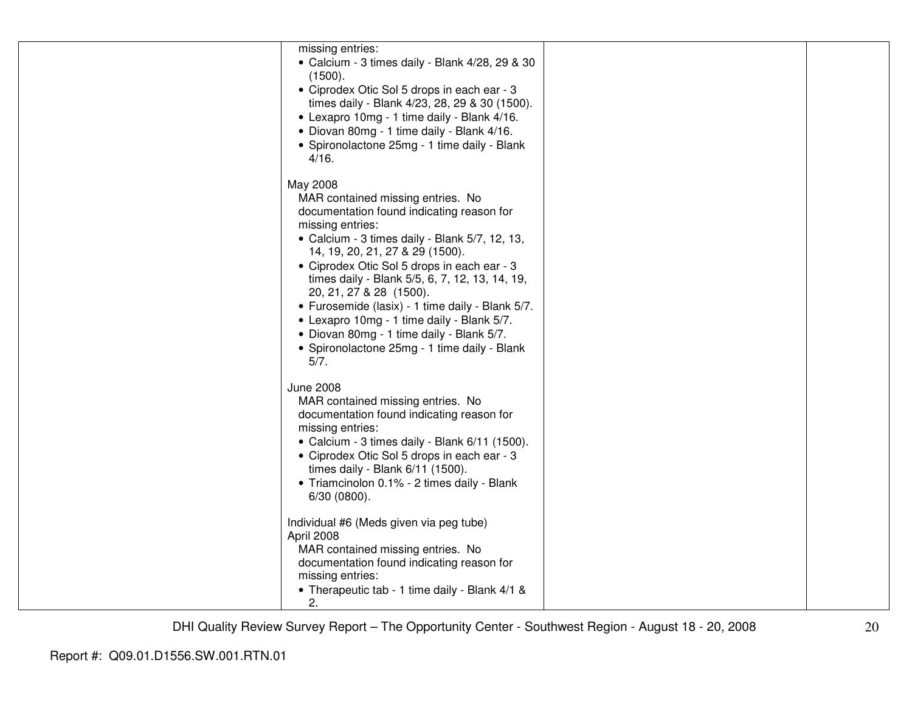| | | | |
|---|---|---|---|
| | missing entries:<br>• Calcium - 3 times daily - Blank 4/28, 29 & 30 (1500).<br>• Ciprodex Otic Sol 5 drops in each ear - 3 times daily - Blank 4/23, 28, 29 & 30 (1500).<br>• Lexapro 10mg - 1 time daily - Blank 4/16.<br>• Diovan 80mg - 1 time daily - Blank 4/16.<br>• Spironolactone 25mg - 1 time daily - Blank 4/16.<br><br>May 2008<br>MAR contained missing entries. No documentation found indicating reason for missing entries:<br>• Calcium - 3 times daily - Blank 5/7, 12, 13, 14, 19, 20, 21, 27 & 29 (1500).<br>• Ciprodex Otic Sol 5 drops in each ear - 3 times daily - Blank 5/5, 6, 7, 12, 13, 14, 19, 20, 21, 27 & 28 (1500).<br>• Furosemide (lasix) - 1 time daily - Blank 5/7.<br>• Lexapro 10mg - 1 time daily - Blank 5/7.<br>• Diovan 80mg - 1 time daily - Blank 5/7.<br>• Spironolactone 25mg - 1 time daily - Blank 5/7.<br><br>June 2008<br>MAR contained missing entries. No documentation found indicating reason for missing entries:<br>• Calcium - 3 times daily - Blank 6/11 (1500).<br>• Ciprodex Otic Sol 5 drops in each ear - 3 times daily - Blank 6/11 (1500).<br>• Triamcinolon 0.1% - 2 times daily - Blank 6/30 (0800).<br><br>Individual #6 (Meds given via peg tube)<br>April 2008<br>MAR contained missing entries. No documentation found indicating reason for missing entries:<br>• Therapeutic tab - 1 time daily - Blank 4/1 & 2. | | |

Report #: Q09.01.D1556.SW.001.RTN.01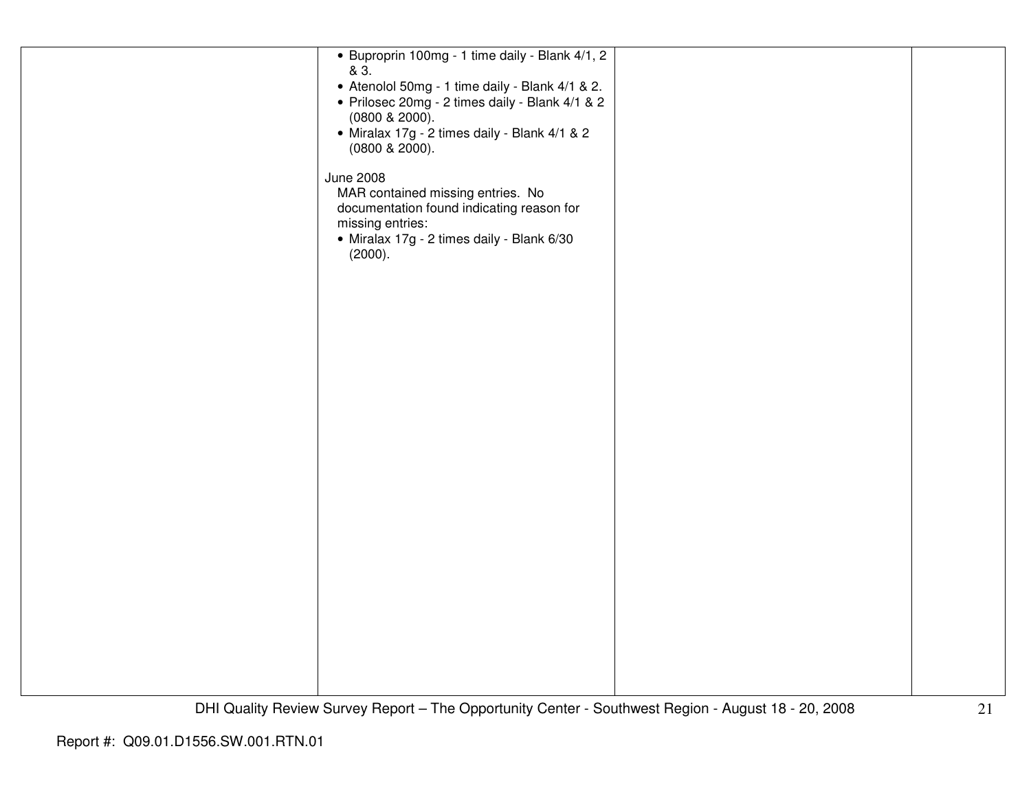| | | | |
|---|---|---|---|
| | • Buproprin 100mg - 1 time daily - Blank 4/1, 2 & 3.<br>• Atenolol 50mg - 1 time daily - Blank 4/1 & 2.<br>• Prilosec 20mg - 2 times daily - Blank 4/1 & 2 (0800 & 2000).<br>• Miralax 17g - 2 times daily - Blank 4/1 & 2 (0800 & 2000).<br><br>June 2008<br>MAR contained missing entries. No documentation found indicating reason for missing entries:<br>• Miralax 17g - 2 times daily - Blank 6/30 (2000). | | |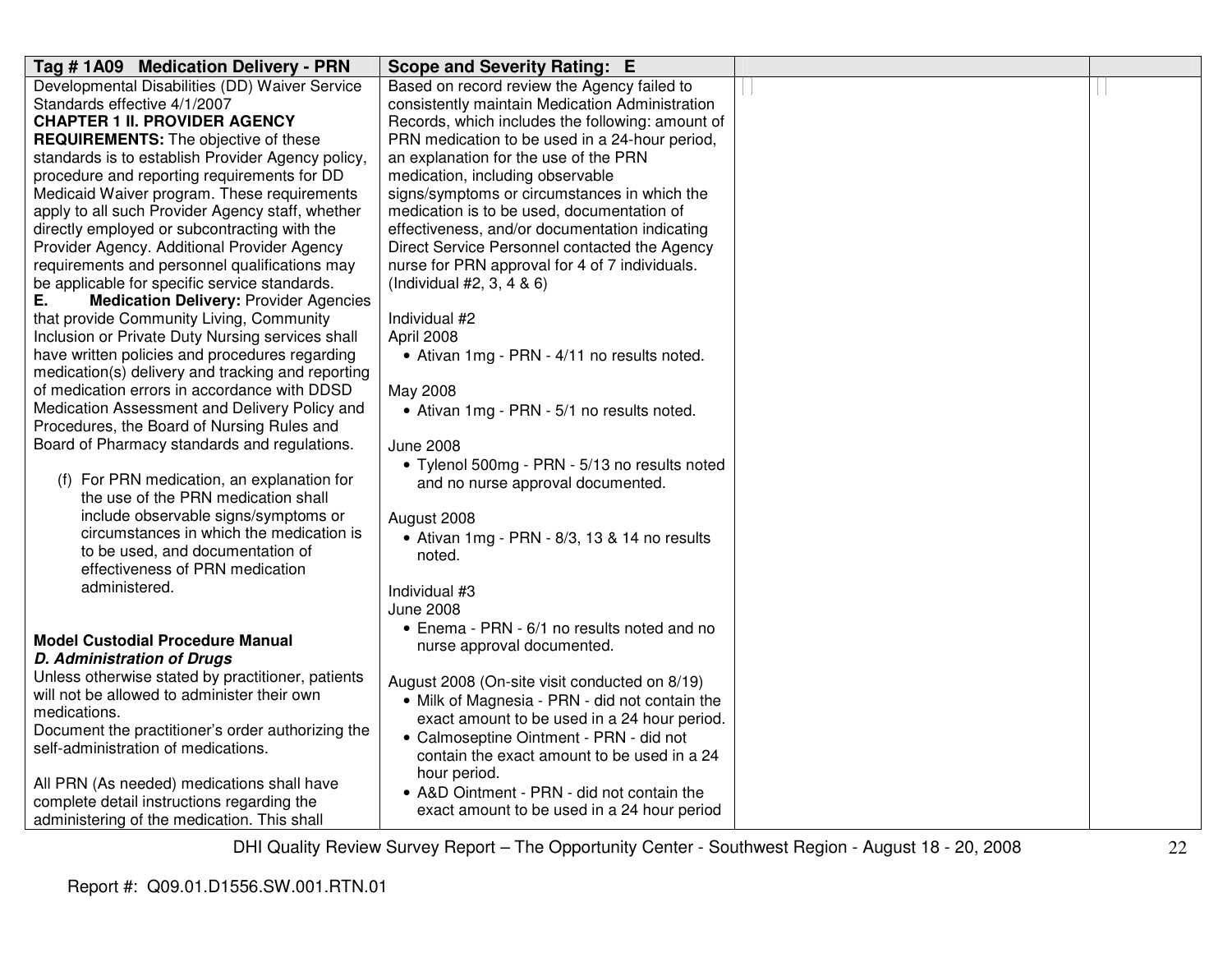| Tag # 1A09 Medication Delivery - PRN | Scope and Severity Rating: E | | |
|---|---|---|---|
| Developmental Disabilities (DD) Waiver Service Standards effective 4/1/2007<br>**CHAPTER 1 II. PROVIDER AGENCY REQUIREMENTS:** The objective of these standards is to establish Provider Agency policy, procedure and reporting requirements for DD Medicaid Waiver program. These requirements apply to all such Provider Agency staff, whether directly employed or subcontracting with the Provider Agency. Additional Provider Agency requirements and personnel qualifications may be applicable for specific service standards.<br>**E. Medication Delivery:** Provider Agencies that provide Community Living, Community Inclusion or Private Duty Nursing services shall have written policies and procedures regarding medication(s) delivery and tracking and reporting of medication errors in accordance with DDSD Medication Assessment and Delivery Policy and Procedures, the Board of Nursing Rules and Board of Pharmacy standards and regulations.<br><br>(f) For PRN medication, an explanation for the use of the PRN medication shall include observable signs/symptoms or circumstances in which the medication is to be used, and documentation of effectiveness of PRN medication administered.<br><br>**Model Custodial Procedure Manual**<br>***D. Administration of Drugs***<br>Unless otherwise stated by practitioner, patients will not be allowed to administer their own medications.<br>Document the practitioner's order authorizing the self-administration of medications.<br><br>All PRN (As needed) medications shall have complete detail instructions regarding the administering of the medication. This shall | Based on record review the Agency failed to consistently maintain Medication Administration Records, which includes the following: amount of PRN medication to be used in a 24-hour period, an explanation for the use of the PRN medication, including observable signs/symptoms or circumstances in which the medication is to be used, documentation of effectiveness, and/or documentation indicating Direct Service Personnel contacted the Agency nurse for PRN approval for 4 of 7 individuals. (Individual #2, 3, 4 & 6)<br><br>Individual #2<br>April 2008<br>• Ativan 1mg - PRN - 4/11 no results noted.<br><br>May 2008<br>• Ativan 1mg - PRN - 5/1 no results noted.<br><br>June 2008<br>• Tylenol 500mg - PRN - 5/13 no results noted and no nurse approval documented.<br><br>August 2008<br>• Ativan 1mg - PRN - 8/3, 13 & 14 no results noted.<br><br>Individual #3<br>June 2008<br>• Enema - PRN - 6/1 no results noted and no nurse approval documented.<br><br>August 2008 (On-site visit conducted on 8/19)<br>• Milk of Magnesia - PRN - did not contain the exact amount to be used in a 24 hour period.<br>• Calmoseptine Ointment - PRN - did not contain the exact amount to be used in a 24 hour period.<br>• A&D Ointment - PRN - did not contain the exact amount to be used in a 24 hour period | | |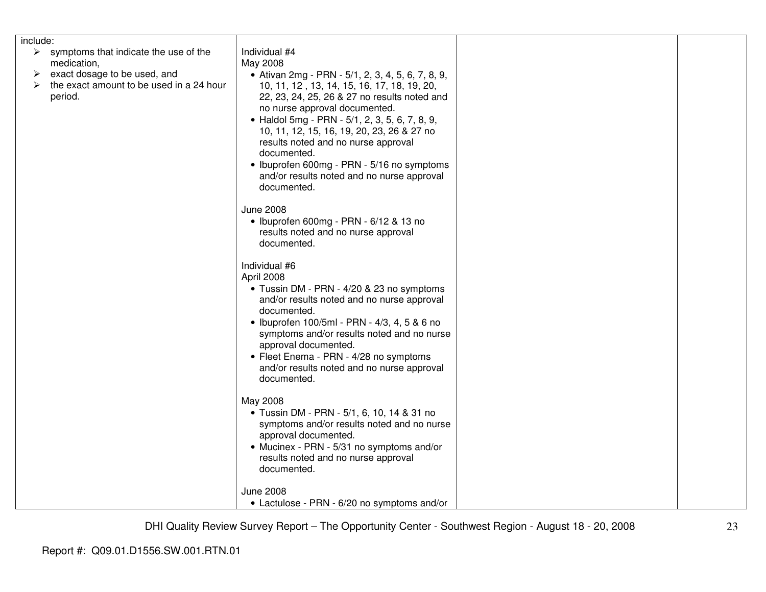| | | | |
|---|---|---|---|
| include:<br>➢ symptoms that indicate the use of the medication,<br>➢ exact dosage to be used, and<br>➢ the exact amount to be used in a 24 hour period. | Individual #4<br>May 2008<br>• Ativan 2mg - PRN - 5/1, 2, 3, 4, 5, 6, 7, 8, 9, 10, 11, 12 , 13, 14, 15, 16, 17, 18, 19, 20, 22, 23, 24, 25, 26 & 27 no results noted and no nurse approval documented.<br>• Haldol 5mg - PRN - 5/1, 2, 3, 5, 6, 7, 8, 9, 10, 11, 12, 15, 16, 19, 20, 23, 26 & 27 no results noted and no nurse approval documented.<br>• Ibuprofen 600mg - PRN - 5/16 no symptoms and/or results noted and no nurse approval documented.<br><br>June 2008<br>• Ibuprofen 600mg - PRN - 6/12 & 13 no results noted and no nurse approval documented.<br><br>Individual #6<br>April 2008<br>• Tussin DM - PRN - 4/20 & 23 no symptoms and/or results noted and no nurse approval documented.<br>• Ibuprofen 100/5ml - PRN - 4/3, 4, 5 & 6 no symptoms and/or results noted and no nurse approval documented.<br>• Fleet Enema - PRN - 4/28 no symptoms and/or results noted and no nurse approval documented.<br><br>May 2008<br>• Tussin DM - PRN - 5/1, 6, 10, 14 & 31 no symptoms and/or results noted and no nurse approval documented.<br>• Mucinex - PRN - 5/31 no symptoms and/or results noted and no nurse approval documented.<br><br>June 2008<br>• Lactulose - PRN - 6/20 no symptoms and/or | | |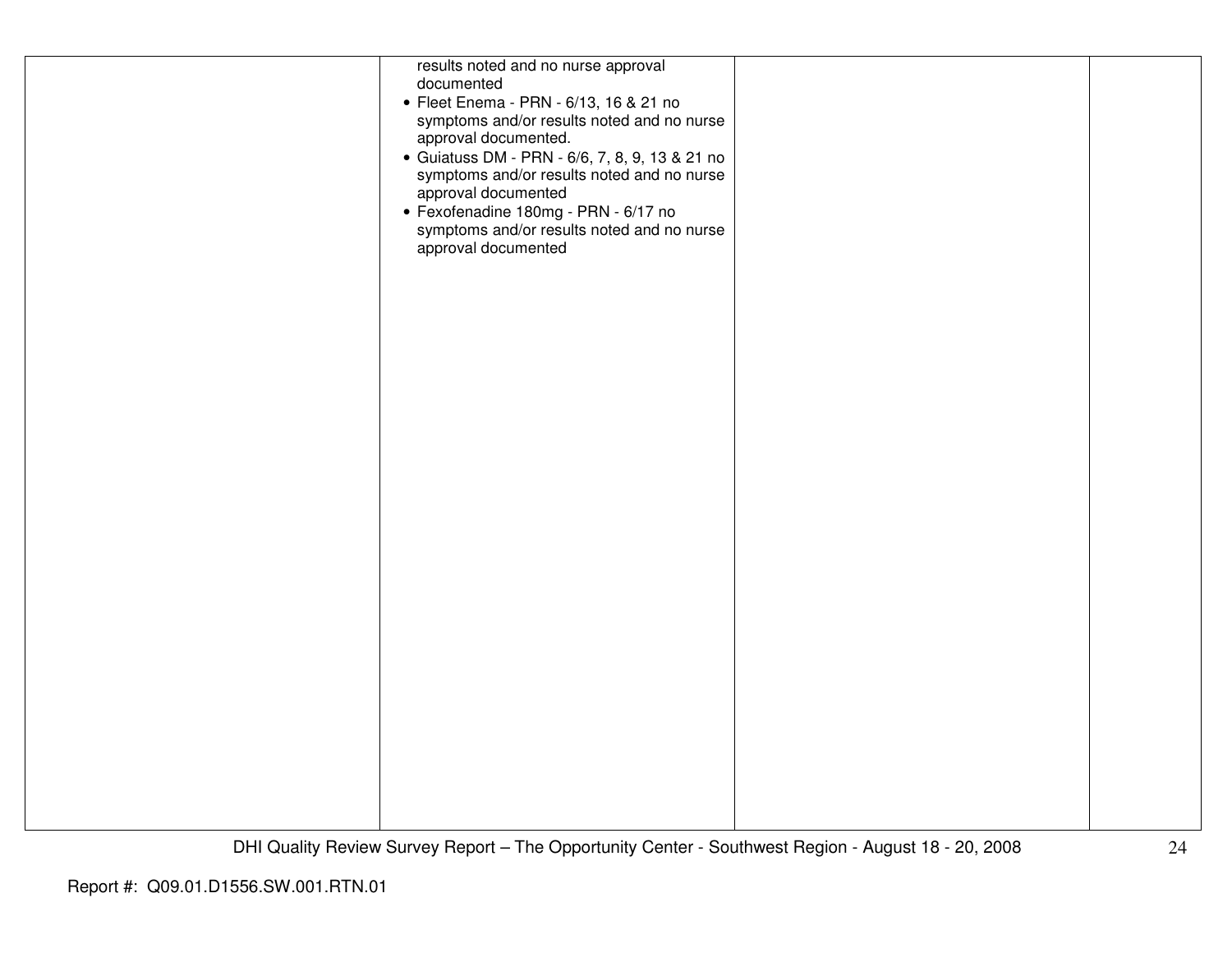|  |  |  |  |
|---|---|---|---|
|  | results noted and no nurse approval documented<br>• Fleet Enema - PRN - 6/13, 16 & 21 no symptoms and/or results noted and no nurse approval documented.<br>• Guiatuss DM - PRN - 6/6, 7, 8, 9, 13 & 21 no symptoms and/or results noted and no nurse approval documented<br>• Fexofenadine 180mg - PRN - 6/17 no symptoms and/or results noted and no nurse approval documented |  |  |

Report #: Q09.01.D1556.SW.001.RTN.01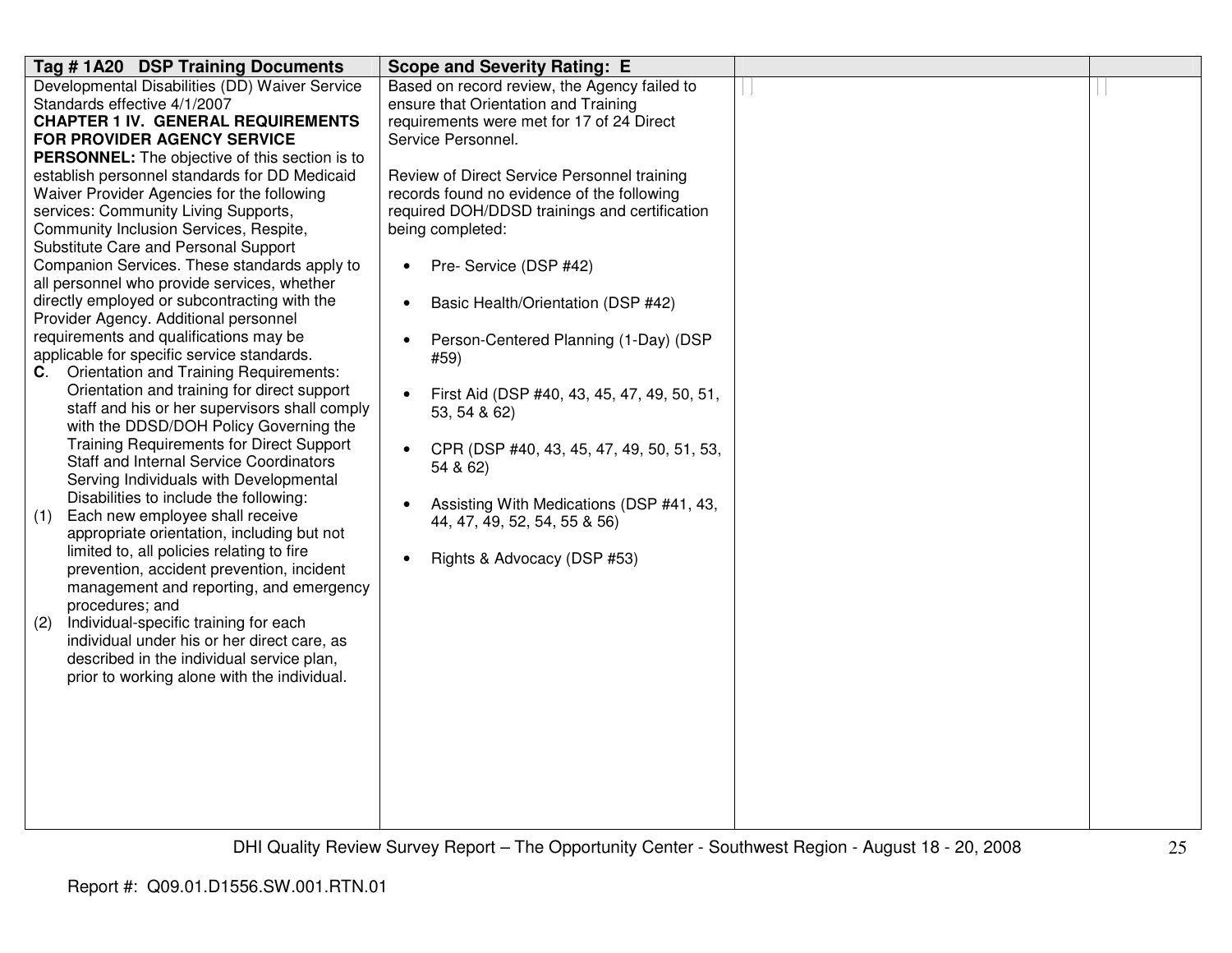| Tag # 1A20 DSP Training Documents | Scope and Severity Rating: E | | |
|---|---|---|---|
| Developmental Disabilities (DD) Waiver Service Standards effective 4/1/2007<br>**CHAPTER 1 IV. GENERAL REQUIREMENTS FOR PROVIDER AGENCY SERVICE PERSONNEL:** The objective of this section is to establish personnel standards for DD Medicaid Waiver Provider Agencies for the following services: Community Living Supports, Community Inclusion Services, Respite, Substitute Care and Personal Support Companion Services. These standards apply to all personnel who provide services, whether directly employed or subcontracting with the Provider Agency. Additional personnel requirements and qualifications may be applicable for specific service standards.<br>**C**. Orientation and Training Requirements: Orientation and training for direct support staff and his or her supervisors shall comply with the DDSD/DOH Policy Governing the Training Requirements for Direct Support Staff and Internal Service Coordinators Serving Individuals with Developmental Disabilities to include the following:<br>(1) Each new employee shall receive appropriate orientation, including but not limited to, all policies relating to fire prevention, accident prevention, incident management and reporting, and emergency procedures; and<br>(2) Individual-specific training for each individual under his or her direct care, as described in the individual service plan, prior to working alone with the individual. | Based on record review, the Agency failed to ensure that Orientation and Training requirements were met for 17 of 24 Direct Service Personnel.<br><br>Review of Direct Service Personnel training records found no evidence of the following required DOH/DDSD trainings and certification being completed:<br><br>• Pre- Service (DSP #42)<br>• Basic Health/Orientation (DSP #42)<br>• Person-Centered Planning (1-Day) (DSP #59)<br>• First Aid (DSP #40, 43, 45, 47, 49, 50, 51, 53, 54 & 62)<br>• CPR (DSP #40, 43, 45, 47, 49, 50, 51, 53, 54 & 62)<br>• Assisting With Medications (DSP #41, 43, 44, 47, 49, 52, 54, 55 & 56)<br>• Rights & Advocacy (DSP #53) | | |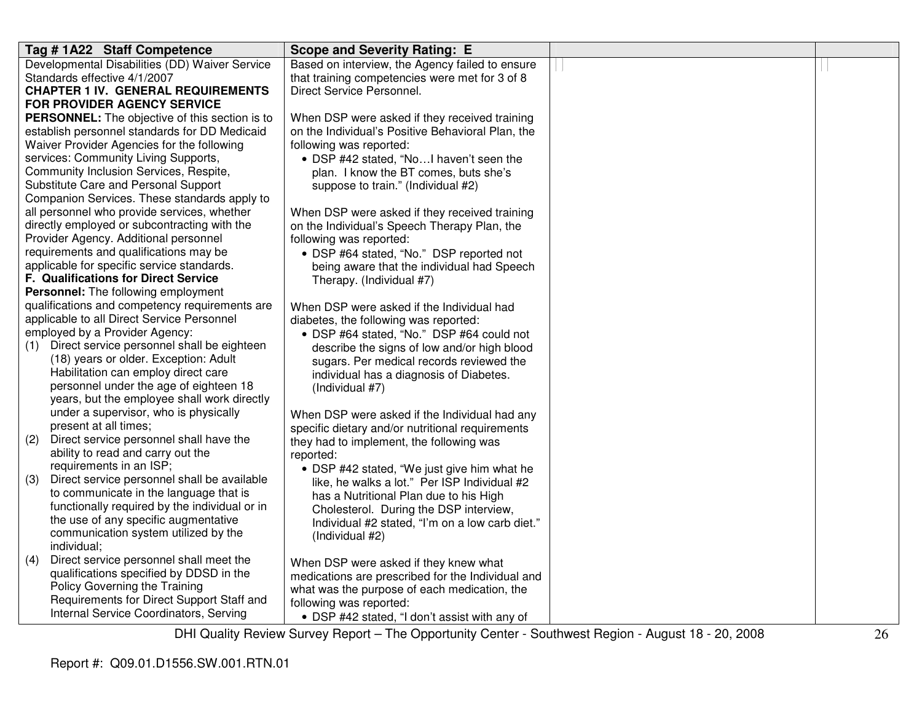| Tag # 1A22 Staff Competence | Scope and Severity Rating: E | | |
|---|---|---|---|
| Developmental Disabilities (DD) Waiver Service Standards effective 4/1/2007<br>**CHAPTER 1 IV. GENERAL REQUIREMENTS FOR PROVIDER AGENCY SERVICE PERSONNEL:** The objective of this section is to establish personnel standards for DD Medicaid Waiver Provider Agencies for the following services: Community Living Supports, Community Inclusion Services, Respite, Substitute Care and Personal Support Companion Services. These standards apply to all personnel who provide services, whether directly employed or subcontracting with the Provider Agency. Additional personnel requirements and qualifications may be applicable for specific service standards.<br>**F. Qualifications for Direct Service Personnel:** The following employment qualifications and competency requirements are applicable to all Direct Service Personnel employed by a Provider Agency:<br>(1) Direct service personnel shall be eighteen (18) years or older. Exception: Adult Habilitation can employ direct care personnel under the age of eighteen 18 years, but the employee shall work directly under a supervisor, who is physically present at all times;<br>(2) Direct service personnel shall have the ability to read and carry out the requirements in an ISP;<br>(3) Direct service personnel shall be available to communicate in the language that is functionally required by the individual or in the use of any specific augmentative communication system utilized by the individual;<br>(4) Direct service personnel shall meet the qualifications specified by DDSD in the Policy Governing the Training Requirements for Direct Support Staff and Internal Service Coordinators, Serving | Based on interview, the Agency failed to ensure that training competencies were met for 3 of 8 Direct Service Personnel.<br><br>When DSP were asked if they received training on the Individual's Positive Behavioral Plan, the following was reported:<br>• DSP #42 stated, "No…I haven't seen the plan. I know the BT comes, buts she's suppose to train." (Individual #2)<br><br>When DSP were asked if they received training on the Individual's Speech Therapy Plan, the following was reported:<br>• DSP #64 stated, "No." DSP reported not being aware that the individual had Speech Therapy. (Individual #7)<br><br>When DSP were asked if the Individual had diabetes, the following was reported:<br>• DSP #64 stated, "No." DSP #64 could not describe the signs of low and/or high blood sugars. Per medical records reviewed the individual has a diagnosis of Diabetes. (Individual #7)<br><br>When DSP were asked if the Individual had any specific dietary and/or nutritional requirements they had to implement, the following was reported:<br>• DSP #42 stated, "We just give him what he like, he walks a lot." Per ISP Individual #2 has a Nutritional Plan due to his High Cholesterol. During the DSP interview, Individual #2 stated, "I'm on a low carb diet." (Individual #2)<br><br>When DSP were asked if they knew what medications are prescribed for the Individual and what was the purpose of each medication, the following was reported:<br>• DSP #42 stated, "I don't assist with any of | | |

DHI Quality Review Survey Report – The Opportunity Center - Southwest Region - August 18 - 20, 2008

Report #: Q09.01.D1556.SW.001.RTN.01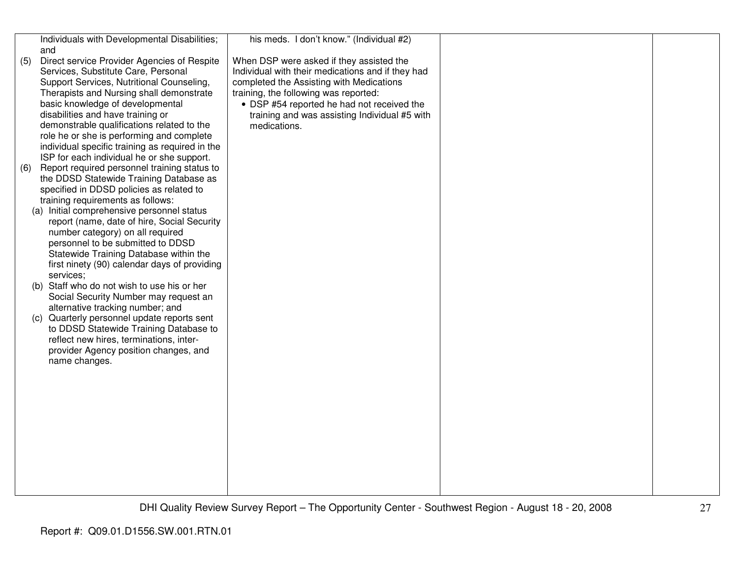| | | | |
|---|---|---|---|
| Individuals with Developmental Disabilities; and<br>(5) Direct service Provider Agencies of Respite Services, Substitute Care, Personal Support Services, Nutritional Counseling, Therapists and Nursing shall demonstrate basic knowledge of developmental disabilities and have training or demonstrable qualifications related to the role he or she is performing and complete individual specific training as required in the ISP for each individual he or she support.<br>(6) Report required personnel training status to the DDSD Statewide Training Database as specified in DDSD policies as related to training requirements as follows:<br>(a) Initial comprehensive personnel status report (name, date of hire, Social Security number category) on all required personnel to be submitted to DDSD Statewide Training Database within the first ninety (90) calendar days of providing services;<br>(b) Staff who do not wish to use his or her Social Security Number may request an alternative tracking number; and<br>(c) Quarterly personnel update reports sent to DDSD Statewide Training Database to reflect new hires, terminations, inter-provider Agency position changes, and name changes. | his meds. I don't know." (Individual #2)<br><br>When DSP were asked if they assisted the Individual with their medications and if they had completed the Assisting with Medications training, the following was reported:<br>• DSP #54 reported he had not received the training and was assisting Individual #5 with medications. | | |

Report #: Q09.01.D1556.SW.001.RTN.01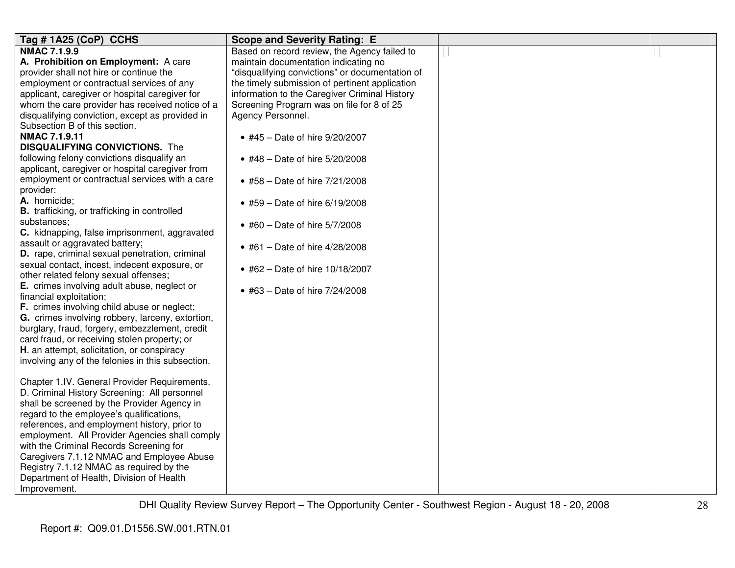| Tag # 1A25 (CoP) CCHS | Scope and Severity Rating: E | | |
|---|---|---|---|
| **NMAC 7.1.9.9**<br>**A. Prohibition on Employment:** A care provider shall not hire or continue the employment or contractual services of any applicant, caregiver or hospital caregiver for whom the care provider has received notice of a disqualifying conviction, except as provided in Subsection B of this section.<br>**NMAC 7.1.9.11**<br>**DISQUALIFYING CONVICTIONS.** The following felony convictions disqualify an applicant, caregiver or hospital caregiver from employment or contractual services with a care provider:<br>**A.** homicide;<br>**B.** trafficking, or trafficking in controlled substances;<br>**C.** kidnapping, false imprisonment, aggravated assault or aggravated battery;<br>**D.** rape, criminal sexual penetration, criminal sexual contact, incest, indecent exposure, or other related felony sexual offenses;<br>**E.** crimes involving adult abuse, neglect or financial exploitation;<br>**F.** crimes involving child abuse or neglect;<br>**G.** crimes involving robbery, larceny, extortion, burglary, fraud, forgery, embezzlement, credit card fraud, or receiving stolen property; or<br>**H**. an attempt, solicitation, or conspiracy involving any of the felonies in this subsection.<br><br>Chapter 1.IV. General Provider Requirements. D. Criminal History Screening: All personnel shall be screened by the Provider Agency in regard to the employee's qualifications, references, and employment history, prior to employment. All Provider Agencies shall comply with the Criminal Records Screening for Caregivers 7.1.12 NMAC and Employee Abuse Registry 7.1.12 NMAC as required by the Department of Health, Division of Health Improvement. | Based on record review, the Agency failed to maintain documentation indicating no "disqualifying convictions" or documentation of the timely submission of pertinent application information to the Caregiver Criminal History Screening Program was on file for 8 of 25 Agency Personnel.<br><br>• #45 – Date of hire 9/20/2007<br><br>• #48 – Date of hire 5/20/2008<br><br>• #58 – Date of hire 7/21/2008<br><br>• #59 – Date of hire 6/19/2008<br><br>• #60 – Date of hire 5/7/2008<br><br>• #61 – Date of hire 4/28/2008<br><br>• #62 – Date of hire 10/18/2007<br><br>• #63 – Date of hire 7/24/2008 | | |

DHI Quality Review Survey Report – The Opportunity Center - Southwest Region - August 18 - 20, 2008

Report #: Q09.01.D1556.SW.001.RTN.01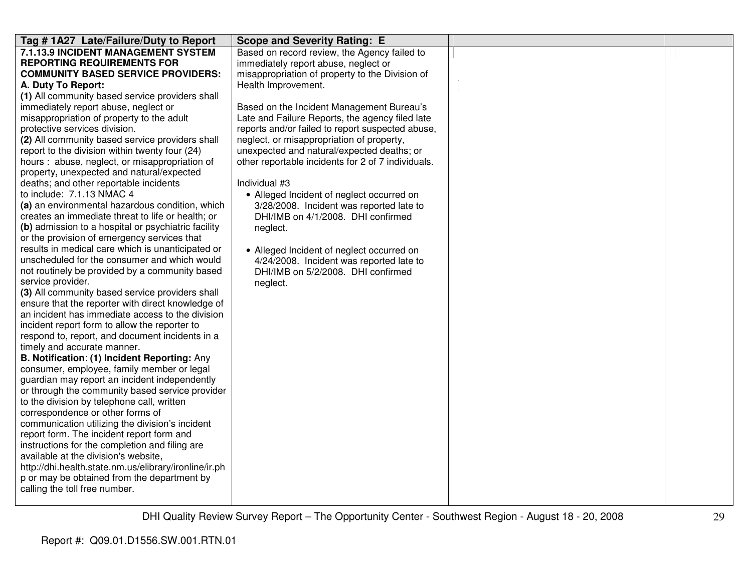| Tag # 1A27 Late/Failure/Duty to Report | Scope and Severity Rating: E | | |
|---|---|---|---|
| **7.1.13.9 INCIDENT MANAGEMENT SYSTEM REPORTING REQUIREMENTS FOR COMMUNITY BASED SERVICE PROVIDERS:**<br>**A. Duty To Report:**<br>**(1)** All community based service providers shall immediately report abuse, neglect or misappropriation of property to the adult protective services division.<br>**(2)** All community based service providers shall report to the division within twenty four (24) hours : abuse, neglect, or misappropriation of property**,** unexpected and natural/expected deaths; and other reportable incidents to include: 7.1.13 NMAC 4<br>**(a)** an environmental hazardous condition, which creates an immediate threat to life or health; or<br>**(b)** admission to a hospital or psychiatric facility or the provision of emergency services that results in medical care which is unanticipated or unscheduled for the consumer and which would not routinely be provided by a community based service provider.<br>**(3)** All community based service providers shall ensure that the reporter with direct knowledge of an incident has immediate access to the division incident report form to allow the reporter to respond to, report, and document incidents in a timely and accurate manner.<br>**B. Notification**: **(1) Incident Reporting:** Any consumer, employee, family member or legal guardian may report an incident independently or through the community based service provider to the division by telephone call, written correspondence or other forms of communication utilizing the division's incident report form. The incident report form and instructions for the completion and filing are available at the division's website, http://dhi.health.state.nm.us/elibrary/ironline/ir.php or may be obtained from the department by calling the toll free number. | Based on record review, the Agency failed to immediately report abuse, neglect or misappropriation of property to the Division of Health Improvement.<br><br>Based on the Incident Management Bureau's Late and Failure Reports, the agency filed late reports and/or failed to report suspected abuse, neglect, or misappropriation of property, unexpected and natural/expected deaths; or other reportable incidents for 2 of 7 individuals.<br><br>Individual #3<br>• Alleged Incident of neglect occurred on 3/28/2008. Incident was reported late to DHI/IMB on 4/1/2008. DHI confirmed neglect.<br><br>• Alleged Incident of neglect occurred on 4/24/2008. Incident was reported late to DHI/IMB on 5/2/2008. DHI confirmed neglect. | | |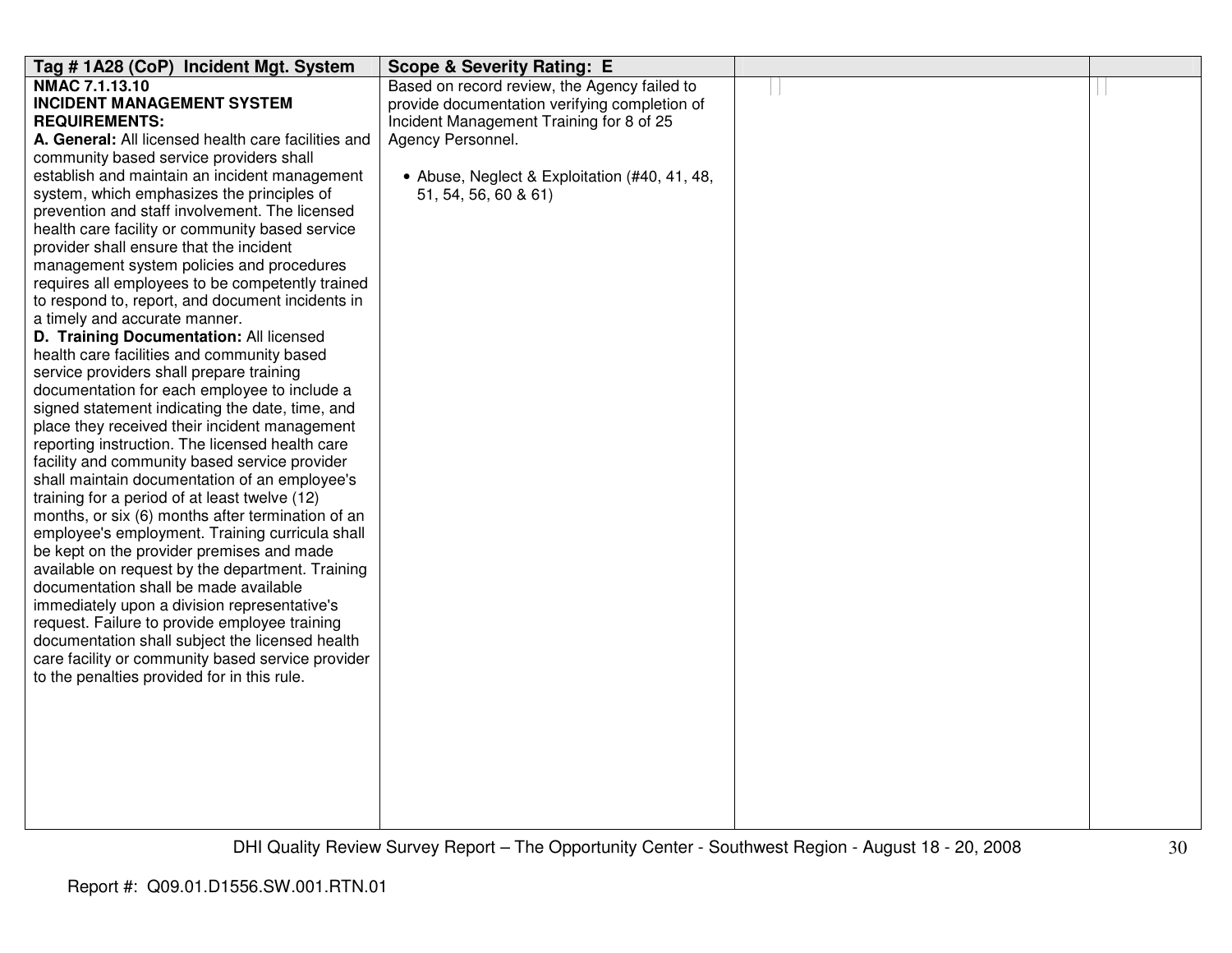| Tag # 1A28 (CoP) Incident Mgt. System | Scope & Severity Rating: E | | |
|---|---|---|---|
| **NMAC 7.1.13.10**<br>**INCIDENT MANAGEMENT SYSTEM REQUIREMENTS:**<br>**A. General:** All licensed health care facilities and community based service providers shall establish and maintain an incident management system, which emphasizes the principles of prevention and staff involvement. The licensed health care facility or community based service provider shall ensure that the incident management system policies and procedures requires all employees to be competently trained to respond to, report, and document incidents in a timely and accurate manner.<br>**D. Training Documentation:** All licensed health care facilities and community based service providers shall prepare training documentation for each employee to include a signed statement indicating the date, time, and place they received their incident management reporting instruction. The licensed health care facility and community based service provider shall maintain documentation of an employee's training for a period of at least twelve (12) months, or six (6) months after termination of an employee's employment. Training curricula shall be kept on the provider premises and made available on request by the department. Training documentation shall be made available immediately upon a division representative's request. Failure to provide employee training documentation shall subject the licensed health care facility or community based service provider to the penalties provided for in this rule. | Based on record review, the Agency failed to provide documentation verifying completion of Incident Management Training for 8 of 25 Agency Personnel.<br><br>• Abuse, Neglect & Exploitation (#40, 41, 48, 51, 54, 56, 60 & 61) | | |

Report #: Q09.01.D1556.SW.001.RTN.01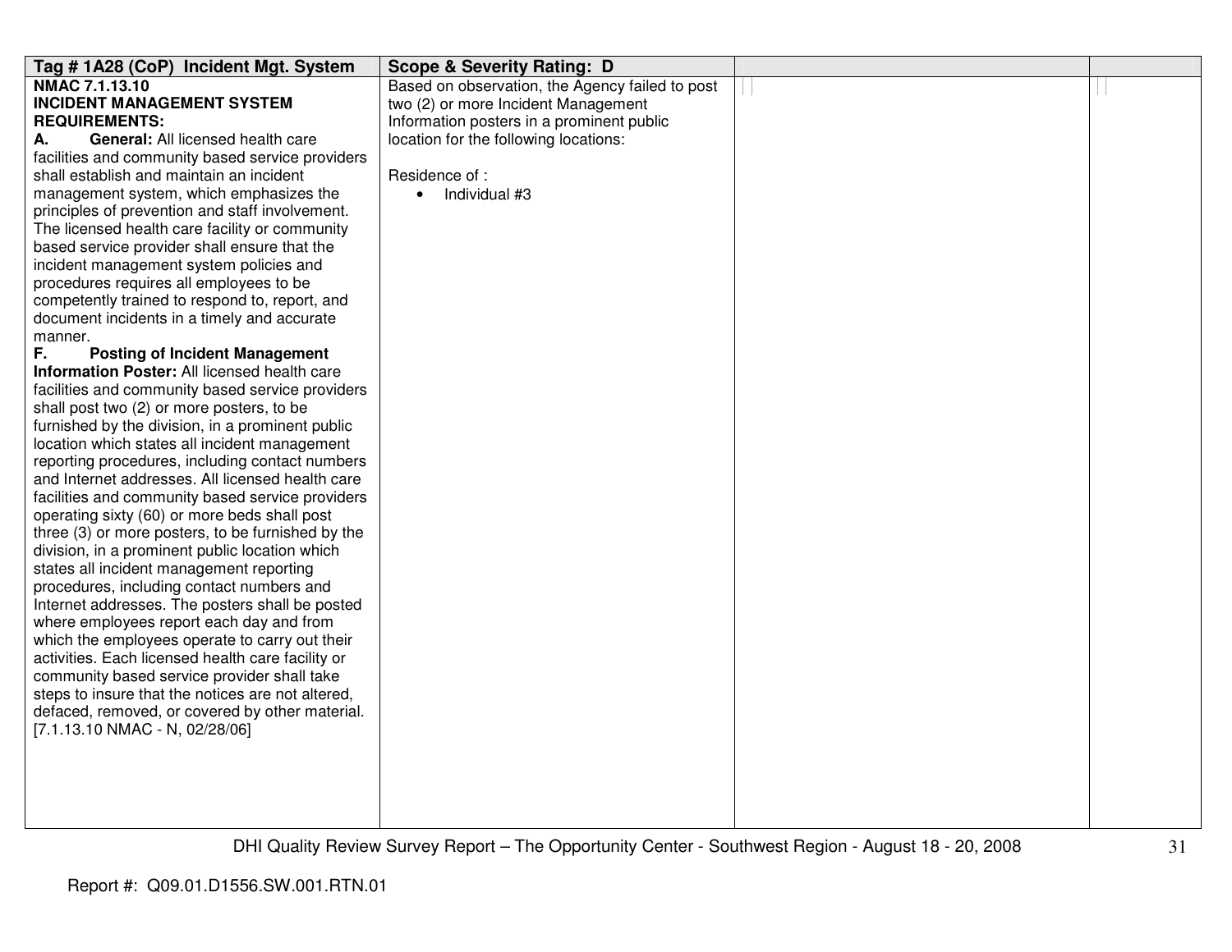| Tag # 1A28 (CoP) Incident Mgt. System | Scope & Severity Rating: D | | |
|---|---|---|---|
| **NMAC 7.1.13.10**<br>**INCIDENT MANAGEMENT SYSTEM REQUIREMENTS:**<br>**A. General:** All licensed health care facilities and community based service providers shall establish and maintain an incident management system, which emphasizes the principles of prevention and staff involvement. The licensed health care facility or community based service provider shall ensure that the incident management system policies and procedures requires all employees to be competently trained to respond to, report, and document incidents in a timely and accurate manner.<br>**F. Posting of Incident Management Information Poster:** All licensed health care facilities and community based service providers shall post two (2) or more posters, to be furnished by the division, in a prominent public location which states all incident management reporting procedures, including contact numbers and Internet addresses. All licensed health care facilities and community based service providers operating sixty (60) or more beds shall post three (3) or more posters, to be furnished by the division, in a prominent public location which states all incident management reporting procedures, including contact numbers and Internet addresses. The posters shall be posted where employees report each day and from which the employees operate to carry out their activities. Each licensed health care facility or community based service provider shall take steps to insure that the notices are not altered, defaced, removed, or covered by other material.<br>[7.1.13.10 NMAC - N, 02/28/06] | Based on observation, the Agency failed to post two (2) or more Incident Management Information posters in a prominent public location for the following locations:<br><br>Residence of :<br>• Individual #3 | | |

Report #: Q09.01.D1556.SW.001.RTN.01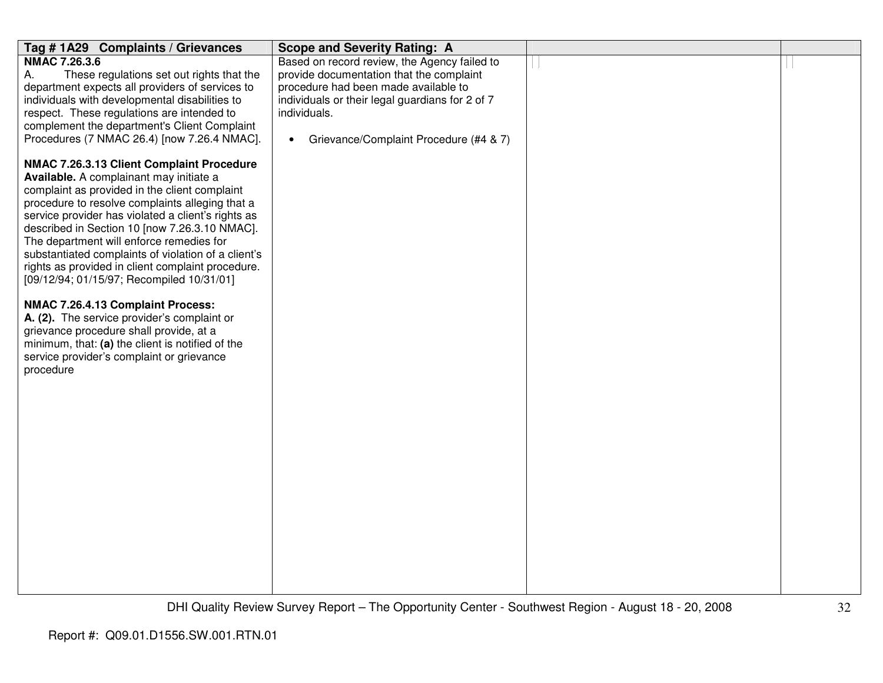| Tag # 1A29 Complaints / Grievances | Scope and Severity Rating: A | | |
|---|---|---|---|
| **NMAC 7.26.3.6**<br>A. These regulations set out rights that the department expects all providers of services to individuals with developmental disabilities to respect. These regulations are intended to complement the department's Client Complaint Procedures (7 NMAC 26.4) [now 7.26.4 NMAC].<br><br>**NMAC 7.26.3.13 Client Complaint Procedure Available.** A complainant may initiate a complaint as provided in the client complaint procedure to resolve complaints alleging that a service provider has violated a client's rights as described in Section 10 [now 7.26.3.10 NMAC]. The department will enforce remedies for substantiated complaints of violation of a client's rights as provided in client complaint procedure. [09/12/94; 01/15/97; Recompiled 10/31/01]<br><br>**NMAC 7.26.4.13 Complaint Process:**<br>**A. (2).** The service provider's complaint or grievance procedure shall provide, at a minimum, that: **(a)** the client is notified of the service provider's complaint or grievance procedure | Based on record review, the Agency failed to provide documentation that the complaint procedure had been made available to individuals or their legal guardians for 2 of 7 individuals.<br><br>• Grievance/Complaint Procedure (#4 & 7) | | |

Report #: Q09.01.D1556.SW.001.RTN.01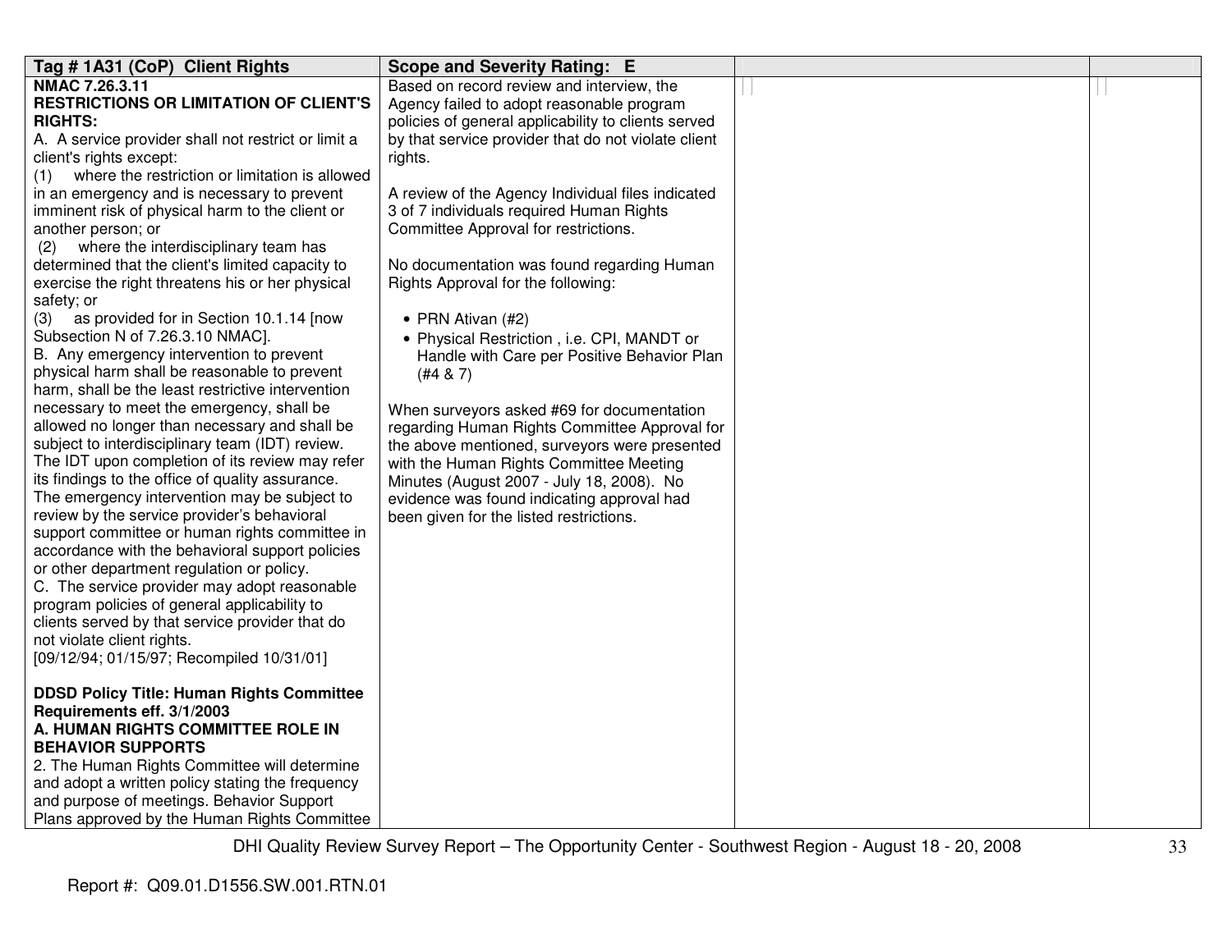| Tag # 1A31 (CoP) Client Rights | Scope and Severity Rating: E | | |
|---|---|---|---|
| **NMAC 7.26.3.11**<br>**RESTRICTIONS OR LIMITATION OF CLIENT'S RIGHTS:**<br>A. A service provider shall not restrict or limit a client's rights except:<br>(1) where the restriction or limitation is allowed in an emergency and is necessary to prevent imminent risk of physical harm to the client or another person; or<br>(2) where the interdisciplinary team has determined that the client's limited capacity to exercise the right threatens his or her physical safety; or<br>(3) as provided for in Section 10.1.14 [now Subsection N of 7.26.3.10 NMAC].<br>B. Any emergency intervention to prevent physical harm shall be reasonable to prevent harm, shall be the least restrictive intervention necessary to meet the emergency, shall be allowed no longer than necessary and shall be subject to interdisciplinary team (IDT) review. The IDT upon completion of its review may refer its findings to the office of quality assurance. The emergency intervention may be subject to review by the service provider's behavioral support committee or human rights committee in accordance with the behavioral support policies or other department regulation or policy.<br>C. The service provider may adopt reasonable program policies of general applicability to clients served by that service provider that do not violate client rights.<br>[09/12/94; 01/15/97; Recompiled 10/31/01]<br><br>**DDSD Policy Title: Human Rights Committee Requirements eff. 3/1/2003**<br>**A. HUMAN RIGHTS COMMITTEE ROLE IN BEHAVIOR SUPPORTS**<br>2. The Human Rights Committee will determine and adopt a written policy stating the frequency and purpose of meetings. Behavior Support Plans approved by the Human Rights Committee | Based on record review and interview, the Agency failed to adopt reasonable program policies of general applicability to clients served by that service provider that do not violate client rights.<br><br>A review of the Agency Individual files indicated 3 of 7 individuals required Human Rights Committee Approval for restrictions.<br><br>No documentation was found regarding Human Rights Approval for the following:<br><br>• PRN Ativan (#2)<br>• Physical Restriction , i.e. CPI, MANDT or Handle with Care per Positive Behavior Plan (#4 & 7)<br><br>When surveyors asked #69 for documentation regarding Human Rights Committee Approval for the above mentioned, surveyors were presented with the Human Rights Committee Meeting Minutes (August 2007 - July 18, 2008). No evidence was found indicating approval had been given for the listed restrictions. | | |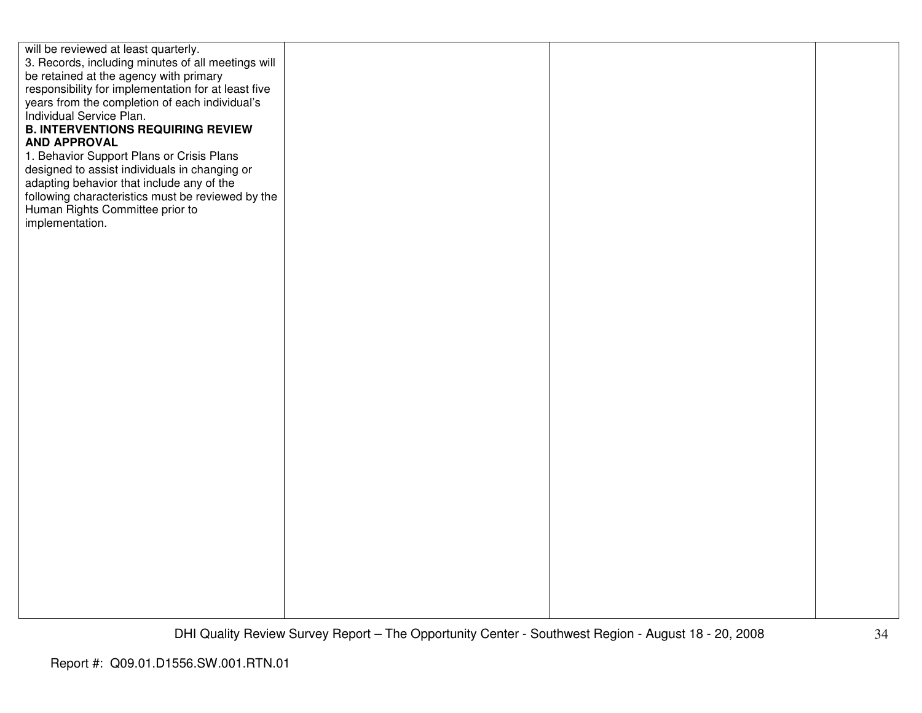| | | | |
|---|---|---|---|
| will be reviewed at least quarterly.<br>3. Records, including minutes of all meetings will be retained at the agency with primary responsibility for implementation for at least five years from the completion of each individual's Individual Service Plan.<br>**B. INTERVENTIONS REQUIRING REVIEW AND APPROVAL**<br>1. Behavior Support Plans or Crisis Plans designed to assist individuals in changing or adapting behavior that include any of the following characteristics must be reviewed by the Human Rights Committee prior to implementation. | | | |

Report #: Q09.01.D1556.SW.001.RTN.01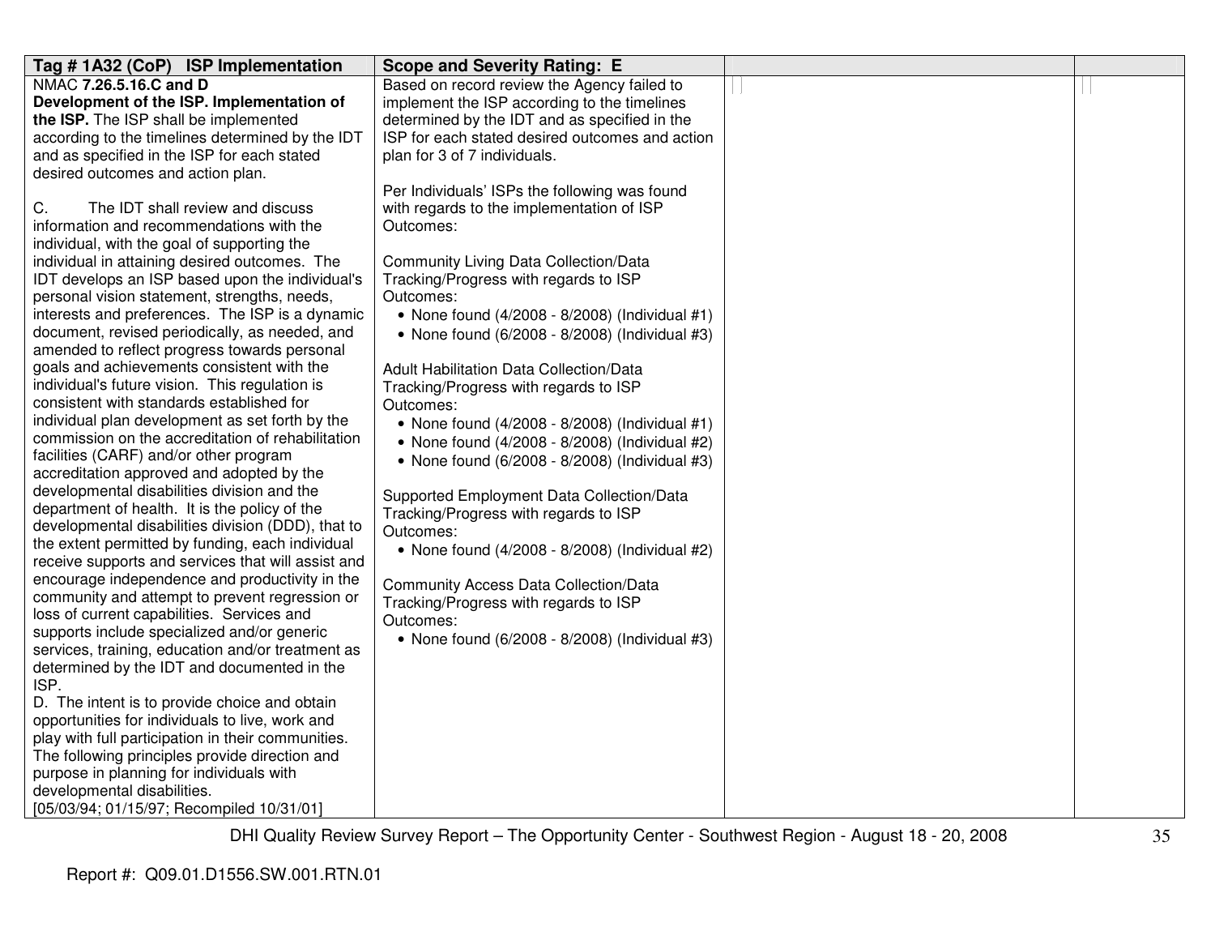| Tag # 1A32 (CoP) ISP Implementation | Scope and Severity Rating: E | | |
|---|---|---|---|
| NMAC **7.26.5.16.C and D**<br>**Development of the ISP. Implementation of the ISP.** The ISP shall be implemented according to the timelines determined by the IDT and as specified in the ISP for each stated desired outcomes and action plan.<br><br>C. The IDT shall review and discuss information and recommendations with the individual, with the goal of supporting the individual in attaining desired outcomes. The IDT develops an ISP based upon the individual's personal vision statement, strengths, needs, interests and preferences. The ISP is a dynamic document, revised periodically, as needed, and amended to reflect progress towards personal goals and achievements consistent with the individual's future vision. This regulation is consistent with standards established for individual plan development as set forth by the commission on the accreditation of rehabilitation facilities (CARF) and/or other program accreditation approved and adopted by the developmental disabilities division and the department of health. It is the policy of the developmental disabilities division (DDD), that to the extent permitted by funding, each individual receive supports and services that will assist and encourage independence and productivity in the community and attempt to prevent regression or loss of current capabilities. Services and supports include specialized and/or generic services, training, education and/or treatment as determined by the IDT and documented in the ISP.<br>D. The intent is to provide choice and obtain opportunities for individuals to live, work and play with full participation in their communities. The following principles provide direction and purpose in planning for individuals with developmental disabilities.<br>[05/03/94; 01/15/97; Recompiled 10/31/01] | Based on record review the Agency failed to implement the ISP according to the timelines determined by the IDT and as specified in the ISP for each stated desired outcomes and action plan for 3 of 7 individuals.<br><br>Per Individuals' ISPs the following was found with regards to the implementation of ISP Outcomes:<br><br>Community Living Data Collection/Data Tracking/Progress with regards to ISP Outcomes:<br>• None found (4/2008 - 8/2008) (Individual #1)<br>• None found (6/2008 - 8/2008) (Individual #3)<br><br>Adult Habilitation Data Collection/Data Tracking/Progress with regards to ISP Outcomes:<br>• None found (4/2008 - 8/2008) (Individual #1)<br>• None found (4/2008 - 8/2008) (Individual #2)<br>• None found (6/2008 - 8/2008) (Individual #3)<br><br>Supported Employment Data Collection/Data Tracking/Progress with regards to ISP Outcomes:<br>• None found (4/2008 - 8/2008) (Individual #2)<br><br>Community Access Data Collection/Data Tracking/Progress with regards to ISP Outcomes:<br>• None found (6/2008 - 8/2008) (Individual #3) | | |

DHI Quality Review Survey Report – The Opportunity Center - Southwest Region - August 18 - 20, 2008

Report #: Q09.01.D1556.SW.001.RTN.01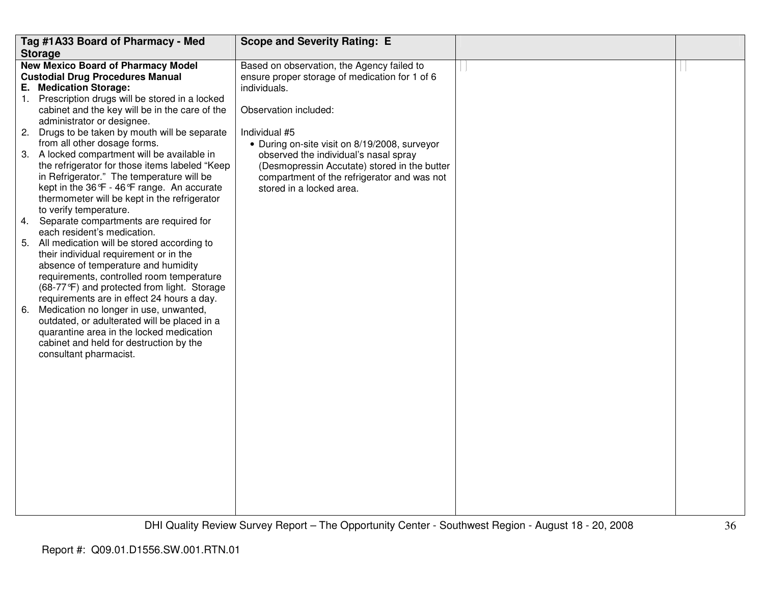| Tag #1A33 Board of Pharmacy - Med Storage | Scope and Severity Rating: E | | |
|---|---|---|---|
| **New Mexico Board of Pharmacy Model Custodial Drug Procedures Manual**<br>**E. Medication Storage:**<br>1. Prescription drugs will be stored in a locked cabinet and the key will be in the care of the administrator or designee.<br>2. Drugs to be taken by mouth will be separate from all other dosage forms.<br>3. A locked compartment will be available in the refrigerator for those items labeled "Keep in Refrigerator." The temperature will be kept in the 36°F - 46°F range. An accurate thermometer will be kept in the refrigerator to verify temperature.<br>4. Separate compartments are required for each resident's medication.<br>5. All medication will be stored according to their individual requirement or in the absence of temperature and humidity requirements, controlled room temperature (68-77°F) and protected from light. Storage requirements are in effect 24 hours a day.<br>6. Medication no longer in use, unwanted, outdated, or adulterated will be placed in a quarantine area in the locked medication cabinet and held for destruction by the consultant pharmacist. | Based on observation, the Agency failed to ensure proper storage of medication for 1 of 6 individuals.<br><br>Observation included:<br><br>Individual #5<br>• During on-site visit on 8/19/2008, surveyor observed the individual's nasal spray (Desmopressin Accutate) stored in the butter compartment of the refrigerator and was not stored in a locked area. | | |

DHI Quality Review Survey Report – The Opportunity Center - Southwest Region - August 18 - 20, 2008

Report #: Q09.01.D1556.SW.001.RTN.01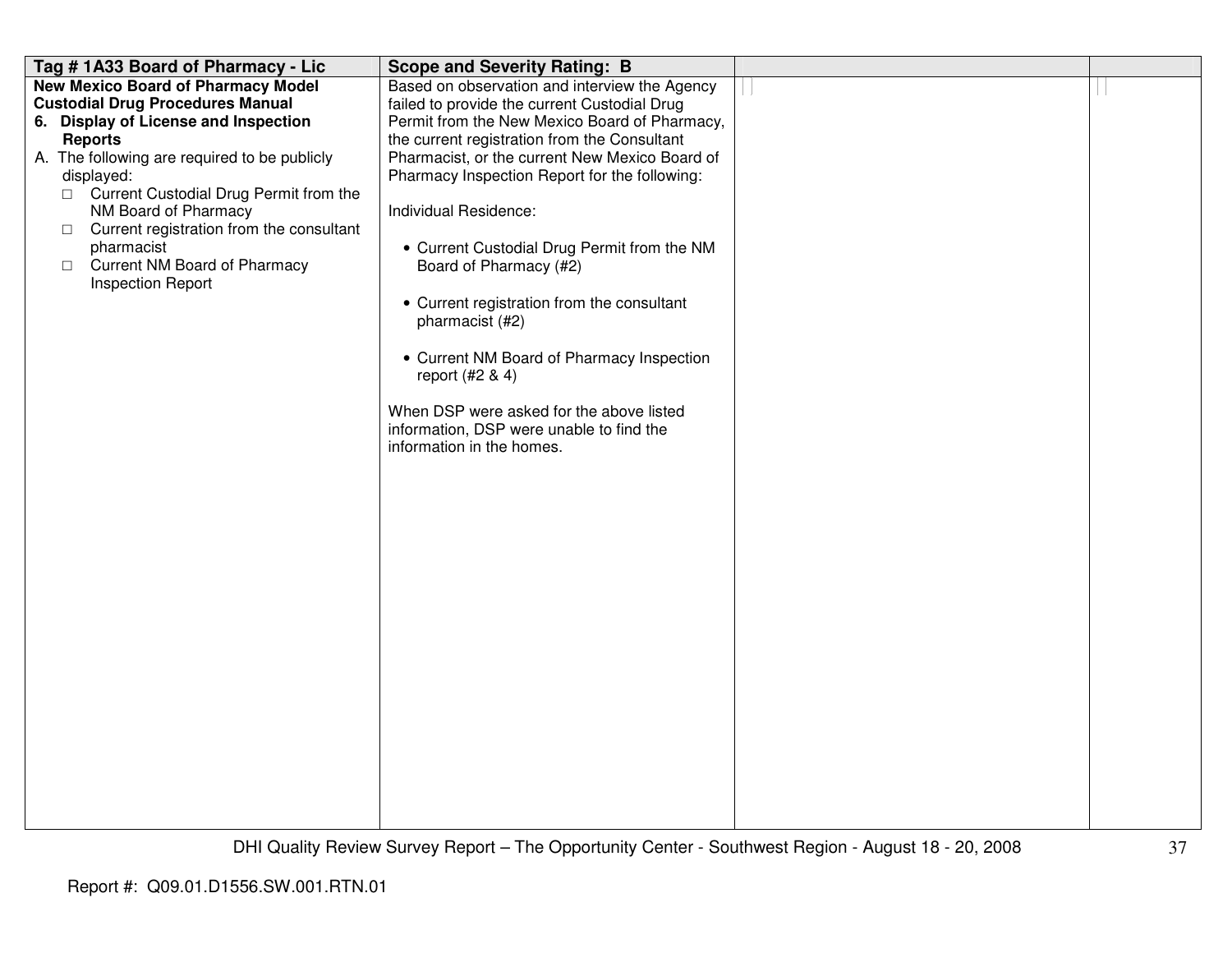| Tag # 1A33 Board of Pharmacy - Lic | Scope and Severity Rating: B | | |
|---|---|---|---|
| **New Mexico Board of Pharmacy Model Custodial Drug Procedures Manual**<br>**6. Display of License and Inspection Reports**<br>A. The following are required to be publicly displayed:<br>□ Current Custodial Drug Permit from the NM Board of Pharmacy<br>□ Current registration from the consultant pharmacist<br>□ Current NM Board of Pharmacy Inspection Report | Based on observation and interview the Agency failed to provide the current Custodial Drug Permit from the New Mexico Board of Pharmacy, the current registration from the Consultant Pharmacist, or the current New Mexico Board of Pharmacy Inspection Report for the following:<br><br>Individual Residence:<br><br>• Current Custodial Drug Permit from the NM Board of Pharmacy (#2)<br><br>• Current registration from the consultant pharmacist (#2)<br><br>• Current NM Board of Pharmacy Inspection report (#2 & 4)<br><br>When DSP were asked for the above listed information, DSP were unable to find the information in the homes. | | |

Report #: Q09.01.D1556.SW.001.RTN.01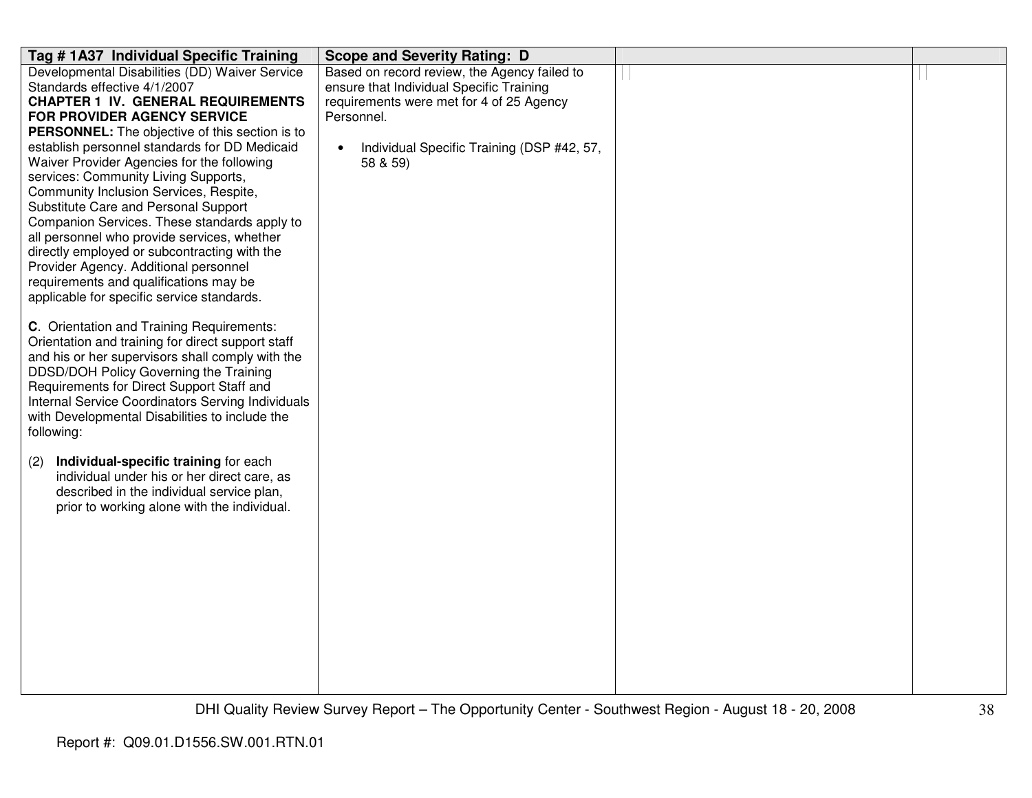| Tag # 1A37 Individual Specific Training | Scope and Severity Rating: D | | |
|---|---|---|---|
| Developmental Disabilities (DD) Waiver Service Standards effective 4/1/2007<br>**CHAPTER 1 IV. GENERAL REQUIREMENTS FOR PROVIDER AGENCY SERVICE PERSONNEL:** The objective of this section is to establish personnel standards for DD Medicaid Waiver Provider Agencies for the following services: Community Living Supports, Community Inclusion Services, Respite, Substitute Care and Personal Support Companion Services. These standards apply to all personnel who provide services, whether directly employed or subcontracting with the Provider Agency. Additional personnel requirements and qualifications may be applicable for specific service standards.<br><br>**C**. Orientation and Training Requirements: Orientation and training for direct support staff and his or her supervisors shall comply with the DDSD/DOH Policy Governing the Training Requirements for Direct Support Staff and Internal Service Coordinators Serving Individuals with Developmental Disabilities to include the following:<br><br>(2) **Individual-specific training** for each individual under his or her direct care, as described in the individual service plan, prior to working alone with the individual. | Based on record review, the Agency failed to ensure that Individual Specific Training requirements were met for 4 of 25 Agency Personnel.<br><br>• Individual Specific Training (DSP #42, 57, 58 & 59) | | |

DHI Quality Review Survey Report – The Opportunity Center - Southwest Region - August 18 - 20, 2008

Report #: Q09.01.D1556.SW.001.RTN.01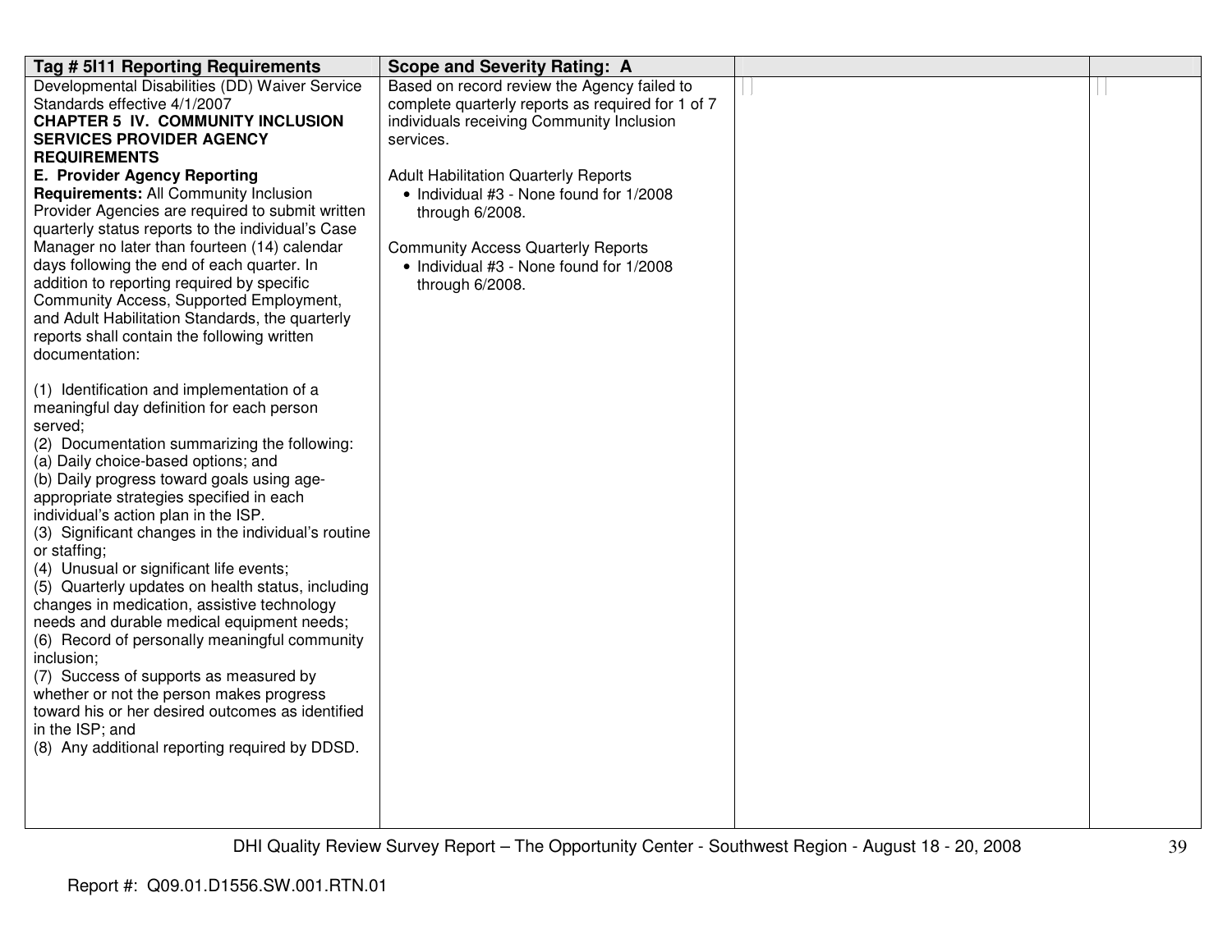| Tag # 5I11 Reporting Requirements | Scope and Severity Rating: A | | |
|---|---|---|---|
| Developmental Disabilities (DD) Waiver Service Standards effective 4/1/2007<br>**CHAPTER 5 IV. COMMUNITY INCLUSION SERVICES PROVIDER AGENCY REQUIREMENTS**<br>**E. Provider Agency Reporting Requirements:** All Community Inclusion Provider Agencies are required to submit written quarterly status reports to the individual's Case Manager no later than fourteen (14) calendar days following the end of each quarter. In addition to reporting required by specific Community Access, Supported Employment, and Adult Habilitation Standards, the quarterly reports shall contain the following written documentation:<br><br>(1) Identification and implementation of a meaningful day definition for each person served;<br>(2) Documentation summarizing the following:<br>(a) Daily choice-based options; and<br>(b) Daily progress toward goals using age-appropriate strategies specified in each individual's action plan in the ISP.<br>(3) Significant changes in the individual's routine or staffing;<br>(4) Unusual or significant life events;<br>(5) Quarterly updates on health status, including changes in medication, assistive technology needs and durable medical equipment needs;<br>(6) Record of personally meaningful community inclusion;<br>(7) Success of supports as measured by whether or not the person makes progress toward his or her desired outcomes as identified in the ISP; and<br>(8) Any additional reporting required by DDSD. | Based on record review the Agency failed to complete quarterly reports as required for 1 of 7 individuals receiving Community Inclusion services.<br><br>Adult Habilitation Quarterly Reports<br>• Individual #3 - None found for 1/2008 through 6/2008.<br><br>Community Access Quarterly Reports<br>• Individual #3 - None found for 1/2008 through 6/2008. | | |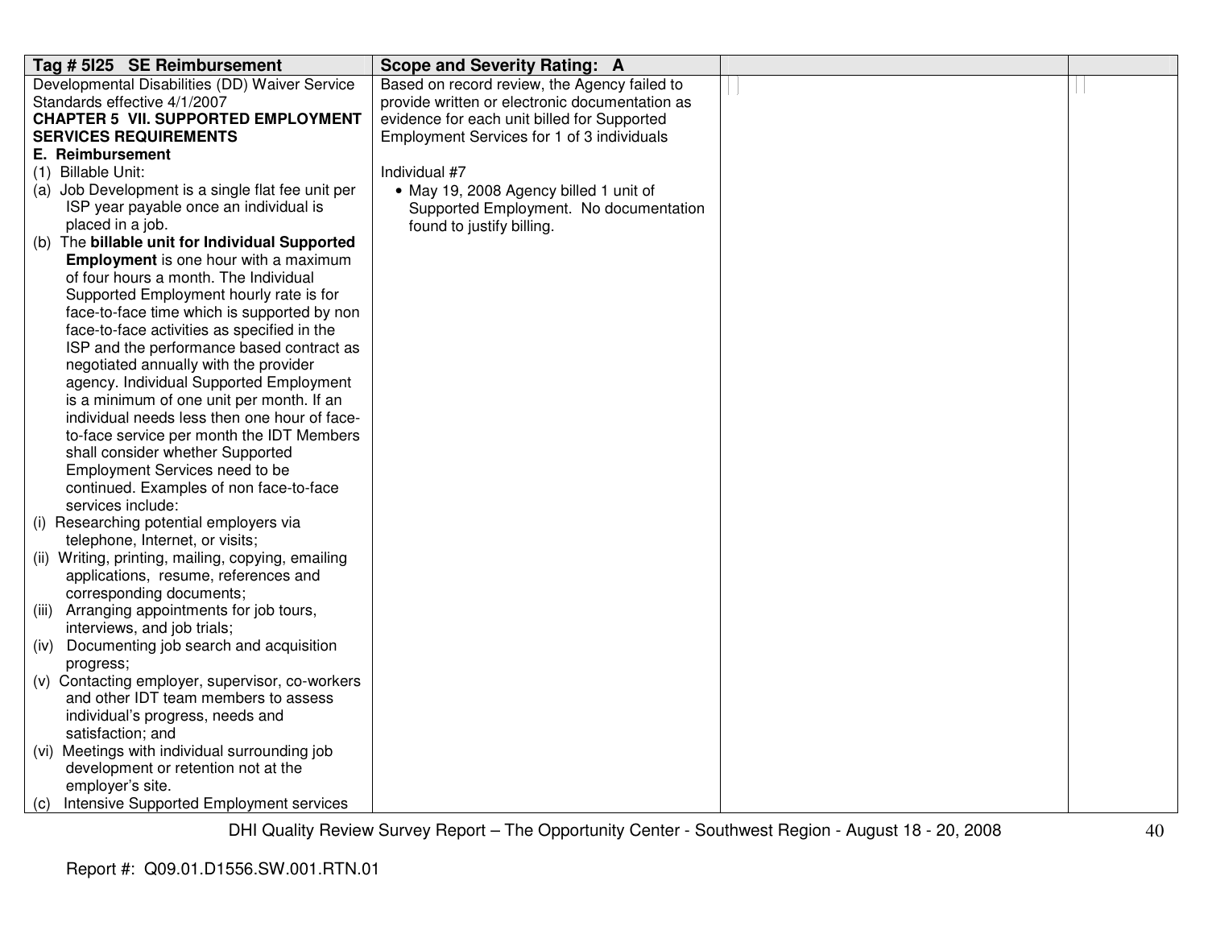| Tag # 5I25 SE Reimbursement | Scope and Severity Rating: A | | |
|---|---|---|---|
| Developmental Disabilities (DD) Waiver Service Standards effective 4/1/2007<br>**CHAPTER 5 VII. SUPPORTED EMPLOYMENT SERVICES REQUIREMENTS**<br>**E. Reimbursement**<br>(1) Billable Unit:<br>(a) Job Development is a single flat fee unit per ISP year payable once an individual is placed in a job.<br>(b) The **billable unit for Individual Supported Employment** is one hour with a maximum of four hours a month. The Individual Supported Employment hourly rate is for face-to-face time which is supported by non face-to-face activities as specified in the ISP and the performance based contract as negotiated annually with the provider agency. Individual Supported Employment is a minimum of one unit per month. If an individual needs less then one hour of face-to-face service per month the IDT Members shall consider whether Supported Employment Services need to be continued. Examples of non face-to-face services include:<br>(i) Researching potential employers via telephone, Internet, or visits;<br>(ii) Writing, printing, mailing, copying, emailing applications, resume, references and corresponding documents;<br>(iii) Arranging appointments for job tours, interviews, and job trials;<br>(iv) Documenting job search and acquisition progress;<br>(v) Contacting employer, supervisor, co-workers and other IDT team members to assess individual's progress, needs and satisfaction; and<br>(vi) Meetings with individual surrounding job development or retention not at the employer's site.<br>(c) Intensive Supported Employment services | Based on record review, the Agency failed to provide written or electronic documentation as evidence for each unit billed for Supported Employment Services for 1 of 3 individuals<br><br>Individual #7<br>• May 19, 2008 Agency billed 1 unit of Supported Employment. No documentation found to justify billing. | | |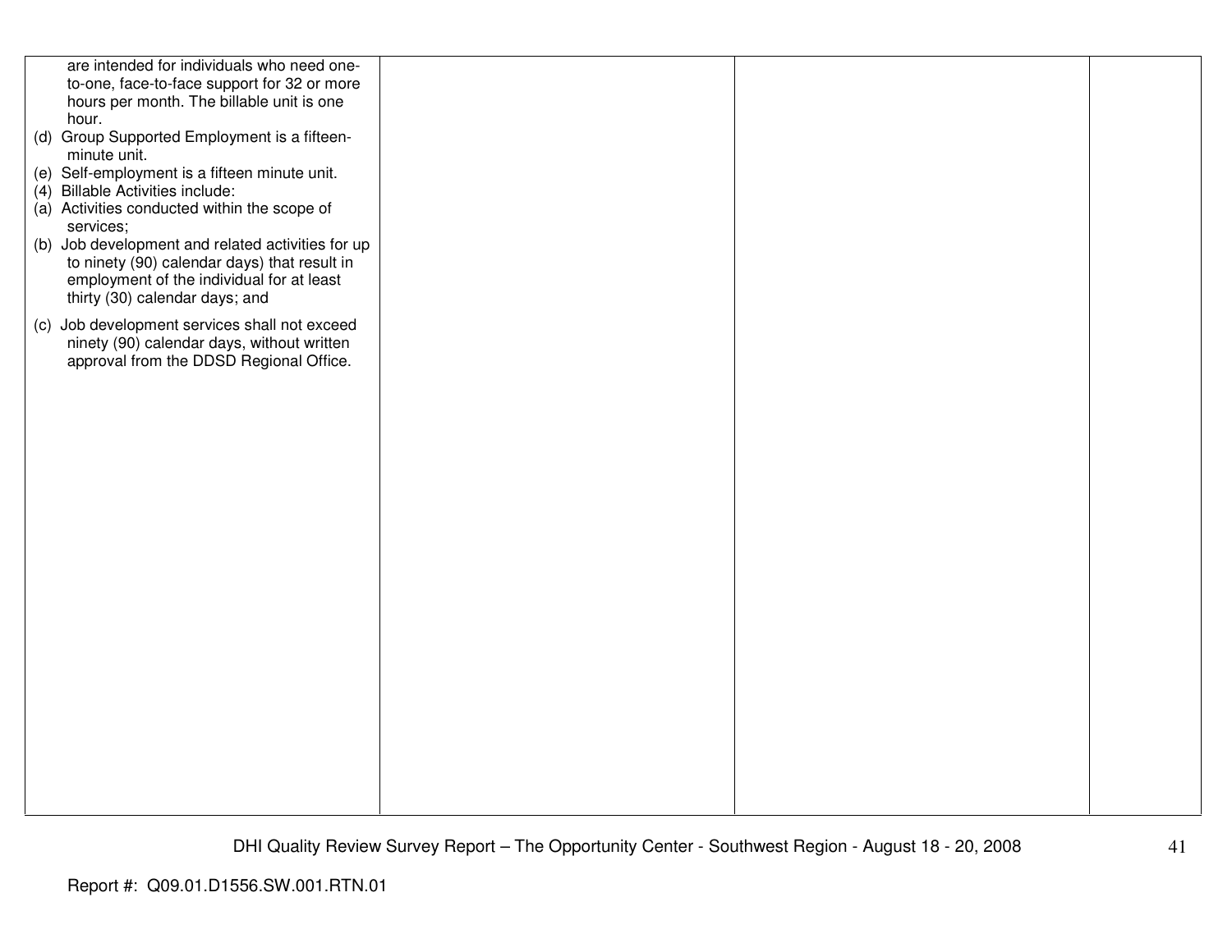| | | | |
|---|---|---|---|
| are intended for individuals who need one-to-one, face-to-face support for 32 or more hours per month. The billable unit is one hour.<br>(d) Group Supported Employment is a fifteen-minute unit.<br>(e) Self-employment is a fifteen minute unit.<br>(4) Billable Activities include:<br>(a) Activities conducted within the scope of services;<br>(b) Job development and related activities for up to ninety (90) calendar days) that result in employment of the individual for at least thirty (30) calendar days; and<br>(c) Job development services shall not exceed ninety (90) calendar days, without written approval from the DDSD Regional Office. | | | |

DHI Quality Review Survey Report – The Opportunity Center - Southwest Region - August 18 - 20, 2008

Report #: Q09.01.D1556.SW.001.RTN.01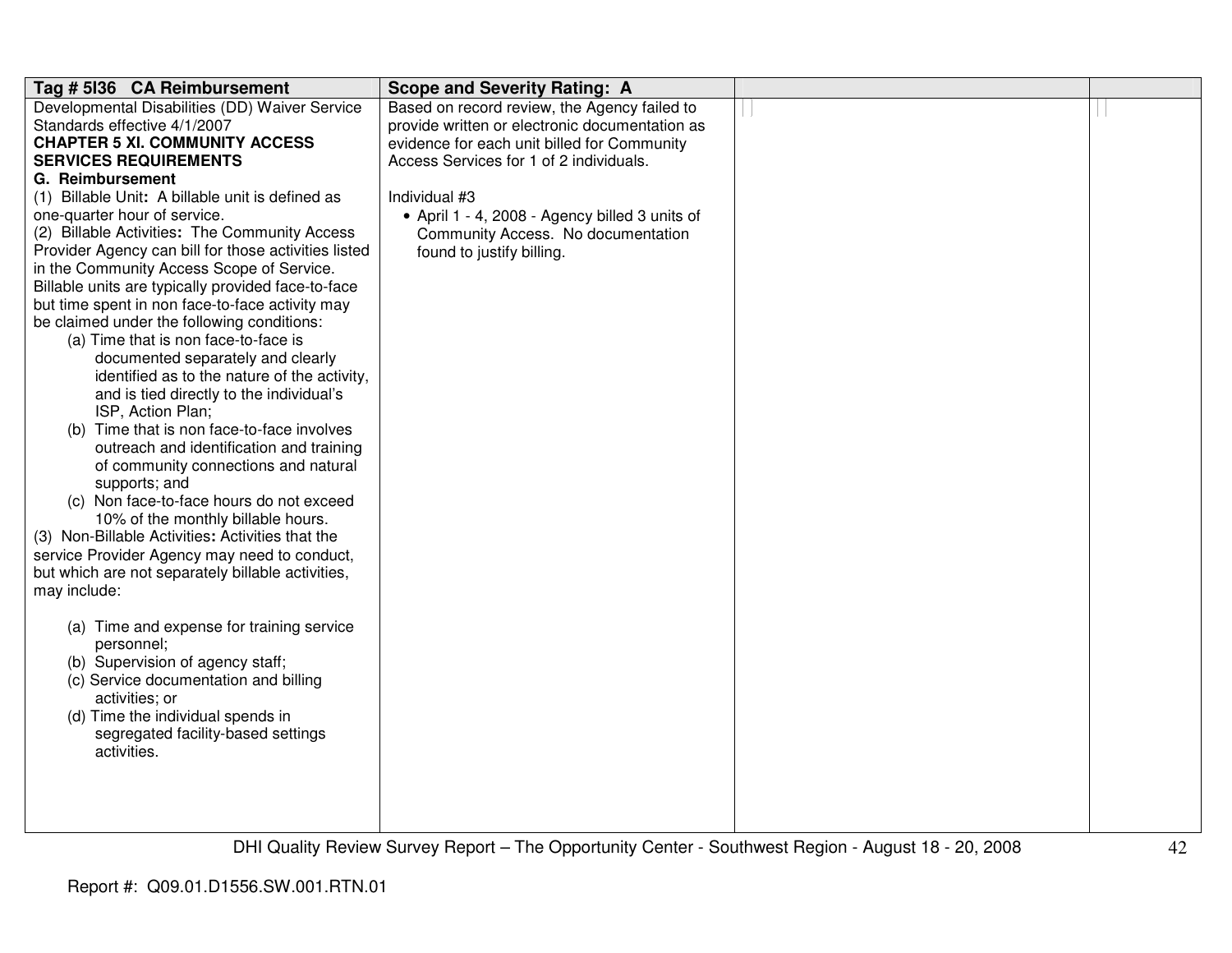| Tag # 5I36 CA Reimbursement | Scope and Severity Rating: A | | |
|---|---|---|---|
| Developmental Disabilities (DD) Waiver Service Standards effective 4/1/2007<br>**CHAPTER 5 XI. COMMUNITY ACCESS SERVICES REQUIREMENTS**<br>**G. Reimbursement**<br>(1) Billable Unit**:** A billable unit is defined as one-quarter hour of service.<br>(2) Billable Activities**:** The Community Access Provider Agency can bill for those activities listed in the Community Access Scope of Service. Billable units are typically provided face-to-face but time spent in non face-to-face activity may be claimed under the following conditions:<br>(a) Time that is non face-to-face is documented separately and clearly identified as to the nature of the activity, and is tied directly to the individual's ISP, Action Plan;<br>(b) Time that is non face-to-face involves outreach and identification and training of community connections and natural supports; and<br>(c) Non face-to-face hours do not exceed 10% of the monthly billable hours.<br>(3) Non-Billable Activities**:** Activities that the service Provider Agency may need to conduct, but which are not separately billable activities, may include:<br>(a) Time and expense for training service personnel;<br>(b) Supervision of agency staff;<br>(c) Service documentation and billing activities; or<br>(d) Time the individual spends in segregated facility-based settings activities. | Based on record review, the Agency failed to provide written or electronic documentation as evidence for each unit billed for Community Access Services for 1 of 2 individuals.<br><br>Individual #3<br>• April 1 - 4, 2008 - Agency billed 3 units of Community Access. No documentation found to justify billing. | | |

Report #: Q09.01.D1556.SW.001.RTN.01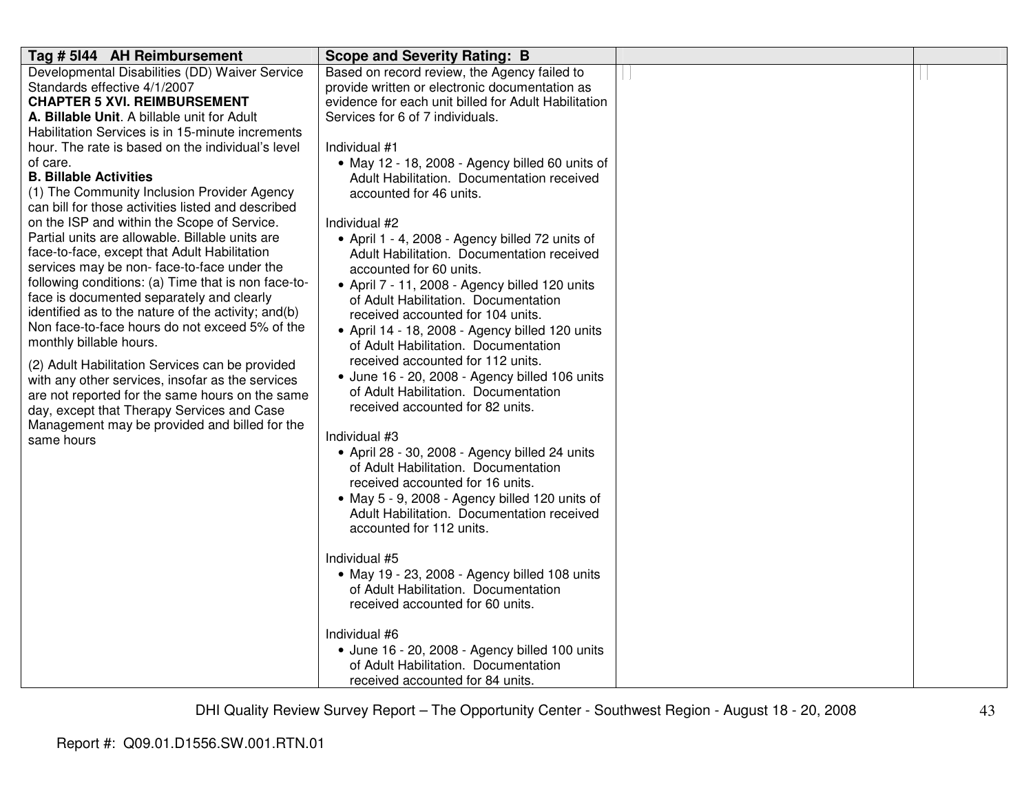| Tag # 5I44 AH Reimbursement | Scope and Severity Rating: B | | |
|---|---|---|---|
| Developmental Disabilities (DD) Waiver Service Standards effective 4/1/2007<br>**CHAPTER 5 XVI. REIMBURSEMENT**<br>**A. Billable Unit**. A billable unit for Adult Habilitation Services is in 15-minute increments hour. The rate is based on the individual's level of care.<br>**B. Billable Activities**<br>(1) The Community Inclusion Provider Agency can bill for those activities listed and described on the ISP and within the Scope of Service. Partial units are allowable. Billable units are face-to-face, except that Adult Habilitation services may be non- face-to-face under the following conditions: (a) Time that is non face-to-face is documented separately and clearly identified as to the nature of the activity; and(b) Non face-to-face hours do not exceed 5% of the monthly billable hours.<br><br>(2) Adult Habilitation Services can be provided with any other services, insofar as the services are not reported for the same hours on the same day, except that Therapy Services and Case Management may be provided and billed for the same hours | Based on record review, the Agency failed to provide written or electronic documentation as evidence for each unit billed for Adult Habilitation Services for 6 of 7 individuals.<br><br>Individual #1<br>• May 12 - 18, 2008 - Agency billed 60 units of Adult Habilitation. Documentation received accounted for 46 units.<br><br>Individual #2<br>• April 1 - 4, 2008 - Agency billed 72 units of Adult Habilitation. Documentation received accounted for 60 units.<br>• April 7 - 11, 2008 - Agency billed 120 units of Adult Habilitation. Documentation received accounted for 104 units.<br>• April 14 - 18, 2008 - Agency billed 120 units of Adult Habilitation. Documentation received accounted for 112 units.<br>• June 16 - 20, 2008 - Agency billed 106 units of Adult Habilitation. Documentation received accounted for 82 units.<br><br>Individual #3<br>• April 28 - 30, 2008 - Agency billed 24 units of Adult Habilitation. Documentation received accounted for 16 units.<br>• May 5 - 9, 2008 - Agency billed 120 units of Adult Habilitation. Documentation received accounted for 112 units.<br><br>Individual #5<br>• May 19 - 23, 2008 - Agency billed 108 units of Adult Habilitation. Documentation received accounted for 60 units.<br><br>Individual #6<br>• June 16 - 20, 2008 - Agency billed 100 units of Adult Habilitation. Documentation received accounted for 84 units. | | |

Report #: Q09.01.D1556.SW.001.RTN.01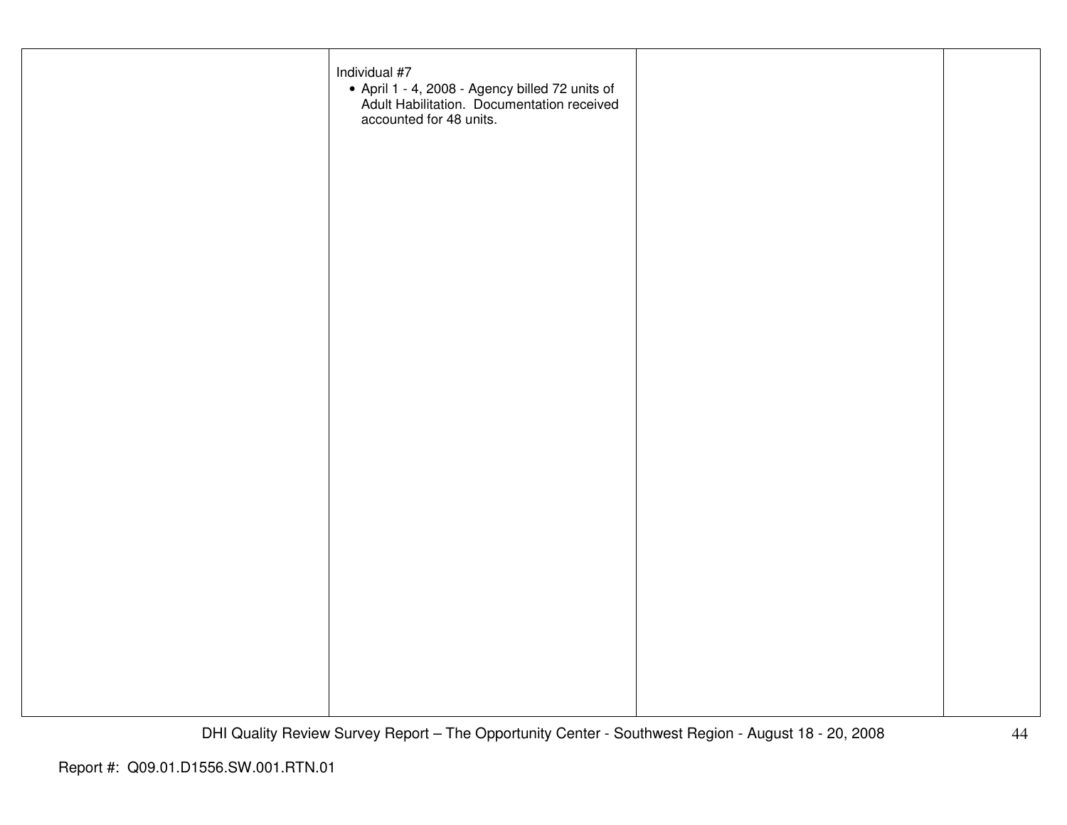| | | | |
|---|---|---|---|
| | Individual #7<br>• April 1 - 4, 2008 - Agency billed 72 units of Adult Habilitation. Documentation received accounted for 48 units. | | |

Report #: Q09.01.D1556.SW.001.RTN.01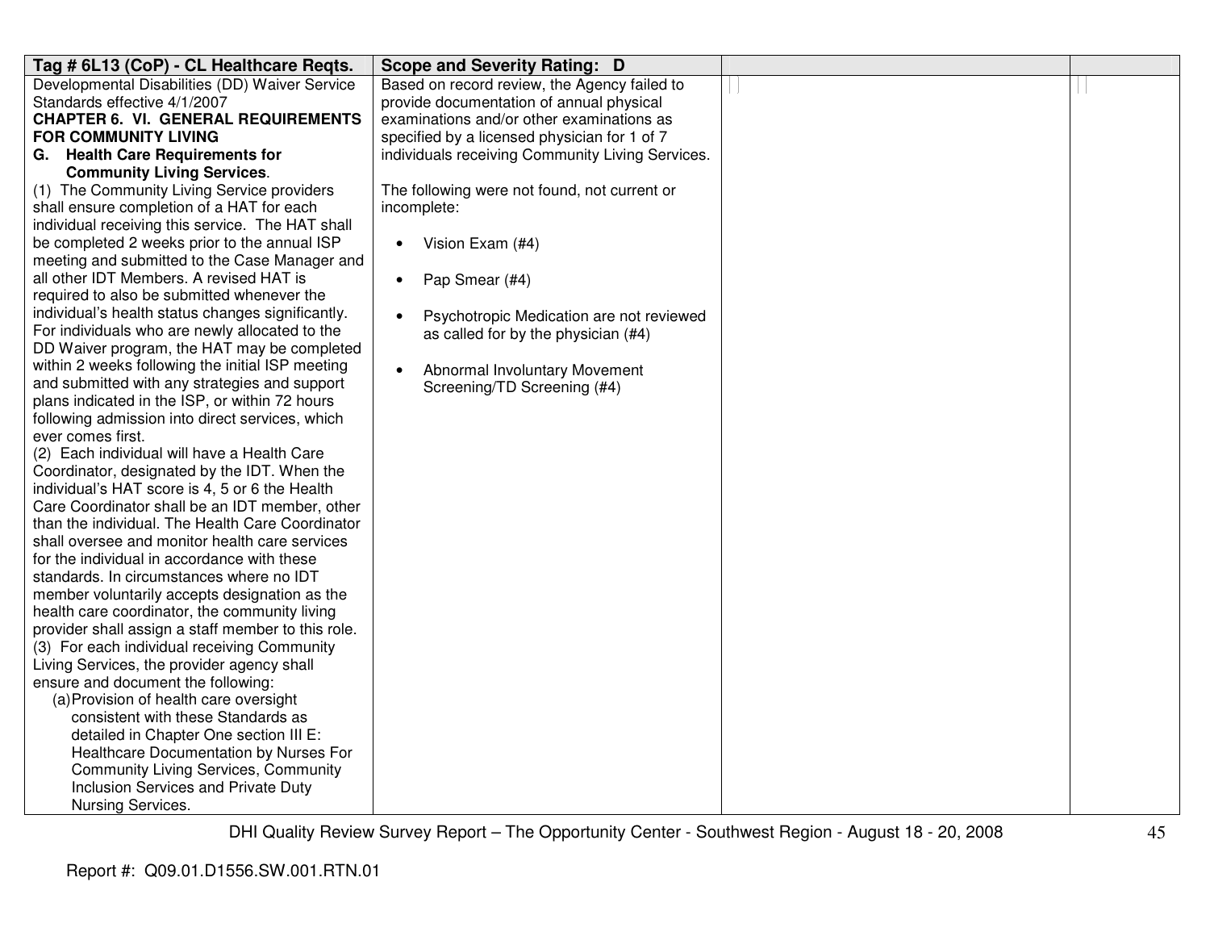| Tag # 6L13 (CoP) - CL Healthcare Reqts. | Scope and Severity Rating: D | | |
|---|---|---|---|
| Developmental Disabilities (DD) Waiver Service Standards effective 4/1/2007<br>**CHAPTER 6. VI. GENERAL REQUIREMENTS FOR COMMUNITY LIVING**<br>**G. Health Care Requirements for Community Living Services**.<br>(1) The Community Living Service providers shall ensure completion of a HAT for each individual receiving this service. The HAT shall be completed 2 weeks prior to the annual ISP meeting and submitted to the Case Manager and all other IDT Members. A revised HAT is required to also be submitted whenever the individual's health status changes significantly. For individuals who are newly allocated to the DD Waiver program, the HAT may be completed within 2 weeks following the initial ISP meeting and submitted with any strategies and support plans indicated in the ISP, or within 72 hours following admission into direct services, which ever comes first.<br>(2) Each individual will have a Health Care Coordinator, designated by the IDT. When the individual's HAT score is 4, 5 or 6 the Health Care Coordinator shall be an IDT member, other than the individual. The Health Care Coordinator shall oversee and monitor health care services for the individual in accordance with these standards. In circumstances where no IDT member voluntarily accepts designation as the health care coordinator, the community living provider shall assign a staff member to this role.<br>(3) For each individual receiving Community Living Services, the provider agency shall ensure and document the following:<br>(a) Provision of health care oversight consistent with these Standards as detailed in Chapter One section III E: Healthcare Documentation by Nurses For Community Living Services, Community Inclusion Services and Private Duty Nursing Services. | Based on record review, the Agency failed to provide documentation of annual physical examinations and/or other examinations as specified by a licensed physician for 1 of 7 individuals receiving Community Living Services.<br><br>The following were not found, not current or incomplete:<br><br>• Vision Exam (#4)<br><br>• Pap Smear (#4)<br><br>• Psychotropic Medication are not reviewed as called for by the physician (#4)<br><br>• Abnormal Involuntary Movement Screening/TD Screening (#4) | | |

DHI Quality Review Survey Report – The Opportunity Center - Southwest Region - August 18 - 20, 2008

Report #: Q09.01.D1556.SW.001.RTN.01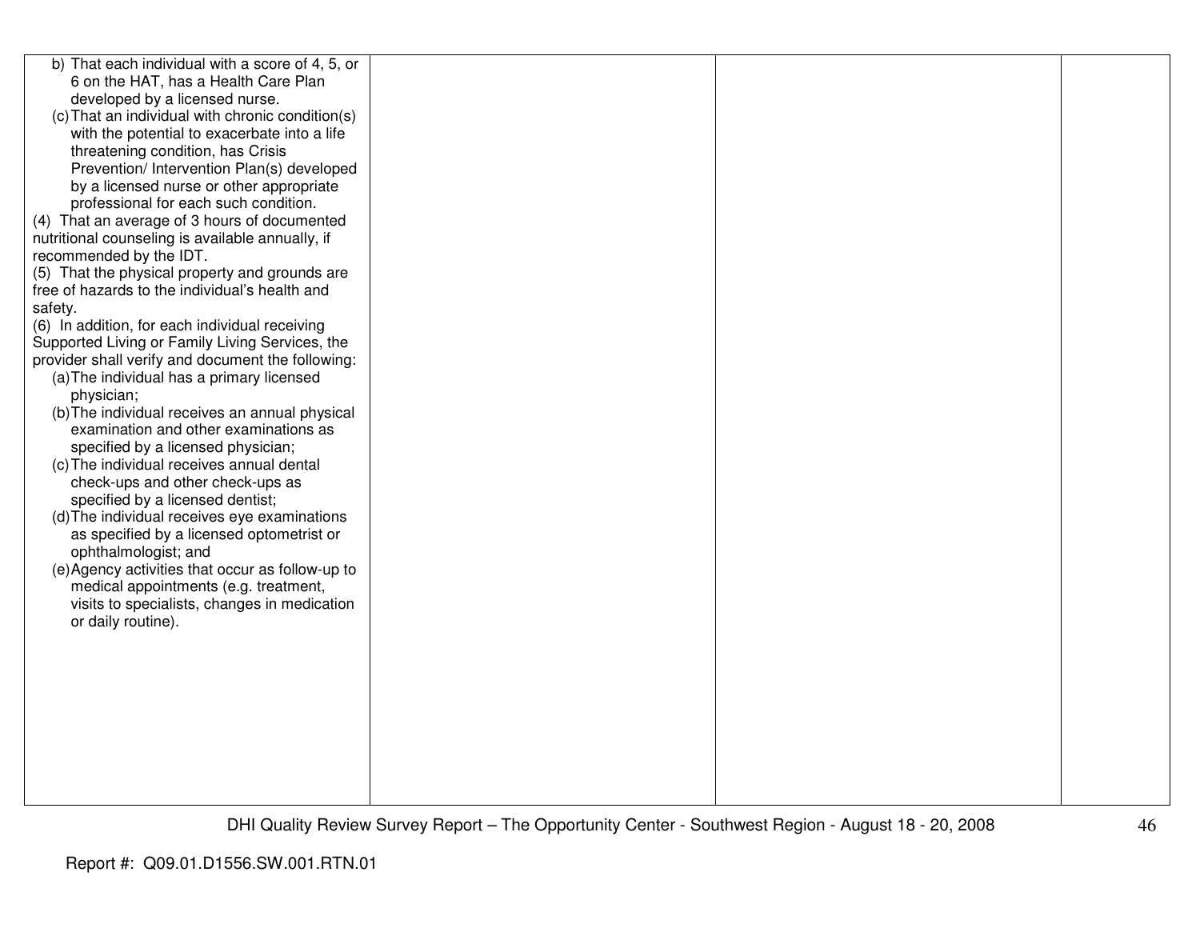| | | | |
|---|---|---|---|
| b) That each individual with a score of 4, 5, or 6 on the HAT, has a Health Care Plan developed by a licensed nurse.<br>(c) That an individual with chronic condition(s) with the potential to exacerbate into a life threatening condition, has Crisis Prevention/ Intervention Plan(s) developed by a licensed nurse or other appropriate professional for each such condition.<br>(4) That an average of 3 hours of documented nutritional counseling is available annually, if recommended by the IDT.<br>(5) That the physical property and grounds are free of hazards to the individual's health and safety.<br>(6) In addition, for each individual receiving Supported Living or Family Living Services, the provider shall verify and document the following:<br>(a) The individual has a primary licensed physician;<br>(b) The individual receives an annual physical examination and other examinations as specified by a licensed physician;<br>(c) The individual receives annual dental check-ups and other check-ups as specified by a licensed dentist;<br>(d) The individual receives eye examinations as specified by a licensed optometrist or ophthalmologist; and<br>(e) Agency activities that occur as follow-up to medical appointments (e.g. treatment, visits to specialists, changes in medication or daily routine). | | | |

DHI Quality Review Survey Report – The Opportunity Center - Southwest Region - August 18 - 20, 2008

Report #: Q09.01.D1556.SW.001.RTN.01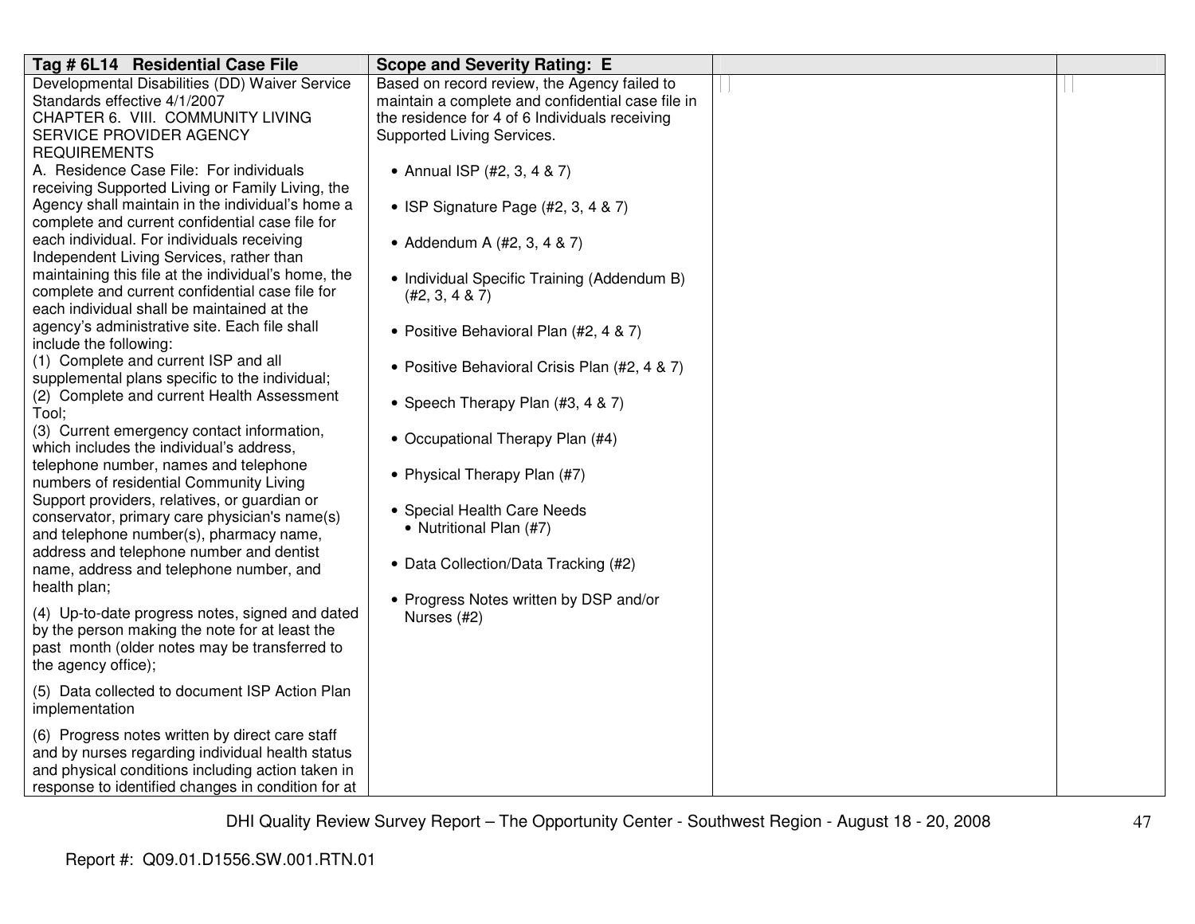| Tag # 6L14 Residential Case File | Scope and Severity Rating: E | | |
|---|---|---|---|
| Developmental Disabilities (DD) Waiver Service Standards effective 4/1/2007<br>CHAPTER 6. VIII. COMMUNITY LIVING SERVICE PROVIDER AGENCY REQUIREMENTS<br>A. Residence Case File: For individuals receiving Supported Living or Family Living, the Agency shall maintain in the individual's home a complete and current confidential case file for each individual. For individuals receiving Independent Living Services, rather than maintaining this file at the individual's home, the complete and current confidential case file for each individual shall be maintained at the agency's administrative site. Each file shall include the following:<br>(1) Complete and current ISP and all supplemental plans specific to the individual;<br>(2) Complete and current Health Assessment Tool;<br>(3) Current emergency contact information, which includes the individual's address, telephone number, names and telephone numbers of residential Community Living Support providers, relatives, or guardian or conservator, primary care physician's name(s) and telephone number(s), pharmacy name, address and telephone number and dentist name, address and telephone number, and health plan;<br>(4) Up-to-date progress notes, signed and dated by the person making the note for at least the past month (older notes may be transferred to the agency office);<br>(5) Data collected to document ISP Action Plan implementation<br>(6) Progress notes written by direct care staff and by nurses regarding individual health status and physical conditions including action taken in response to identified changes in condition for at | Based on record review, the Agency failed to maintain a complete and confidential case file in the residence for 4 of 6 Individuals receiving Supported Living Services.<br><br>• Annual ISP (#2, 3, 4 & 7)<br>• ISP Signature Page (#2, 3, 4 & 7)<br>• Addendum A (#2, 3, 4 & 7)<br>• Individual Specific Training (Addendum B) (#2, 3, 4 & 7)<br>• Positive Behavioral Plan (#2, 4 & 7)<br>• Positive Behavioral Crisis Plan (#2, 4 & 7)<br>• Speech Therapy Plan (#3, 4 & 7)<br>• Occupational Therapy Plan (#4)<br>• Physical Therapy Plan (#7)<br>• Special Health Care Needs<br>&nbsp;&nbsp;• Nutritional Plan (#7)<br>• Data Collection/Data Tracking (#2)<br>• Progress Notes written by DSP and/or Nurses (#2) | | |

Report #: Q09.01.D1556.SW.001.RTN.01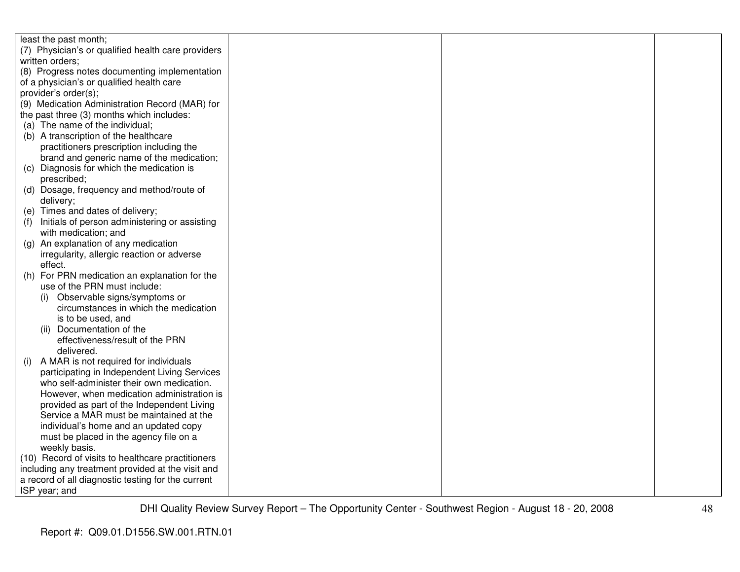| | | | |
|---|---|---|---|
| least the past month;<br>(7) Physician's or qualified health care providers written orders;<br>(8) Progress notes documenting implementation of a physician's or qualified health care provider's order(s);<br>(9) Medication Administration Record (MAR) for the past three (3) months which includes:<br>(a) The name of the individual;<br>(b) A transcription of the healthcare practitioners prescription including the brand and generic name of the medication;<br>(c) Diagnosis for which the medication is prescribed;<br>(d) Dosage, frequency and method/route of delivery;<br>(e) Times and dates of delivery;<br>(f) Initials of person administering or assisting with medication; and<br>(g) An explanation of any medication irregularity, allergic reaction or adverse effect.<br>(h) For PRN medication an explanation for the use of the PRN must include:<br>(i) Observable signs/symptoms or circumstances in which the medication is to be used, and<br>(ii) Documentation of the effectiveness/result of the PRN delivered.<br>(i) A MAR is not required for individuals participating in Independent Living Services who self-administer their own medication. However, when medication administration is provided as part of the Independent Living Service a MAR must be maintained at the individual's home and an updated copy must be placed in the agency file on a weekly basis.<br>(10) Record of visits to healthcare practitioners including any treatment provided at the visit and a record of all diagnostic testing for the current ISP year; and | | | |

DHI Quality Review Survey Report – The Opportunity Center - Southwest Region - August 18 - 20, 2008

Report #: Q09.01.D1556.SW.001.RTN.01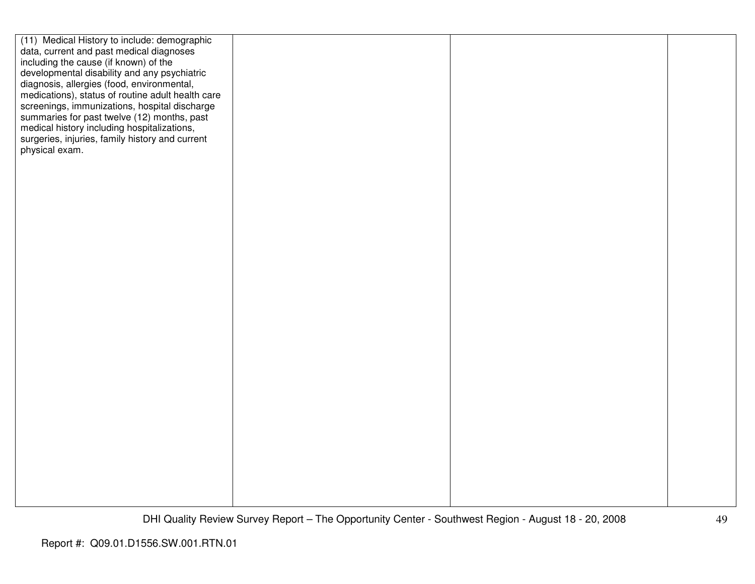| | | | |
|---|---|---|---|
| (11) Medical History to include: demographic data, current and past medical diagnoses including the cause (if known) of the developmental disability and any psychiatric diagnosis, allergies (food, environmental, medications), status of routine adult health care screenings, immunizations, hospital discharge summaries for past twelve (12) months, past medical history including hospitalizations, surgeries, injuries, family history and current physical exam. | | | |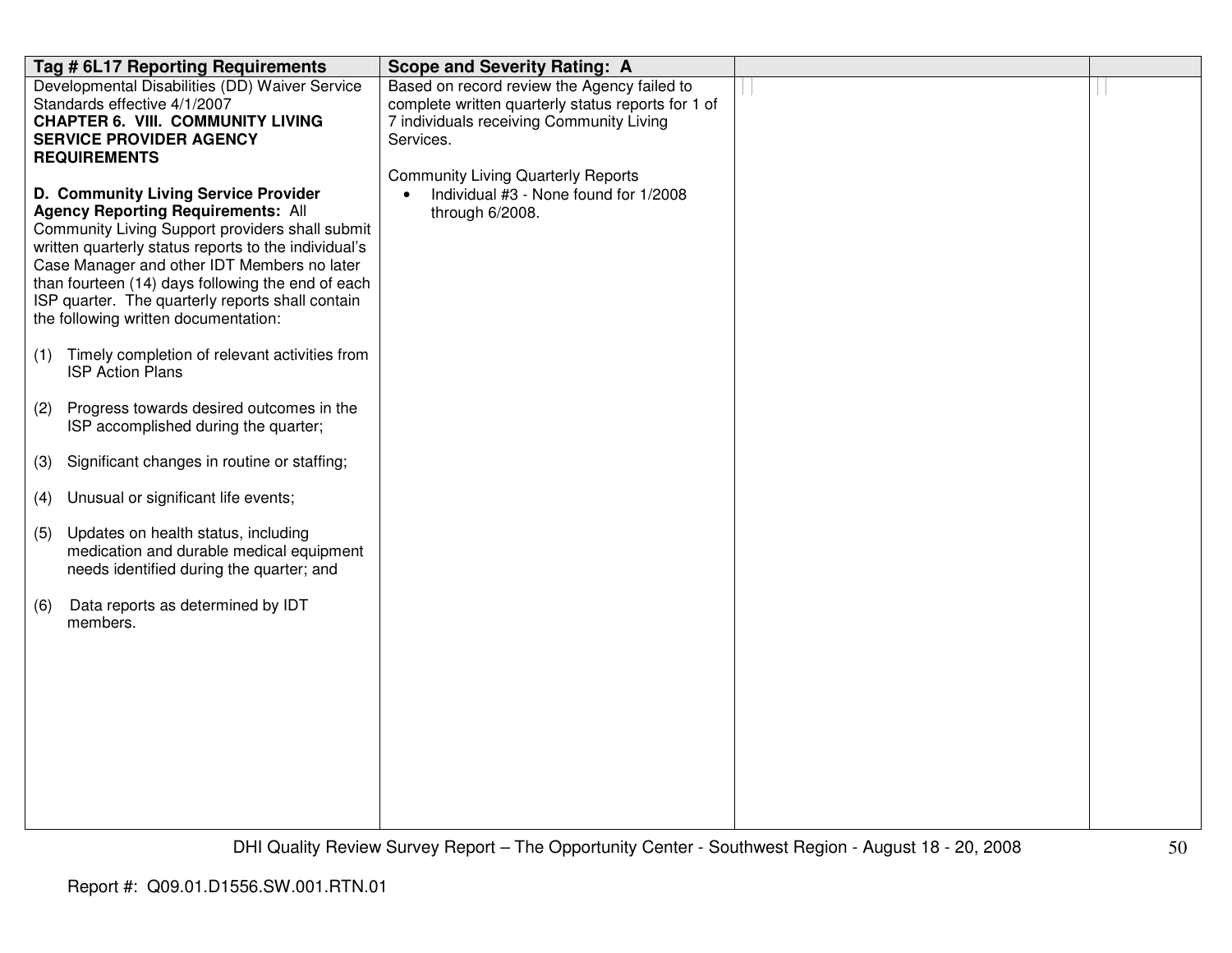| Tag # 6L17 Reporting Requirements | Scope and Severity Rating: A | | |
|---|---|---|---|
| Developmental Disabilities (DD) Waiver Service Standards effective 4/1/2007<br>**CHAPTER 6. VIII. COMMUNITY LIVING SERVICE PROVIDER AGENCY REQUIREMENTS**<br><br>**D. Community Living Service Provider Agency Reporting Requirements:** All Community Living Support providers shall submit written quarterly status reports to the individual's Case Manager and other IDT Members no later than fourteen (14) days following the end of each ISP quarter. The quarterly reports shall contain the following written documentation:<br><br>(1) Timely completion of relevant activities from ISP Action Plans<br><br>(2) Progress towards desired outcomes in the ISP accomplished during the quarter;<br><br>(3) Significant changes in routine or staffing;<br><br>(4) Unusual or significant life events;<br><br>(5) Updates on health status, including medication and durable medical equipment needs identified during the quarter; and<br><br>(6) Data reports as determined by IDT members. | Based on record review the Agency failed to complete written quarterly status reports for 1 of 7 individuals receiving Community Living Services.<br><br>Community Living Quarterly Reports<br>• Individual #3 - None found for 1/2008 through 6/2008. | | |

DHI Quality Review Survey Report – The Opportunity Center - Southwest Region - August 18 - 20, 2008

Report #: Q09.01.D1556.SW.001.RTN.01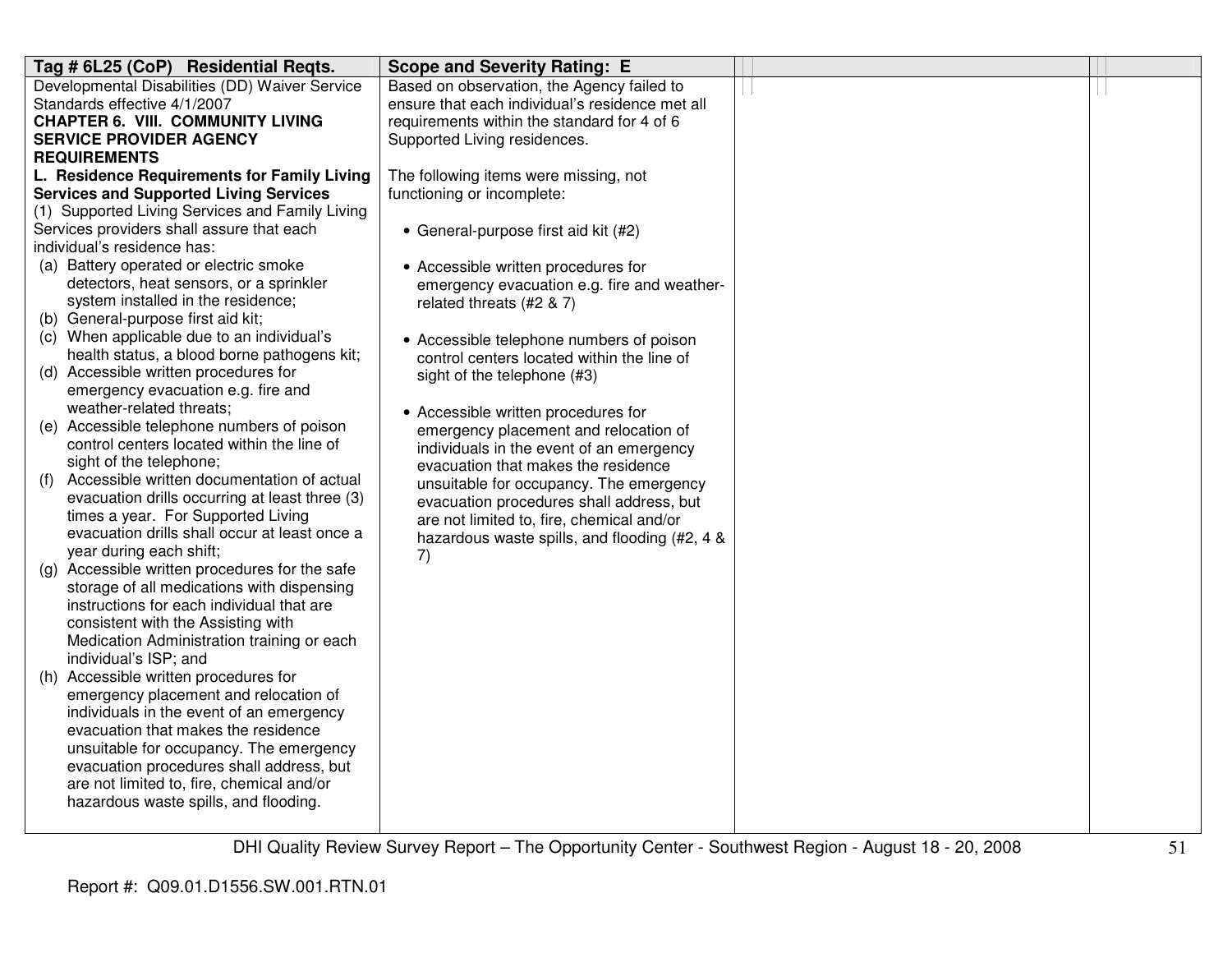| Tag # 6L25 (CoP) Residential Reqts. | Scope and Severity Rating: E | | |
|---|---|---|---|
| Developmental Disabilities (DD) Waiver Service Standards effective 4/1/2007<br>**CHAPTER 6. VIII. COMMUNITY LIVING SERVICE PROVIDER AGENCY REQUIREMENTS**<br>**L. Residence Requirements for Family Living Services and Supported Living Services**<br>(1) Supported Living Services and Family Living Services providers shall assure that each individual's residence has:<br>(a) Battery operated or electric smoke detectors, heat sensors, or a sprinkler system installed in the residence;<br>(b) General-purpose first aid kit;<br>(c) When applicable due to an individual's health status, a blood borne pathogens kit;<br>(d) Accessible written procedures for emergency evacuation e.g. fire and weather-related threats;<br>(e) Accessible telephone numbers of poison control centers located within the line of sight of the telephone;<br>(f) Accessible written documentation of actual evacuation drills occurring at least three (3) times a year. For Supported Living evacuation drills shall occur at least once a year during each shift;<br>(g) Accessible written procedures for the safe storage of all medications with dispensing instructions for each individual that are consistent with the Assisting with Medication Administration training or each individual's ISP; and<br>(h) Accessible written procedures for emergency placement and relocation of individuals in the event of an emergency evacuation that makes the residence unsuitable for occupancy. The emergency evacuation procedures shall address, but are not limited to, fire, chemical and/or hazardous waste spills, and flooding. | Based on observation, the Agency failed to ensure that each individual's residence met all requirements within the standard for 4 of 6 Supported Living residences.<br><br>The following items were missing, not functioning or incomplete:<br><br>• General-purpose first aid kit (#2)<br><br>• Accessible written procedures for emergency evacuation e.g. fire and weather-related threats (#2 & 7)<br><br>• Accessible telephone numbers of poison control centers located within the line of sight of the telephone (#3)<br><br>• Accessible written procedures for emergency placement and relocation of individuals in the event of an emergency evacuation that makes the residence unsuitable for occupancy. The emergency evacuation procedures shall address, but are not limited to, fire, chemical and/or hazardous waste spills, and flooding (#2, 4 & 7) | | |

Report #: Q09.01.D1556.SW.001.RTN.01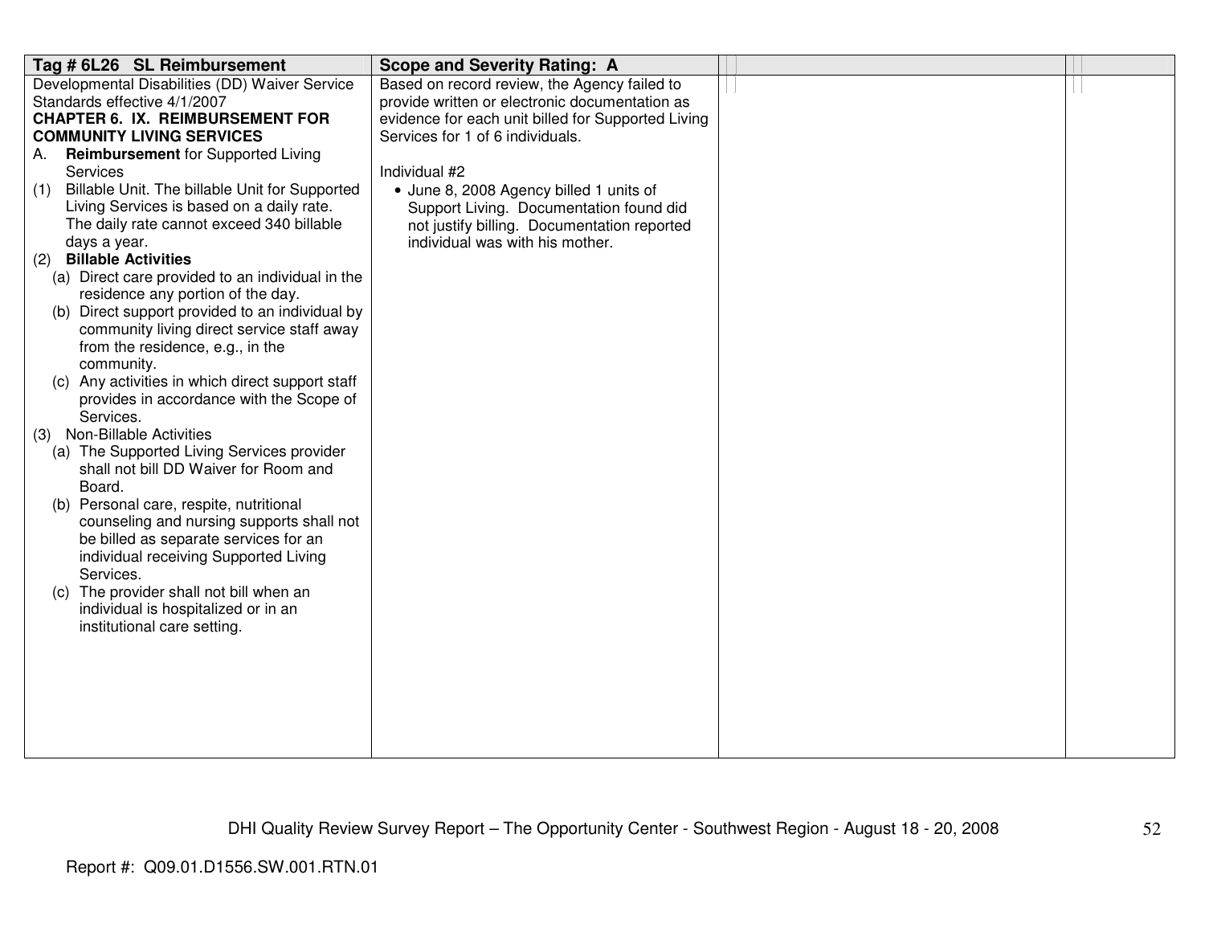| Tag # 6L26 SL Reimbursement | Scope and Severity Rating: A | | |
|---|---|---|---|
| Developmental Disabilities (DD) Waiver Service Standards effective 4/1/2007<br>**CHAPTER 6. IX. REIMBURSEMENT FOR COMMUNITY LIVING SERVICES**<br>A. **Reimbursement** for Supported Living Services<br>(1) Billable Unit. The billable Unit for Supported Living Services is based on a daily rate. The daily rate cannot exceed 340 billable days a year.<br>(2) **Billable Activities**<br>(a) Direct care provided to an individual in the residence any portion of the day.<br>(b) Direct support provided to an individual by community living direct service staff away from the residence, e.g., in the community.<br>(c) Any activities in which direct support staff provides in accordance with the Scope of Services.<br>(3) Non-Billable Activities<br>(a) The Supported Living Services provider shall not bill DD Waiver for Room and Board.<br>(b) Personal care, respite, nutritional counseling and nursing supports shall not be billed as separate services for an individual receiving Supported Living Services.<br>(c) The provider shall not bill when an individual is hospitalized or in an institutional care setting. | Based on record review, the Agency failed to provide written or electronic documentation as evidence for each unit billed for Supported Living Services for 1 of 6 individuals.<br><br>Individual #2<br>• June 8, 2008 Agency billed 1 units of Support Living. Documentation found did not justify billing. Documentation reported individual was with his mother. | | |

Report #: Q09.01.D1556.SW.001.RTN.01